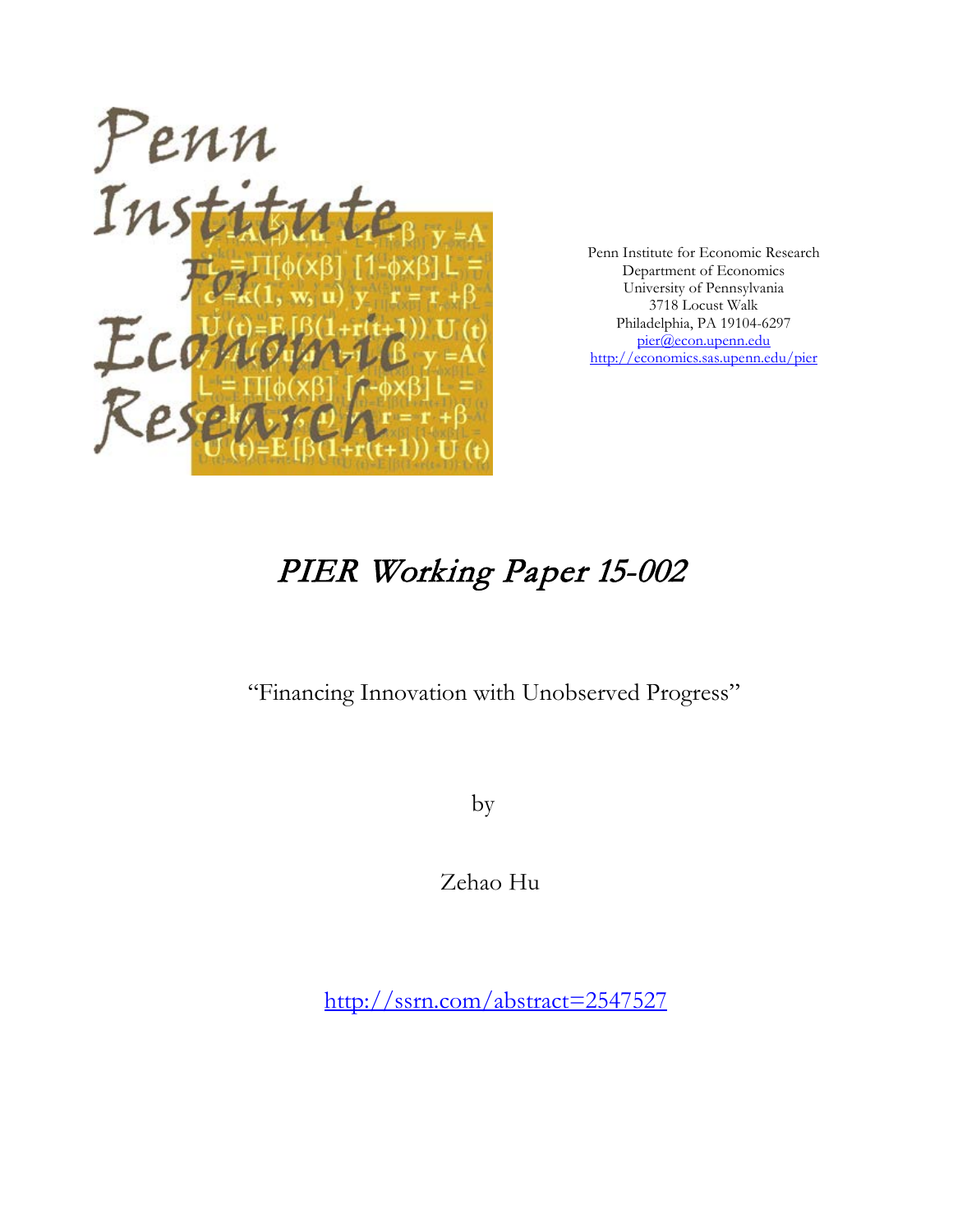Penn Institute for Economic Research
Department of Economics
University of Pennsylvania
3718 Locust Walk
Philadelphia, PA 19104-6297
pier@econ.upenn.edu
http://economics.sas.upenn.edu/pier

# *PIER Working Paper 15-002*

"Financing Innovation with Unobserved Progress"

by

Zehao Hu

http://ssrn.com/abstract=2547527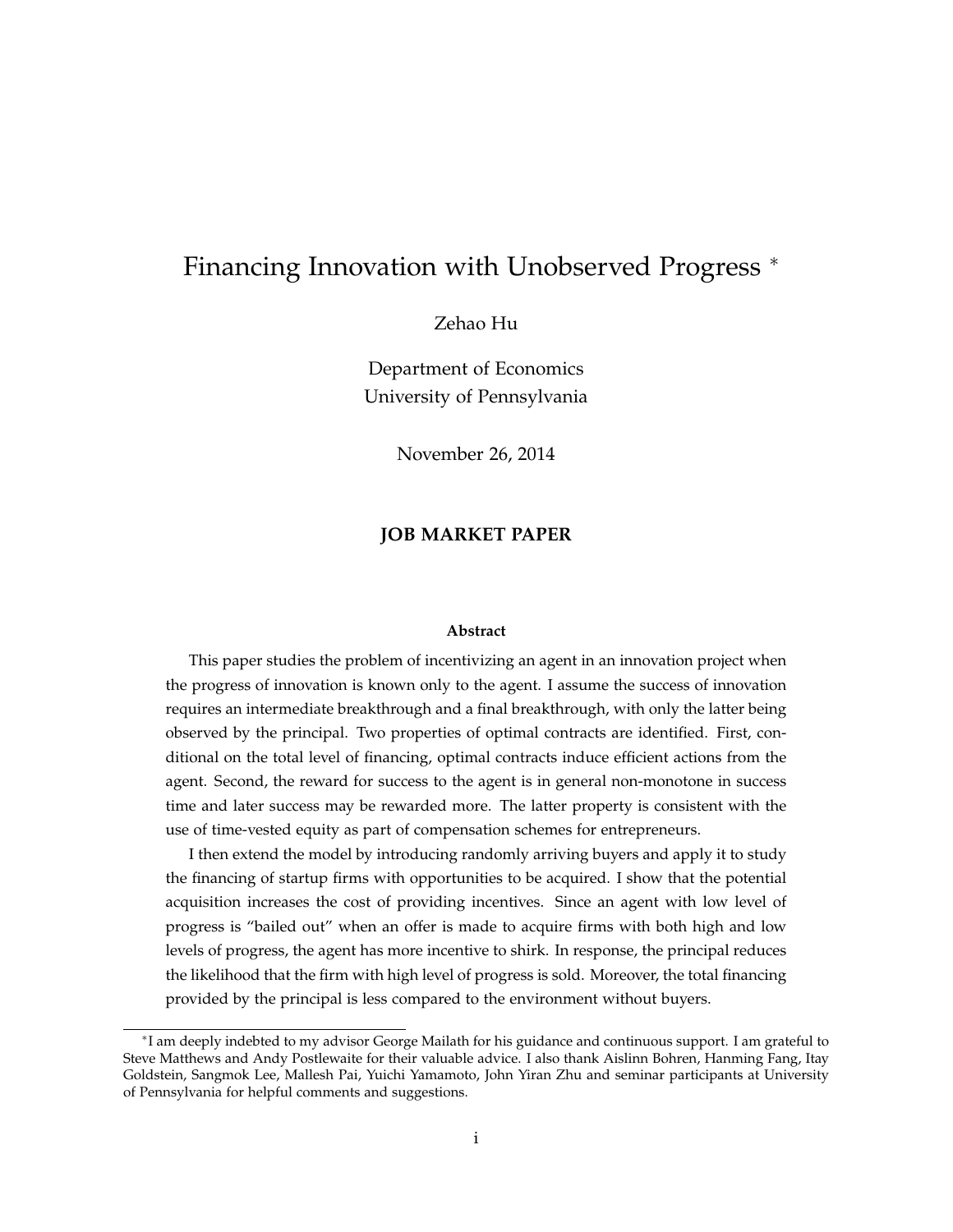# Financing Innovation with Unobserved Progress *

Zehao Hu

Department of Economics
University of Pennsylvania

November 26, 2014

**JOB MARKET PAPER**

**Abstract**

This paper studies the problem of incentivizing an agent in an innovation project when the progress of innovation is known only to the agent. I assume the success of innovation requires an intermediate breakthrough and a final breakthrough, with only the latter being observed by the principal. Two properties of optimal contracts are identified. First, conditional on the total level of financing, optimal contracts induce efficient actions from the agent. Second, the reward for success to the agent is in general non-monotone in success time and later success may be rewarded more. The latter property is consistent with the use of time-vested equity as part of compensation schemes for entrepreneurs.

I then extend the model by introducing randomly arriving buyers and apply it to study the financing of startup firms with opportunities to be acquired. I show that the potential acquisition increases the cost of providing incentives. Since an agent with low level of progress is "bailed out" when an offer is made to acquire firms with both high and low levels of progress, the agent has more incentive to shirk. In response, the principal reduces the likelihood that the firm with high level of progress is sold. Moreover, the total financing provided by the principal is less compared to the environment without buyers.

*I am deeply indebted to my advisor George Mailath for his guidance and continuous support. I am grateful to Steve Matthews and Andy Postlewaite for their valuable advice. I also thank Aislinn Bohren, Hanming Fang, Itay Goldstein, Sangmok Lee, Mallesh Pai, Yuichi Yamamoto, John Yiran Zhu and seminar participants at University of Pennsylvania for helpful comments and suggestions.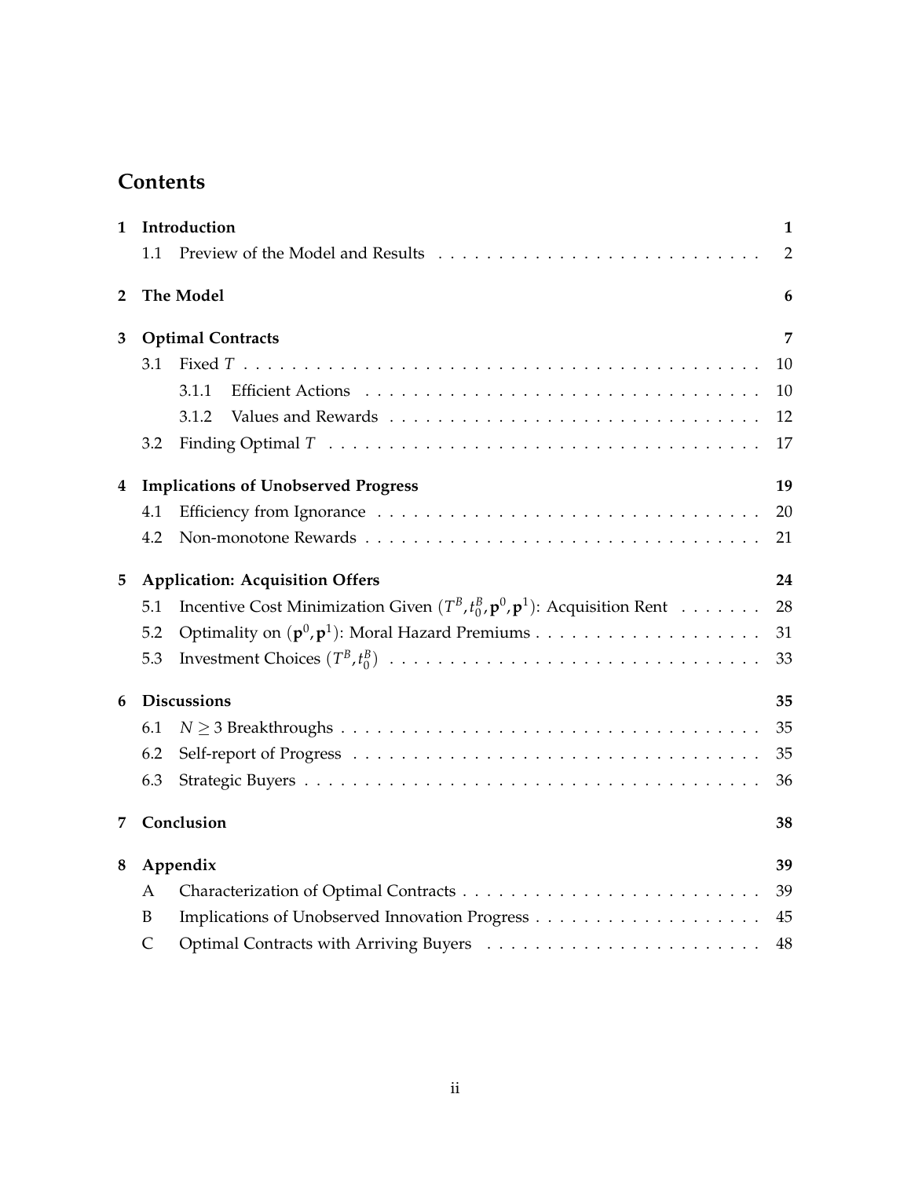# Contents

| | | |
|---|---|---|
| **1** | **Introduction** | **1** |
| | 1.1 Preview of the Model and Results | 2 |
| **2** | **The Model** | **6** |
| **3** | **Optimal Contracts** | **7** |
| | 3.1 Fixed $T$ | 10 |
| | 3.1.1 Efficient Actions | 10 |
| | 3.1.2 Values and Rewards | 12 |
| | 3.2 Finding Optimal $T$ | 17 |
| **4** | **Implications of Unobserved Progress** | **19** |
| | 4.1 Efficiency from Ignorance | 20 |
| | 4.2 Non-monotone Rewards | 21 |
| **5** | **Application: Acquisition Offers** | **24** |
| | 5.1 Incentive Cost Minimization Given $(T^B, t_0^B, \mathbf{p}^0, \mathbf{p}^1)$: Acquisition Rent | 28 |
| | 5.2 Optimality on $(\mathbf{p}^0, \mathbf{p}^1)$: Moral Hazard Premiums | 31 |
| | 5.3 Investment Choices $(T^B, t_0^B)$ | 33 |
| **6** | **Discussions** | **35** |
| | 6.1 $N \geq 3$ Breakthroughs | 35 |
| | 6.2 Self-report of Progress | 35 |
| | 6.3 Strategic Buyers | 36 |
| **7** | **Conclusion** | **38** |
| **8** | **Appendix** | **39** |
| | A Characterization of Optimal Contracts | 39 |
| | B Implications of Unobserved Innovation Progress | 45 |
| | C Optimal Contracts with Arriving Buyers | 48 |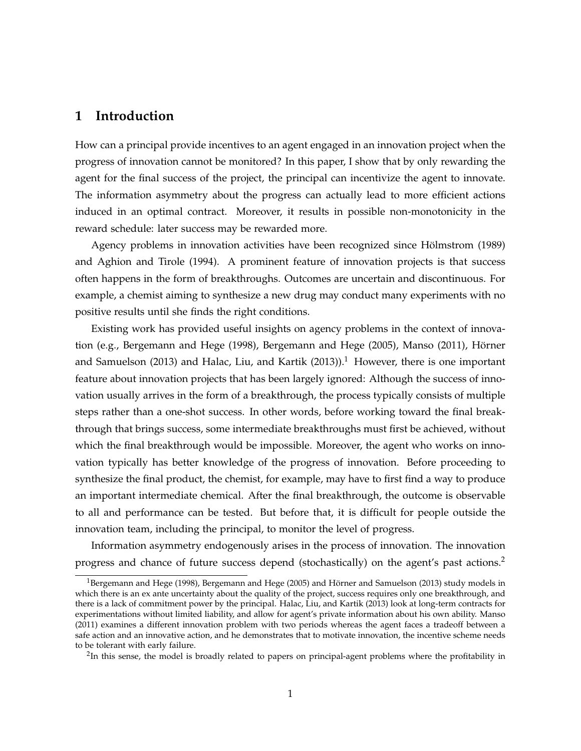# 1 Introduction

How can a principal provide incentives to an agent engaged in an innovation project when the progress of innovation cannot be monitored? In this paper, I show that by only rewarding the agent for the final success of the project, the principal can incentivize the agent to innovate. The information asymmetry about the progress can actually lead to more efficient actions induced in an optimal contract. Moreover, it results in possible non-monotonicity in the reward schedule: later success may be rewarded more.

Agency problems in innovation activities have been recognized since Hölmstrom (1989) and Aghion and Tirole (1994). A prominent feature of innovation projects is that success often happens in the form of breakthroughs. Outcomes are uncertain and discontinuous. For example, a chemist aiming to synthesize a new drug may conduct many experiments with no positive results until she finds the right conditions.

Existing work has provided useful insights on agency problems in the context of innovation (e.g., Bergemann and Hege (1998), Bergemann and Hege (2005), Manso (2011), Hörner and Samuelson (2013) and Halac, Liu, and Kartik (2013)).[1] However, there is one important feature about innovation projects that has been largely ignored: Although the success of innovation usually arrives in the form of a breakthrough, the process typically consists of multiple steps rather than a one-shot success. In other words, before working toward the final breakthrough that brings success, some intermediate breakthroughs must first be achieved, without which the final breakthrough would be impossible. Moreover, the agent who works on innovation typically has better knowledge of the progress of innovation. Before proceeding to synthesize the final product, the chemist, for example, may have to first find a way to produce an important intermediate chemical. After the final breakthrough, the outcome is observable to all and performance can be tested. But before that, it is difficult for people outside the innovation team, including the principal, to monitor the level of progress.

Information asymmetry endogenously arises in the process of innovation. The innovation progress and chance of future success depend (stochastically) on the agent's past actions.[2]

[1] Bergemann and Hege (1998), Bergemann and Hege (2005) and Hörner and Samuelson (2013) study models in which there is an ex ante uncertainty about the quality of the project, success requires only one breakthrough, and there is a lack of commitment power by the principal. Halac, Liu, and Kartik (2013) look at long-term contracts for experimentations without limited liability, and allow for agent's private information about his own ability. Manso (2011) examines a different innovation problem with two periods whereas the agent faces a tradeoff between a safe action and an innovative action, and he demonstrates that to motivate innovation, the incentive scheme needs to be tolerant with early failure.

[2] In this sense, the model is broadly related to papers on principal-agent problems where the profitability in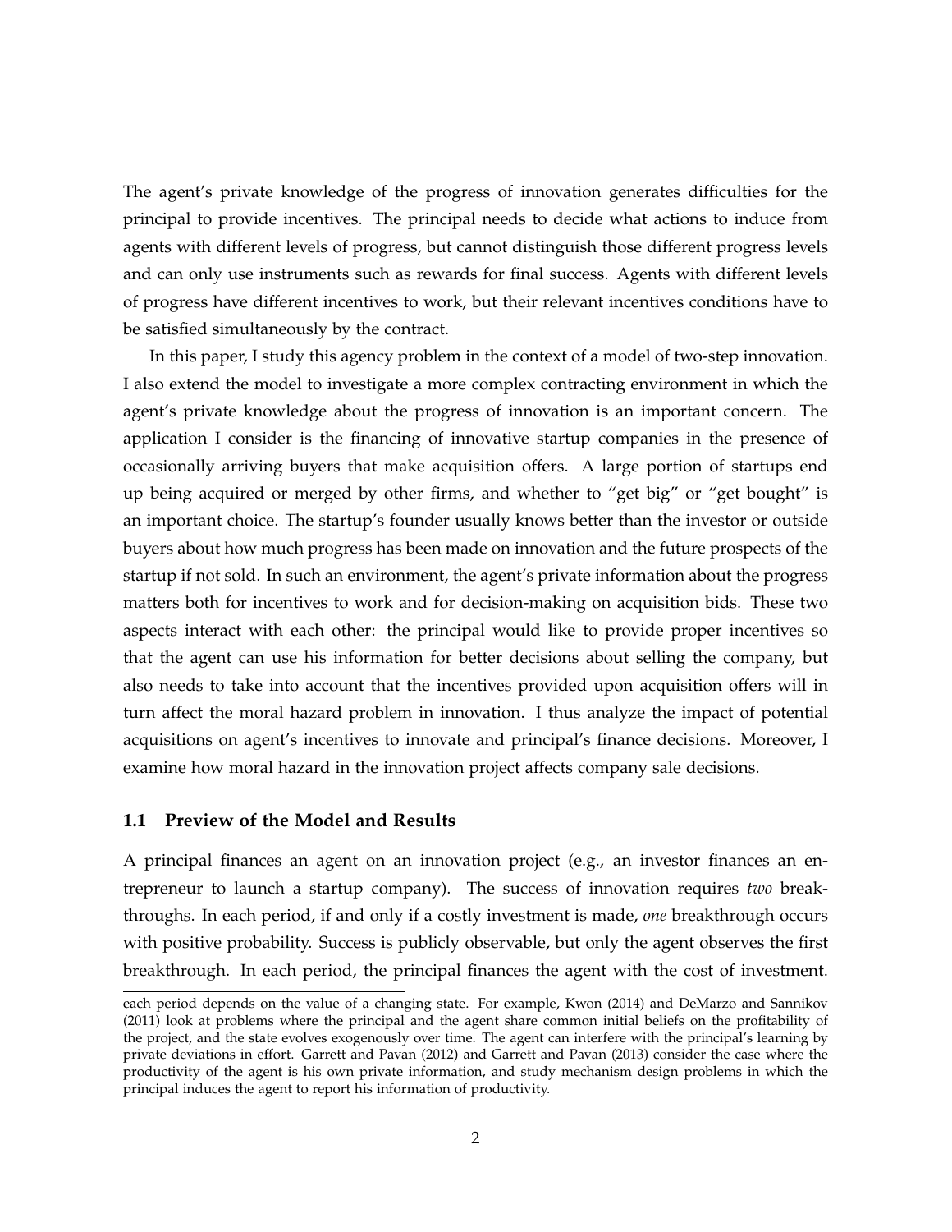The agent's private knowledge of the progress of innovation generates difficulties for the principal to provide incentives. The principal needs to decide what actions to induce from agents with different levels of progress, but cannot distinguish those different progress levels and can only use instruments such as rewards for final success. Agents with different levels of progress have different incentives to work, but their relevant incentives conditions have to be satisfied simultaneously by the contract.

In this paper, I study this agency problem in the context of a model of two-step innovation. I also extend the model to investigate a more complex contracting environment in which the agent's private knowledge about the progress of innovation is an important concern. The application I consider is the financing of innovative startup companies in the presence of occasionally arriving buyers that make acquisition offers. A large portion of startups end up being acquired or merged by other firms, and whether to "get big" or "get bought" is an important choice. The startup's founder usually knows better than the investor or outside buyers about how much progress has been made on innovation and the future prospects of the startup if not sold. In such an environment, the agent's private information about the progress matters both for incentives to work and for decision-making on acquisition bids. These two aspects interact with each other: the principal would like to provide proper incentives so that the agent can use his information for better decisions about selling the company, but also needs to take into account that the incentives provided upon acquisition offers will in turn affect the moral hazard problem in innovation. I thus analyze the impact of potential acquisitions on agent's incentives to innovate and principal's finance decisions. Moreover, I examine how moral hazard in the innovation project affects company sale decisions.

### 1.1 Preview of the Model and Results

A principal finances an agent on an innovation project (e.g., an investor finances an entrepreneur to launch a startup company). The success of innovation requires *two* breakthroughs. In each period, if and only if a costly investment is made, *one* breakthrough occurs with positive probability. Success is publicly observable, but only the agent observes the first breakthrough. In each period, the principal finances the agent with the cost of investment.

each period depends on the value of a changing state. For example, Kwon (2014) and DeMarzo and Sannikov (2011) look at problems where the principal and the agent share common initial beliefs on the profitability of the project, and the state evolves exogenously over time. The agent can interfere with the principal's learning by private deviations in effort. Garrett and Pavan (2012) and Garrett and Pavan (2013) consider the case where the productivity of the agent is his own private information, and study mechanism design problems in which the principal induces the agent to report his information of productivity.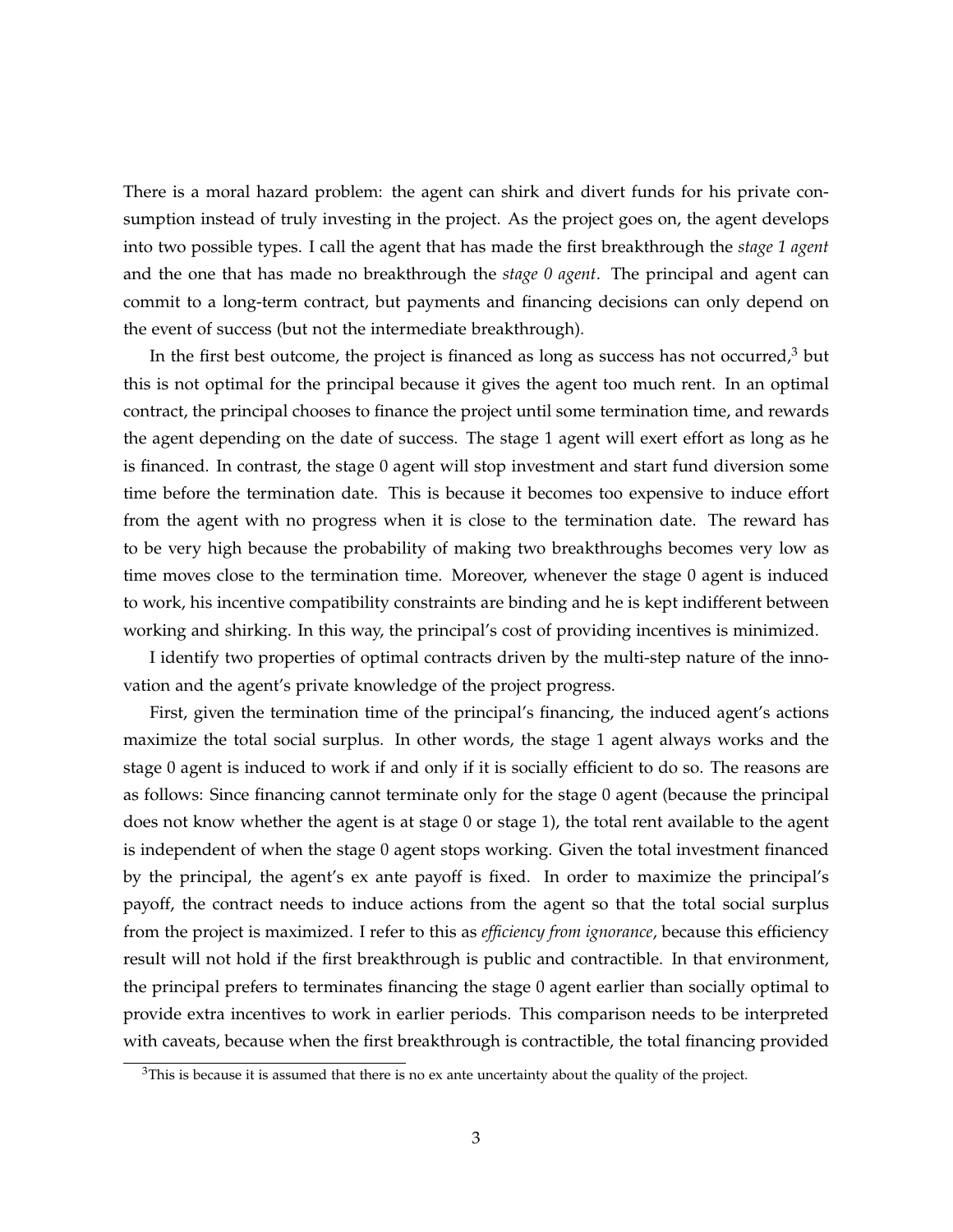There is a moral hazard problem: the agent can shirk and divert funds for his private consumption instead of truly investing in the project. As the project goes on, the agent develops into two possible types. I call the agent that has made the first breakthrough the *stage 1 agent* and the one that has made no breakthrough the *stage 0 agent*. The principal and agent can commit to a long-term contract, but payments and financing decisions can only depend on the event of success (but not the intermediate breakthrough).

In the first best outcome, the project is financed as long as success has not occurred,[3] but this is not optimal for the principal because it gives the agent too much rent. In an optimal contract, the principal chooses to finance the project until some termination time, and rewards the agent depending on the date of success. The stage 1 agent will exert effort as long as he is financed. In contrast, the stage 0 agent will stop investment and start fund diversion some time before the termination date. This is because it becomes too expensive to induce effort from the agent with no progress when it is close to the termination date. The reward has to be very high because the probability of making two breakthroughs becomes very low as time moves close to the termination time. Moreover, whenever the stage 0 agent is induced to work, his incentive compatibility constraints are binding and he is kept indifferent between working and shirking. In this way, the principal's cost of providing incentives is minimized.

I identify two properties of optimal contracts driven by the multi-step nature of the innovation and the agent's private knowledge of the project progress.

First, given the termination time of the principal's financing, the induced agent's actions maximize the total social surplus. In other words, the stage 1 agent always works and the stage 0 agent is induced to work if and only if it is socially efficient to do so. The reasons are as follows: Since financing cannot terminate only for the stage 0 agent (because the principal does not know whether the agent is at stage 0 or stage 1), the total rent available to the agent is independent of when the stage 0 agent stops working. Given the total investment financed by the principal, the agent's ex ante payoff is fixed. In order to maximize the principal's payoff, the contract needs to induce actions from the agent so that the total social surplus from the project is maximized. I refer to this as *efficiency from ignorance*, because this efficiency result will not hold if the first breakthrough is public and contractible. In that environment, the principal prefers to terminates financing the stage 0 agent earlier than socially optimal to provide extra incentives to work in earlier periods. This comparison needs to be interpreted with caveats, because when the first breakthrough is contractible, the total financing provided

[3]This is because it is assumed that there is no ex ante uncertainty about the quality of the project.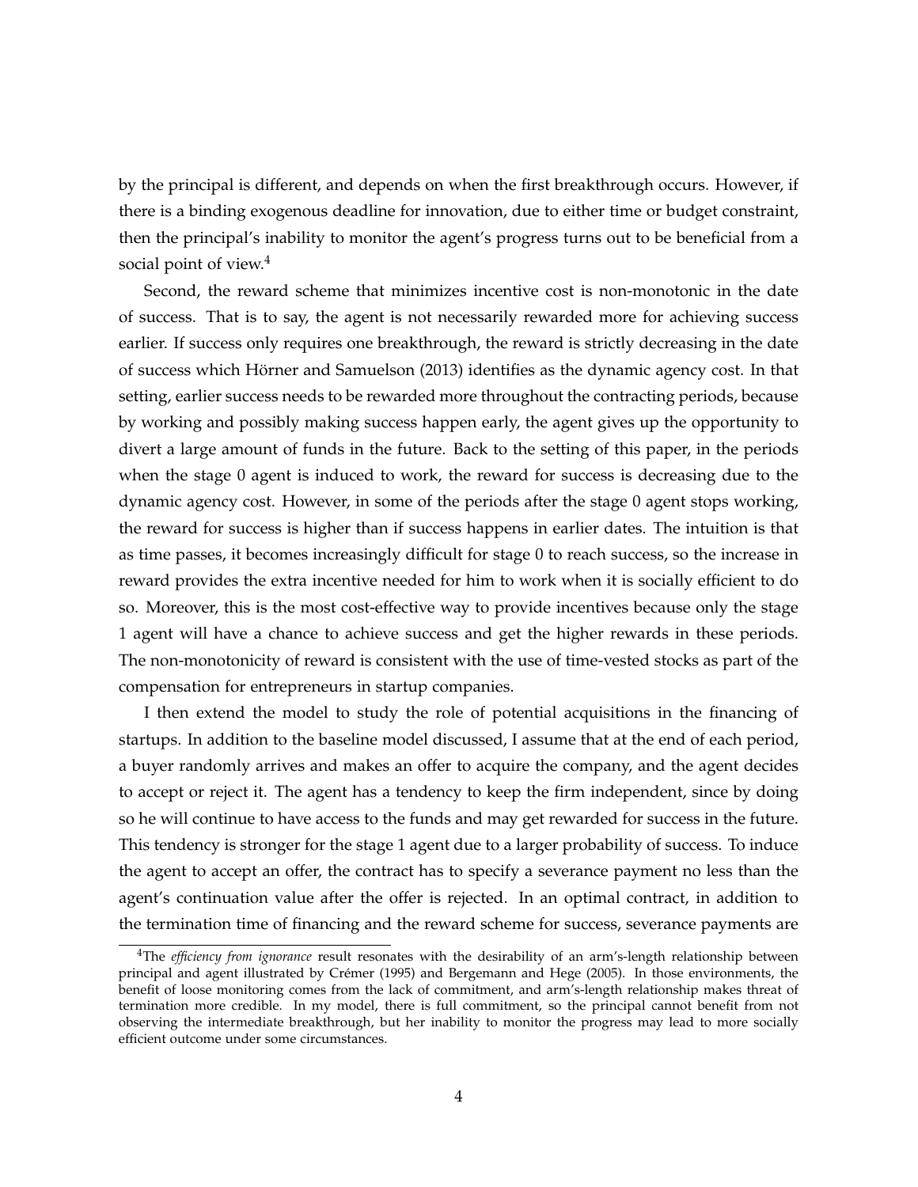by the principal is different, and depends on when the first breakthrough occurs. However, if there is a binding exogenous deadline for innovation, due to either time or budget constraint, then the principal's inability to monitor the agent's progress turns out to be beneficial from a social point of view.[4]

Second, the reward scheme that minimizes incentive cost is non-monotonic in the date of success. That is to say, the agent is not necessarily rewarded more for achieving success earlier. If success only requires one breakthrough, the reward is strictly decreasing in the date of success which Hörner and Samuelson (2013) identifies as the dynamic agency cost. In that setting, earlier success needs to be rewarded more throughout the contracting periods, because by working and possibly making success happen early, the agent gives up the opportunity to divert a large amount of funds in the future. Back to the setting of this paper, in the periods when the stage 0 agent is induced to work, the reward for success is decreasing due to the dynamic agency cost. However, in some of the periods after the stage 0 agent stops working, the reward for success is higher than if success happens in earlier dates. The intuition is that as time passes, it becomes increasingly difficult for stage 0 to reach success, so the increase in reward provides the extra incentive needed for him to work when it is socially efficient to do so. Moreover, this is the most cost-effective way to provide incentives because only the stage 1 agent will have a chance to achieve success and get the higher rewards in these periods. The non-monotonicity of reward is consistent with the use of time-vested stocks as part of the compensation for entrepreneurs in startup companies.

I then extend the model to study the role of potential acquisitions in the financing of startups. In addition to the baseline model discussed, I assume that at the end of each period, a buyer randomly arrives and makes an offer to acquire the company, and the agent decides to accept or reject it. The agent has a tendency to keep the firm independent, since by doing so he will continue to have access to the funds and may get rewarded for success in the future. This tendency is stronger for the stage 1 agent due to a larger probability of success. To induce the agent to accept an offer, the contract has to specify a severance payment no less than the agent's continuation value after the offer is rejected. In an optimal contract, in addition to the termination time of financing and the reward scheme for success, severance payments are

[4] The *efficiency from ignorance* result resonates with the desirability of an arm's-length relationship between principal and agent illustrated by Crémer (1995) and Bergemann and Hege (2005). In those environments, the benefit of loose monitoring comes from the lack of commitment, and arm's-length relationship makes threat of termination more credible. In my model, there is full commitment, so the principal cannot benefit from not observing the intermediate breakthrough, but her inability to monitor the progress may lead to more socially efficient outcome under some circumstances.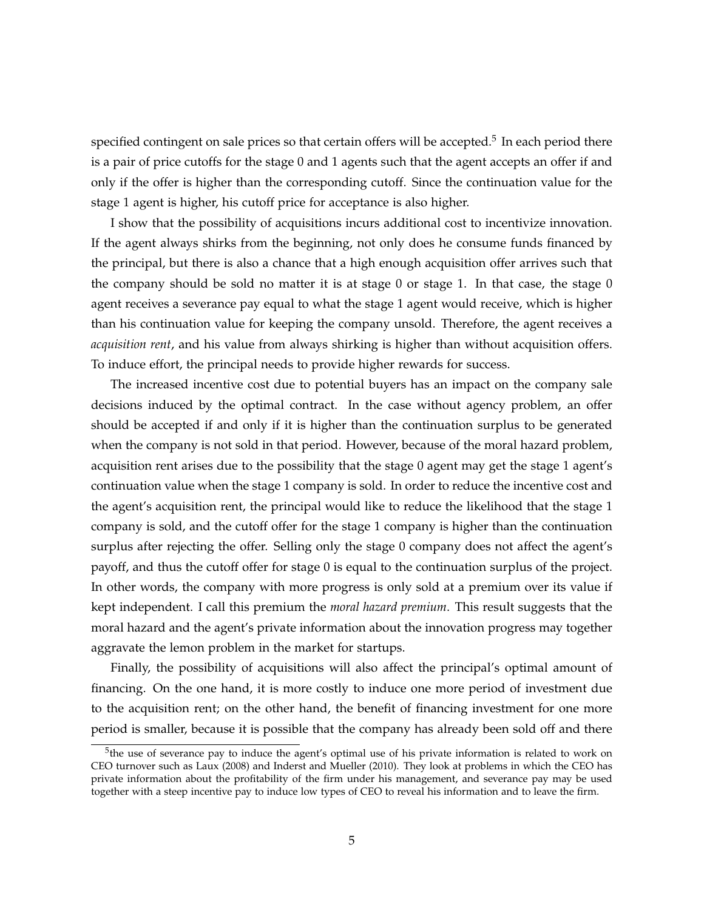specified contingent on sale prices so that certain offers will be accepted.[5] In each period there is a pair of price cutoffs for the stage 0 and 1 agents such that the agent accepts an offer if and only if the offer is higher than the corresponding cutoff. Since the continuation value for the stage 1 agent is higher, his cutoff price for acceptance is also higher.

I show that the possibility of acquisitions incurs additional cost to incentivize innovation. If the agent always shirks from the beginning, not only does he consume funds financed by the principal, but there is also a chance that a high enough acquisition offer arrives such that the company should be sold no matter it is at stage 0 or stage 1. In that case, the stage 0 agent receives a severance pay equal to what the stage 1 agent would receive, which is higher than his continuation value for keeping the company unsold. Therefore, the agent receives a *acquisition rent*, and his value from always shirking is higher than without acquisition offers. To induce effort, the principal needs to provide higher rewards for success.

The increased incentive cost due to potential buyers has an impact on the company sale decisions induced by the optimal contract. In the case without agency problem, an offer should be accepted if and only if it is higher than the continuation surplus to be generated when the company is not sold in that period. However, because of the moral hazard problem, acquisition rent arises due to the possibility that the stage 0 agent may get the stage 1 agent's continuation value when the stage 1 company is sold. In order to reduce the incentive cost and the agent's acquisition rent, the principal would like to reduce the likelihood that the stage 1 company is sold, and the cutoff offer for the stage 1 company is higher than the continuation surplus after rejecting the offer. Selling only the stage 0 company does not affect the agent's payoff, and thus the cutoff offer for stage 0 is equal to the continuation surplus of the project. In other words, the company with more progress is only sold at a premium over its value if kept independent. I call this premium the *moral hazard premium*. This result suggests that the moral hazard and the agent's private information about the innovation progress may together aggravate the lemon problem in the market for startups.

Finally, the possibility of acquisitions will also affect the principal's optimal amount of financing. On the one hand, it is more costly to induce one more period of investment due to the acquisition rent; on the other hand, the benefit of financing investment for one more period is smaller, because it is possible that the company has already been sold off and there

[5] the use of severance pay to induce the agent's optimal use of his private information is related to work on CEO turnover such as Laux (2008) and Inderst and Mueller (2010). They look at problems in which the CEO has private information about the profitability of the firm under his management, and severance pay may be used together with a steep incentive pay to induce low types of CEO to reveal his information and to leave the firm.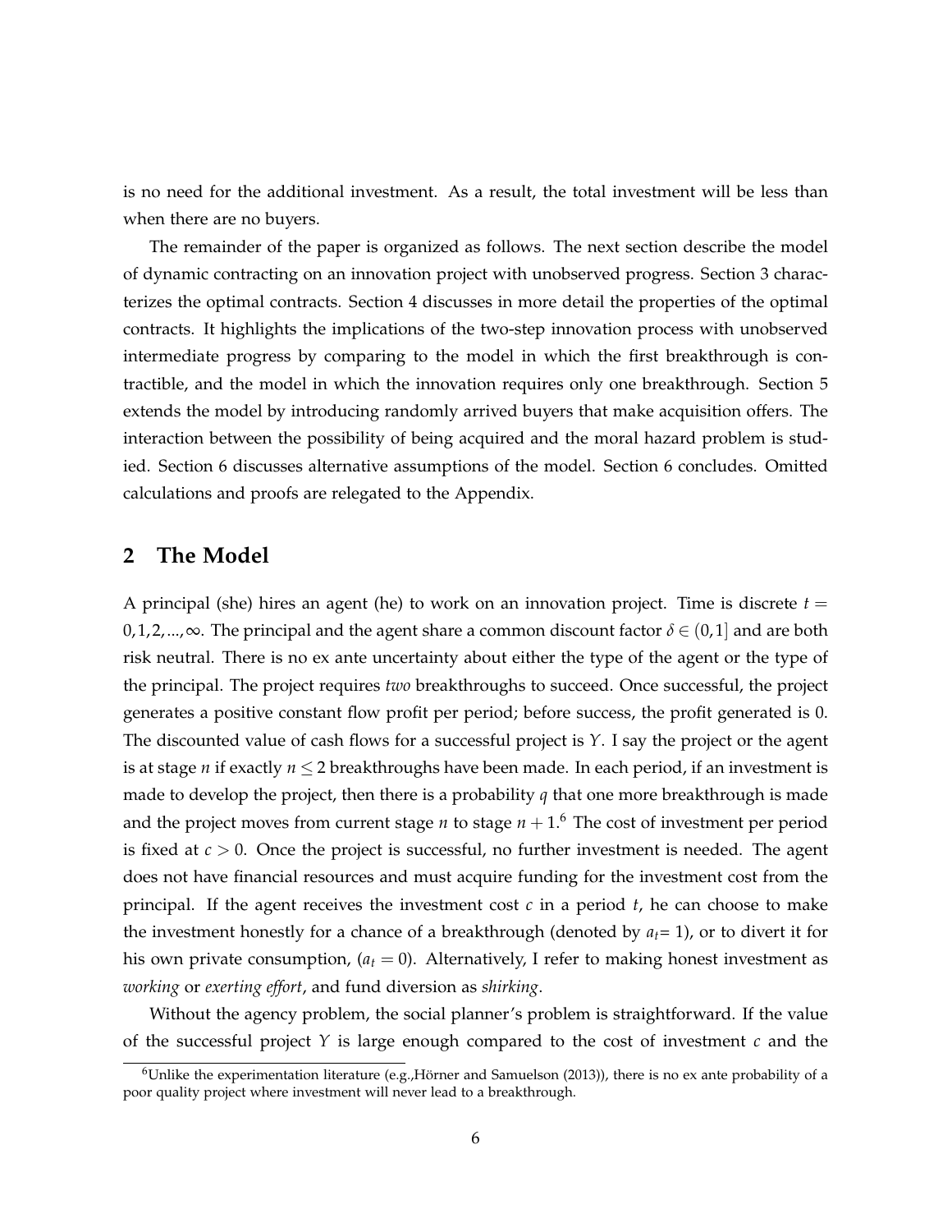is no need for the additional investment. As a result, the total investment will be less than when there are no buyers.

The remainder of the paper is organized as follows. The next section describe the model of dynamic contracting on an innovation project with unobserved progress. Section 3 characterizes the optimal contracts. Section 4 discusses in more detail the properties of the optimal contracts. It highlights the implications of the two-step innovation process with unobserved intermediate progress by comparing to the model in which the first breakthrough is contractible, and the model in which the innovation requires only one breakthrough. Section 5 extends the model by introducing randomly arrived buyers that make acquisition offers. The interaction between the possibility of being acquired and the moral hazard problem is studied. Section 6 discusses alternative assumptions of the model. Section 6 concludes. Omitted calculations and proofs are relegated to the Appendix.

## 2 The Model

A principal (she) hires an agent (he) to work on an innovation project. Time is discrete $t = 0, 1, 2, ..., \infty$. The principal and the agent share a common discount factor $\delta \in (0, 1]$ and are both risk neutral. There is no ex ante uncertainty about either the type of the agent or the type of the principal. The project requires *two* breakthroughs to succeed. Once successful, the project generates a positive constant flow profit per period; before success, the profit generated is 0. The discounted value of cash flows for a successful project is $Y$. I say the project or the agent is at stage $n$ if exactly $n \leq 2$ breakthroughs have been made. In each period, if an investment is made to develop the project, then there is a probability $q$ that one more breakthrough is made and the project moves from current stage $n$ to stage $n+1$.[6] The cost of investment per period is fixed at $c > 0$. Once the project is successful, no further investment is needed. The agent does not have financial resources and must acquire funding for the investment cost from the principal. If the agent receives the investment cost $c$ in a period $t$, he can choose to make the investment honestly for a chance of a breakthrough (denoted by $a_t = 1$), or to divert it for his own private consumption, ($a_t = 0$). Alternatively, I refer to making honest investment as *working* or *exerting effort*, and fund diversion as *shirking*.

Without the agency problem, the social planner's problem is straightforward. If the value of the successful project $Y$ is large enough compared to the cost of investment $c$ and the

[6] Unlike the experimentation literature (e.g.,Hörner and Samuelson (2013)), there is no ex ante probability of a poor quality project where investment will never lead to a breakthrough.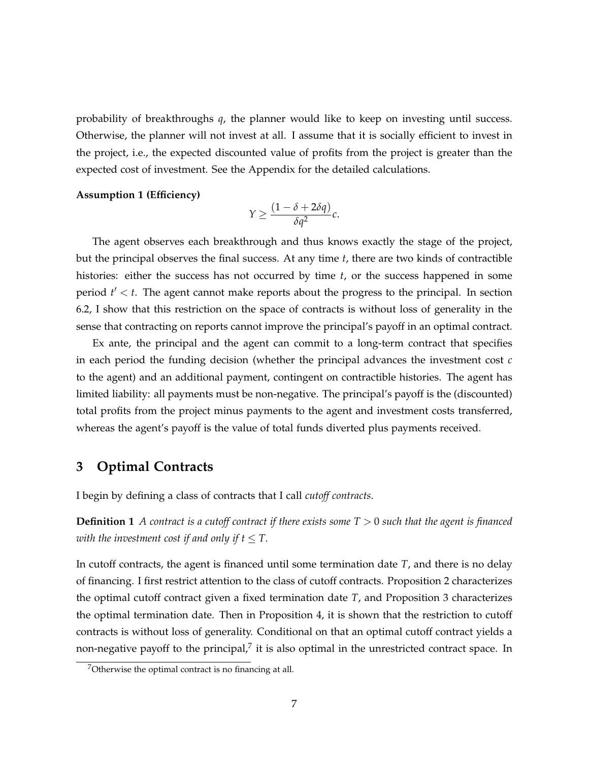probability of breakthroughs $q$, the planner would like to keep on investing until success. Otherwise, the planner will not invest at all. I assume that it is socially efficient to invest in the project, i.e., the expected discounted value of profits from the project is greater than the expected cost of investment. See the Appendix for the detailed calculations.

**Assumption 1 (Efficiency)**

$$Y \geq \frac{(1-\delta+2\delta q)}{\delta q^2} c.$$

The agent observes each breakthrough and thus knows exactly the stage of the project, but the principal observes the final success. At any time $t$, there are two kinds of contractible histories: either the success has not occurred by time $t$, or the success happened in some period $t' < t$. The agent cannot make reports about the progress to the principal. In section 6.2, I show that this restriction on the space of contracts is without loss of generality in the sense that contracting on reports cannot improve the principal's payoff in an optimal contract.

Ex ante, the principal and the agent can commit to a long-term contract that specifies in each period the funding decision (whether the principal advances the investment cost $c$ to the agent) and an additional payment, contingent on contractible histories. The agent has limited liability: all payments must be non-negative. The principal's payoff is the (discounted) total profits from the project minus payments to the agent and investment costs transferred, whereas the agent's payoff is the value of total funds diverted plus payments received.

## 3 Optimal Contracts

I begin by defining a class of contracts that I call *cutoff contracts*.

**Definition 1** *A contract is a cutoff contract if there exists some $T > 0$ such that the agent is financed with the investment cost if and only if $t \leq T$.*

In cutoff contracts, the agent is financed until some termination date $T$, and there is no delay of financing. I first restrict attention to the class of cutoff contracts. Proposition 2 characterizes the optimal cutoff contract given a fixed termination date $T$, and Proposition 3 characterizes the optimal termination date. Then in Proposition 4, it is shown that the restriction to cutoff contracts is without loss of generality. Conditional on that an optimal cutoff contract yields a non-negative payoff to the principal,[7] it is also optimal in the unrestricted contract space. In

[7] Otherwise the optimal contract is no financing at all.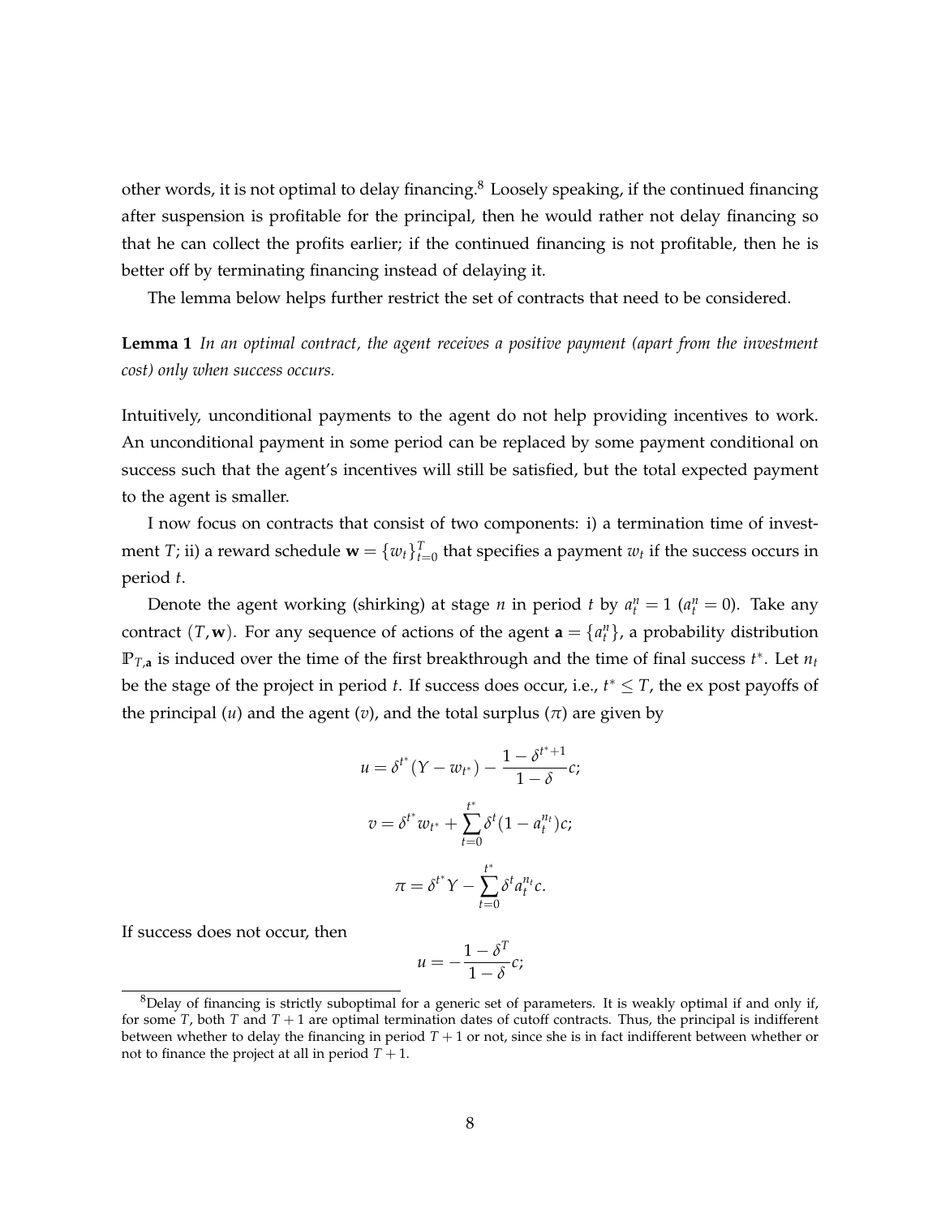other words, it is not optimal to delay financing.[8] Loosely speaking, if the continued financing after suspension is profitable for the principal, then he would rather not delay financing so that he can collect the profits earlier; if the continued financing is not profitable, then he is better off by terminating financing instead of delaying it.

The lemma below helps further restrict the set of contracts that need to be considered.

**Lemma 1** *In an optimal contract, the agent receives a positive payment (apart from the investment cost) only when success occurs.*

Intuitively, unconditional payments to the agent do not help providing incentives to work. An unconditional payment in some period can be replaced by some payment conditional on success such that the agent's incentives will still be satisfied, but the total expected payment to the agent is smaller.

I now focus on contracts that consist of two components: i) a termination time of investment $T$; ii) a reward schedule $\mathbf{w} = \{w_t\}_{t=0}^{T}$ that specifies a payment $w_t$ if the success occurs in period $t$.

Denote the agent working (shirking) at stage $n$ in period $t$ by $a_t^n = 1$ ($a_t^n = 0$). Take any contract $(T, \mathbf{w})$. For any sequence of actions of the agent $\mathbf{a} = \{a_t^n\}$, a probability distribution $\mathbb{P}_{T,\mathbf{a}}$ is induced over the time of the first breakthrough and the time of final success $t^*$. Let $n_t$ be the stage of the project in period $t$. If success does occur, i.e., $t^* \leq T$, the ex post payoffs of the principal ($u$) and the agent ($v$), and the total surplus ($\pi$) are given by

$$u = \delta^{t^*}(Y - w_{t^*}) - \frac{1 - \delta^{t^*+1}}{1 - \delta}c;$$

$$v = \delta^{t^*} w_{t^*} + \sum_{t=0}^{t^*} \delta^t (1 - a_t^{n_t})c;$$

$$\pi = \delta^{t^*} Y - \sum_{t=0}^{t^*} \delta^t a_t^{n_t} c.$$

If success does not occur, then

$$u = -\frac{1 - \delta^T}{1 - \delta}c;$$

[8] Delay of financing is strictly suboptimal for a generic set of parameters. It is weakly optimal if and only if, for some $T$, both $T$ and $T+1$ are optimal termination dates of cutoff contracts. Thus, the principal is indifferent between whether to delay the financing in period $T+1$ or not, since she is in fact indifferent between whether or not to finance the project at all in period $T+1$.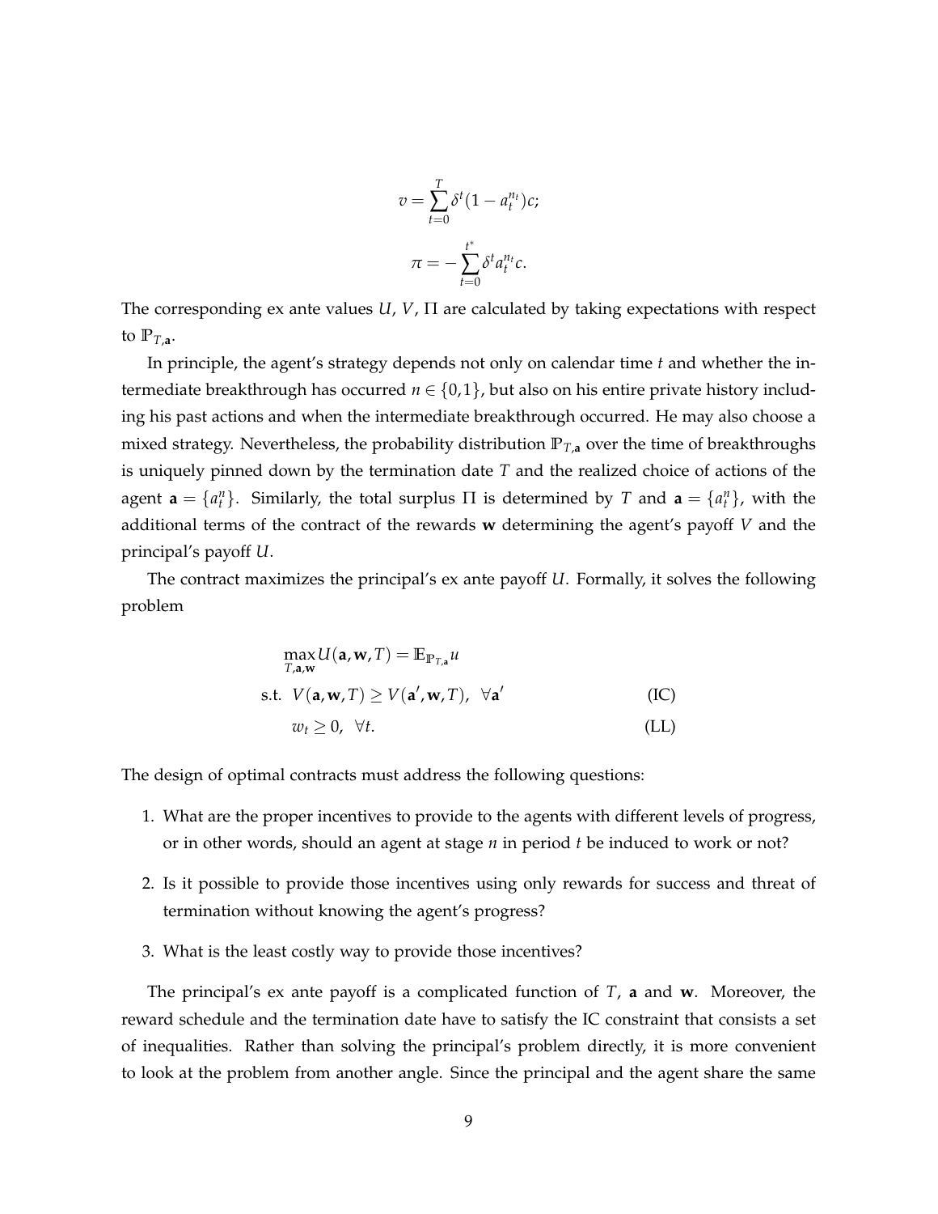$$v = \sum_{t=0}^{T} \delta^t (1 - a_t^{n_t}) c;$$

$$\pi = -\sum_{t=0}^{t^*} \delta^t a_t^{n_t} c.$$

The corresponding ex ante values $U$, $V$, $\Pi$ are calculated by taking expectations with respect to $\mathbb{P}_{T,\mathbf{a}}$.

In principle, the agent's strategy depends not only on calendar time $t$ and whether the intermediate breakthrough has occurred $n \in \{0,1\}$, but also on his entire private history including his past actions and when the intermediate breakthrough occurred. He may also choose a mixed strategy. Nevertheless, the probability distribution $\mathbb{P}_{T,\mathbf{a}}$ over the time of breakthroughs is uniquely pinned down by the termination date $T$ and the realized choice of actions of the agent $\mathbf{a} = \{a_t^n\}$. Similarly, the total surplus $\Pi$ is determined by $T$ and $\mathbf{a} = \{a_t^n\}$, with the additional terms of the contract of the rewards $\mathbf{w}$ determining the agent's payoff $V$ and the principal's payoff $U$.

The contract maximizes the principal's ex ante payoff $U$. Formally, it solves the following problem

$$\max_{T,\mathbf{a},\mathbf{w}} U(\mathbf{a}, \mathbf{w}, T) = \mathbb{E}_{\mathbb{P}_{T,\mathbf{a}}} u$$

$$\text{s.t. } V(\mathbf{a}, \mathbf{w}, T) \geq V(\mathbf{a}', \mathbf{w}, T), \ \ \forall \mathbf{a}' \tag{IC}$$

$$w_t \geq 0, \ \ \forall t. \tag{LL}$$

The design of optimal contracts must address the following questions:

1. What are the proper incentives to provide to the agents with different levels of progress, or in other words, should an agent at stage $n$ in period $t$ be induced to work or not?
2. Is it possible to provide those incentives using only rewards for success and threat of termination without knowing the agent's progress?
3. What is the least costly way to provide those incentives?

The principal's ex ante payoff is a complicated function of $T$, $\mathbf{a}$ and $\mathbf{w}$. Moreover, the reward schedule and the termination date have to satisfy the IC constraint that consists a set of inequalities. Rather than solving the principal's problem directly, it is more convenient to look at the problem from another angle. Since the principal and the agent share the same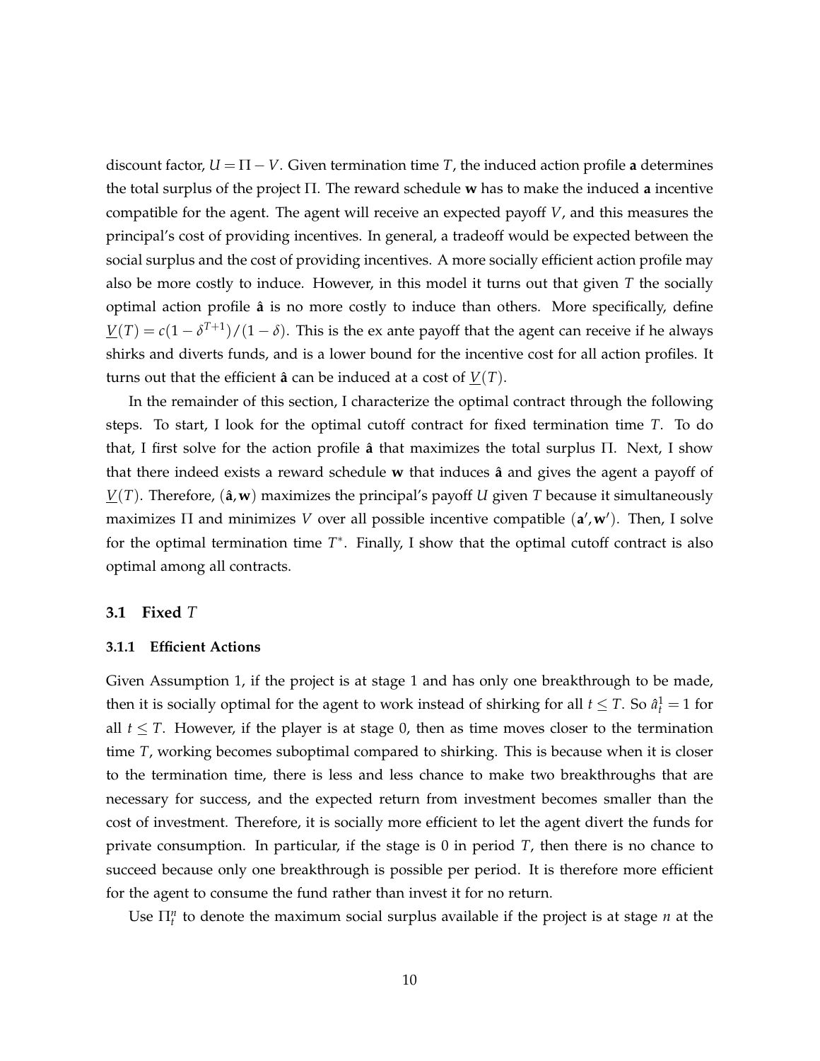discount factor, $U = \Pi - V$. Given termination time $T$, the induced action profile $\mathbf{a}$ determines the total surplus of the project $\Pi$. The reward schedule $\mathbf{w}$ has to make the induced $\mathbf{a}$ incentive compatible for the agent. The agent will receive an expected payoff $V$, and this measures the principal's cost of providing incentives. In general, a tradeoff would be expected between the social surplus and the cost of providing incentives. A more socially efficient action profile may also be more costly to induce. However, in this model it turns out that given $T$ the socially optimal action profile $\hat{\mathbf{a}}$ is no more costly to induce than others. More specifically, define $\underline{V}(T) = c(1 - \delta^{T+1})/(1 - \delta)$. This is the ex ante payoff that the agent can receive if he always shirks and diverts funds, and is a lower bound for the incentive cost for all action profiles. It turns out that the efficient $\hat{\mathbf{a}}$ can be induced at a cost of $\underline{V}(T)$.

In the remainder of this section, I characterize the optimal contract through the following steps. To start, I look for the optimal cutoff contract for fixed termination time $T$. To do that, I first solve for the action profile $\hat{\mathbf{a}}$ that maximizes the total surplus $\Pi$. Next, I show that there indeed exists a reward schedule $\mathbf{w}$ that induces $\hat{\mathbf{a}}$ and gives the agent a payoff of $\underline{V}(T)$. Therefore, $(\hat{\mathbf{a}}, \mathbf{w})$ maximizes the principal's payoff $U$ given $T$ because it simultaneosly maximizes $\Pi$ and minimizes $V$ over all possible incentive compatible $(\mathbf{a}', \mathbf{w}')$. Then, I solve for the optimal termination time $T^*$. Finally, I show that the optimal cutoff contract is also optimal among all contracts.

## 3.1 Fixed $T$

### 3.1.1 Efficient Actions

Given Assumption 1, if the project is at stage 1 and has only one breakthrough to be made, then it is socially optimal for the agent to work instead of shirking for all $t \leq T$. So $\hat{a}_t^1 = 1$ for all $t \leq T$. However, if the player is at stage 0, then as time moves closer to the termination time $T$, working becomes suboptimal compared to shirking. This is because when it is closer to the termination time, there is less and less chance to make two breakthroughs that are necessary for success, and the expected return from investment becomes smaller than the cost of investment. Therefore, it is socially more efficient to let the agent divert the funds for private consumption. In particular, if the stage is 0 in period $T$, then there is no chance to succeed because only one breakthrough is possible per period. It is therefore more efficient for the agent to consume the fund rather than invest it for no return.

Use $\Pi_t^n$ to denote the maximum social surplus available if the project is at stage $n$ at the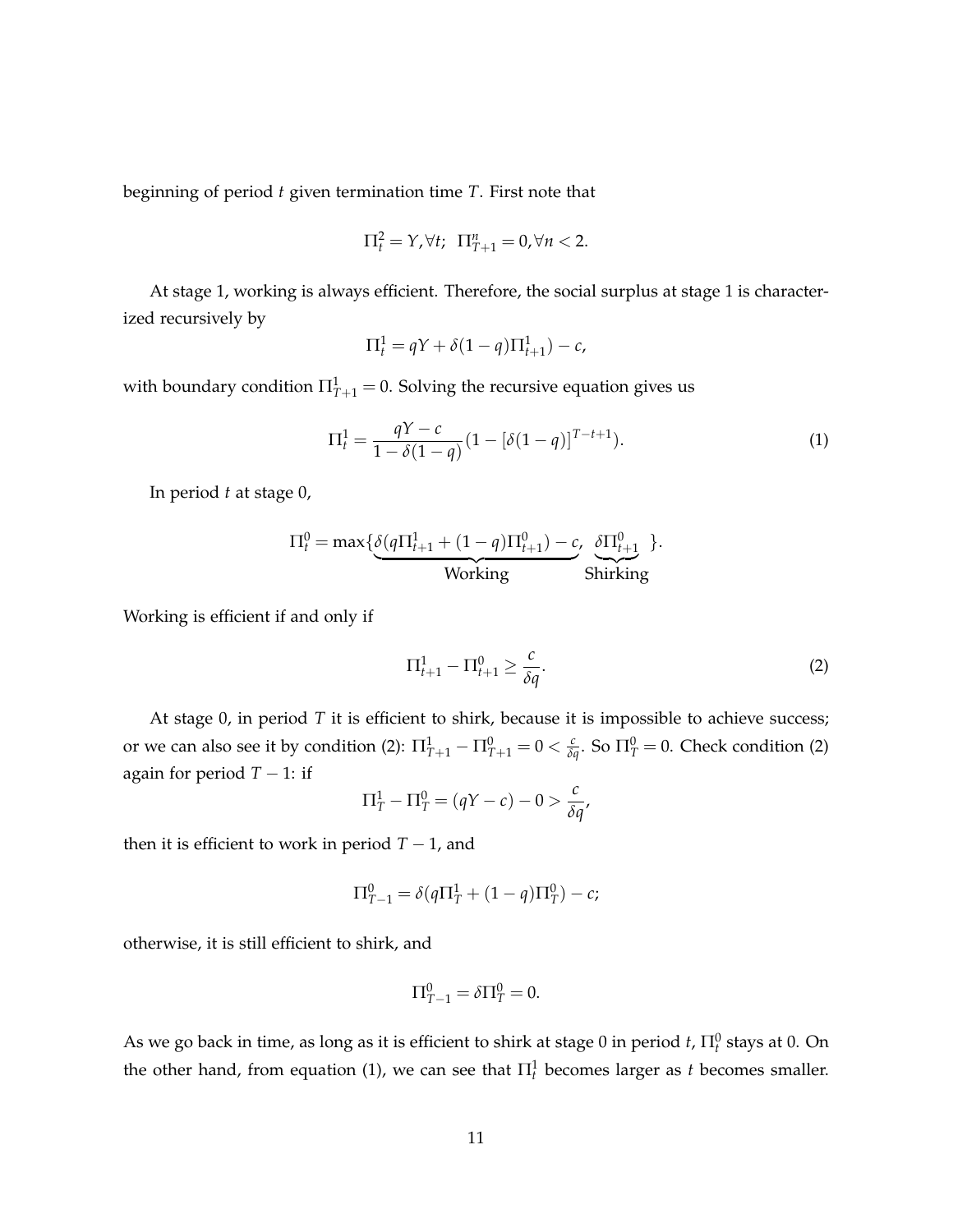beginning of period $t$ given termination time $T$. First note that

$$\Pi_t^2 = Y, \forall t; \;\; \Pi_{T+1}^n = 0, \forall n < 2.$$

At stage 1, working is always efficient. Therefore, the social surplus at stage 1 is characterized recursively by

$$\Pi_t^1 = qY + \delta(1-q)\Pi_{t+1}^1) - c,$$

with boundary condition $\Pi_{T+1}^1 = 0$. Solving the recursive equation gives us

$$\Pi_t^1 = \frac{qY - c}{1 - \delta(1-q)}(1 - [\delta(1-q)]^{T-t+1}). \tag{1}$$

In period $t$ at stage 0,

$$\Pi_t^0 = \max\{\underbrace{\delta(q\Pi_{t+1}^1 + (1-q)\Pi_{t+1}^0) - c}_{\text{Working}}, \; \underbrace{\delta\Pi_{t+1}^0}_{\text{Shirking}} \}.$$

Working is efficient if and only if

$$\Pi_{t+1}^1 - \Pi_{t+1}^0 \geq \frac{c}{\delta q}. \tag{2}$$

At stage 0, in period $T$ it is efficient to shirk, because it is impossible to achieve success; or we can also see it by condition (2): $\Pi_{T+1}^1 - \Pi_{T+1}^0 = 0 < \frac{c}{\delta q}$. So $\Pi_T^0 = 0$. Check condition (2) again for period $T-1$: if

$$\Pi_T^1 - \Pi_T^0 = (qY - c) - 0 > \frac{c}{\delta q},$$

then it is efficient to work in period $T-1$, and

$$\Pi_{T-1}^0 = \delta(q\Pi_T^1 + (1-q)\Pi_T^0) - c;$$

otherwise, it is still efficient to shirk, and

$$\Pi_{T-1}^0 = \delta\Pi_T^0 = 0.$$

As we go back in time, as long as it is efficient to shirk at stage 0 in period $t$, $\Pi_t^0$ stays at 0. On the other hand, from equation (1), we can see that $\Pi_t^1$ becomes larger as $t$ becomes smaller.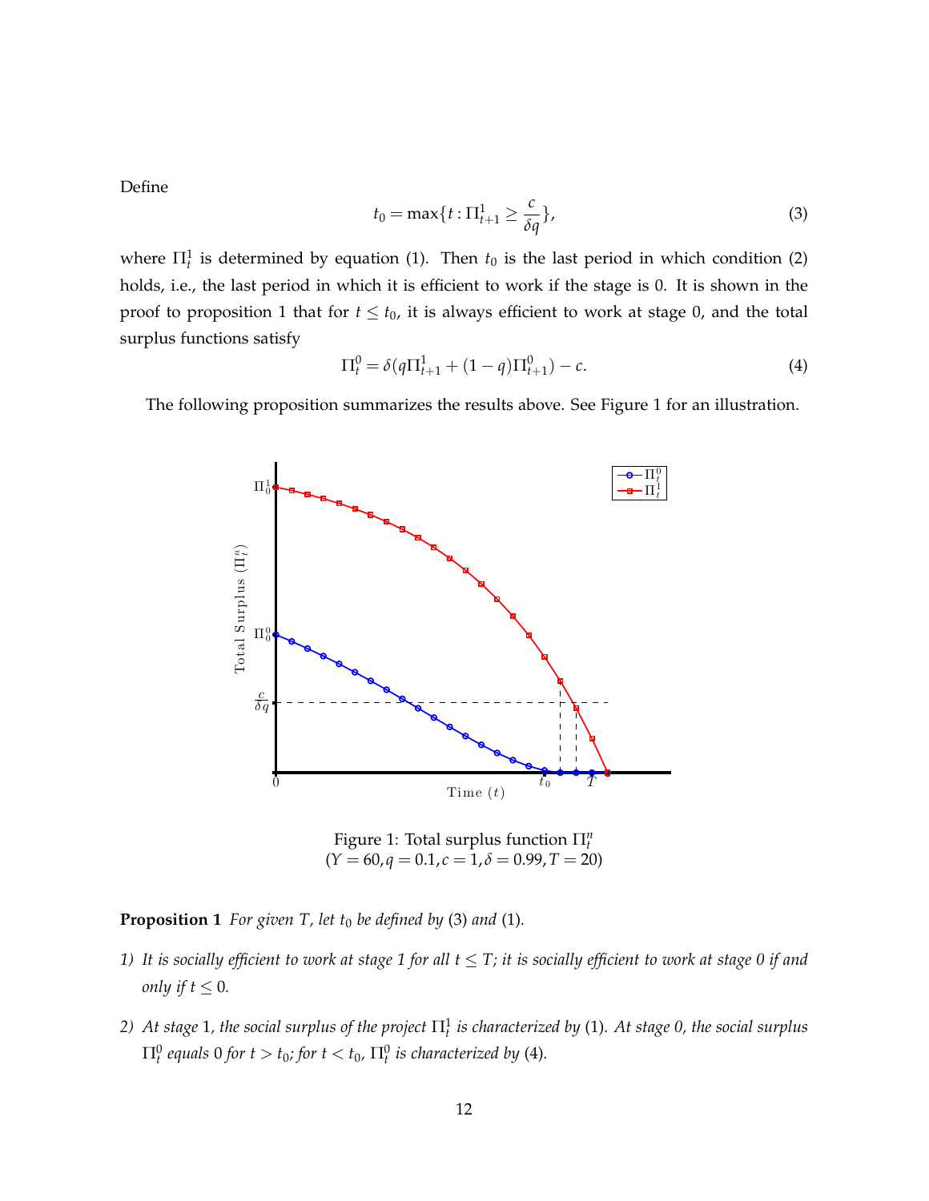Define

$$t_0 = \max\{t : \Pi^1_{t+1} \geq \frac{c}{\delta q}\}, \tag{3}$$

where $\Pi^1_t$ is determined by equation (1). Then $t_0$ is the last period in which condition (2) holds, i.e., the last period in which it is efficient to work if the stage is 0. It is shown in the proof to proposition 1 that for $t \leq t_0$, it is always efficient to work at stage 0, and the total surplus functions satisfy

$$\Pi^0_t = \delta(q\Pi^1_{t+1} + (1-q)\Pi^0_{t+1}) - c. \tag{4}$$

The following proposition summarizes the results above. See Figure 1 for an illustration.

Figure 1: Total surplus function $\Pi^n_t$
($Y = 60, q = 0.1, c = 1, \delta = 0.99, T = 20$)

**Proposition 1** *For given $T$, let $t_0$ be defined by* (3) *and* (1)*.*

1) *It is socially efficient to work at stage 1 for all $t \leq T$; it is socially efficient to work at stage 0 if and only if $t \leq 0$.*

2) *At stage* 1*, the social surplus of the project $\Pi^1_t$ is characterized by* (1)*. At stage 0, the social surplus $\Pi^0_t$ equals 0 for $t > t_0$; for $t < t_0$, $\Pi^0_t$ is characterized by* (4)*.*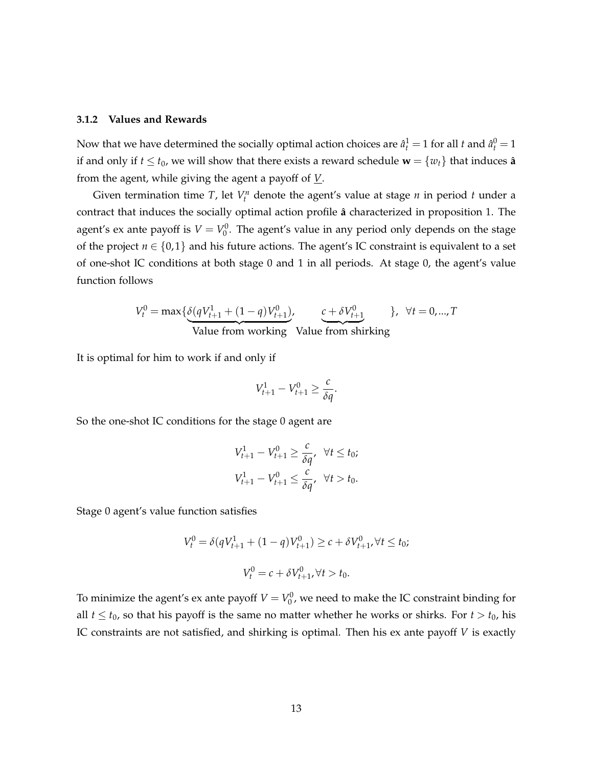### 3.1.2 Values and Rewards

Now that we have determined the socially optimal action choices are $\hat{a}_t^1 = 1$ for all $t$ and $\hat{a}_t^0 = 1$ if and only if $t \le t_0$, we will show that there exists a reward schedule $\mathbf{w} = \{w_t\}$ that induces $\hat{\mathbf{a}}$ from the agent, while giving the agent a payoff of $\underline{V}$.

Given termination time $T$, let $V_t^n$ denote the agent's value at stage $n$ in period $t$ under a contract that induces the socially optimal action profile $\hat{\mathbf{a}}$ characterized in proposition 1. The agent's ex ante payoff is $V = V_0^0$. The agent's value in any period only depends on the stage of the project $n \in \{0, 1\}$ and his future actions. The agent's IC constraint is equivalent to a set of one-shot IC conditions at both stage 0 and 1 in all periods. At stage 0, the agent's value function follows

$$V_t^0 = \max\{\underbrace{\delta(qV_{t+1}^1 + (1-q)V_{t+1}^0)}_{\text{Value from working}}, \quad \underbrace{c + \delta V_{t+1}^0}_{\text{Value from shirking}}\}, \quad \forall t = 0, ..., T$$

It is optimal for him to work if and only if

$$V_{t+1}^1 - V_{t+1}^0 \ge \frac{c}{\delta q}.$$

So the one-shot IC conditions for the stage 0 agent are

$$V_{t+1}^1 - V_{t+1}^0 \ge \frac{c}{\delta q}, \quad \forall t \le t_0;$$
$$V_{t+1}^1 - V_{t+1}^0 \le \frac{c}{\delta q}, \quad \forall t > t_0.$$

Stage 0 agent's value function satisfies

$$V_t^0 = \delta(qV_{t+1}^1 + (1-q)V_{t+1}^0) \ge c + \delta V_{t+1}^0, \forall t \le t_0;$$

$$V_t^0 = c + \delta V_{t+1}^0, \forall t > t_0.$$

To minimize the agent's ex ante payoff $V = V_0^0$, we need to make the IC constraint binding for all $t \le t_0$, so that his payoff is the same no matter whether he works or shirks. For $t > t_0$, his IC constraints are not satisfied, and shirking is optimal. Then his ex ante payoff $V$ is exactly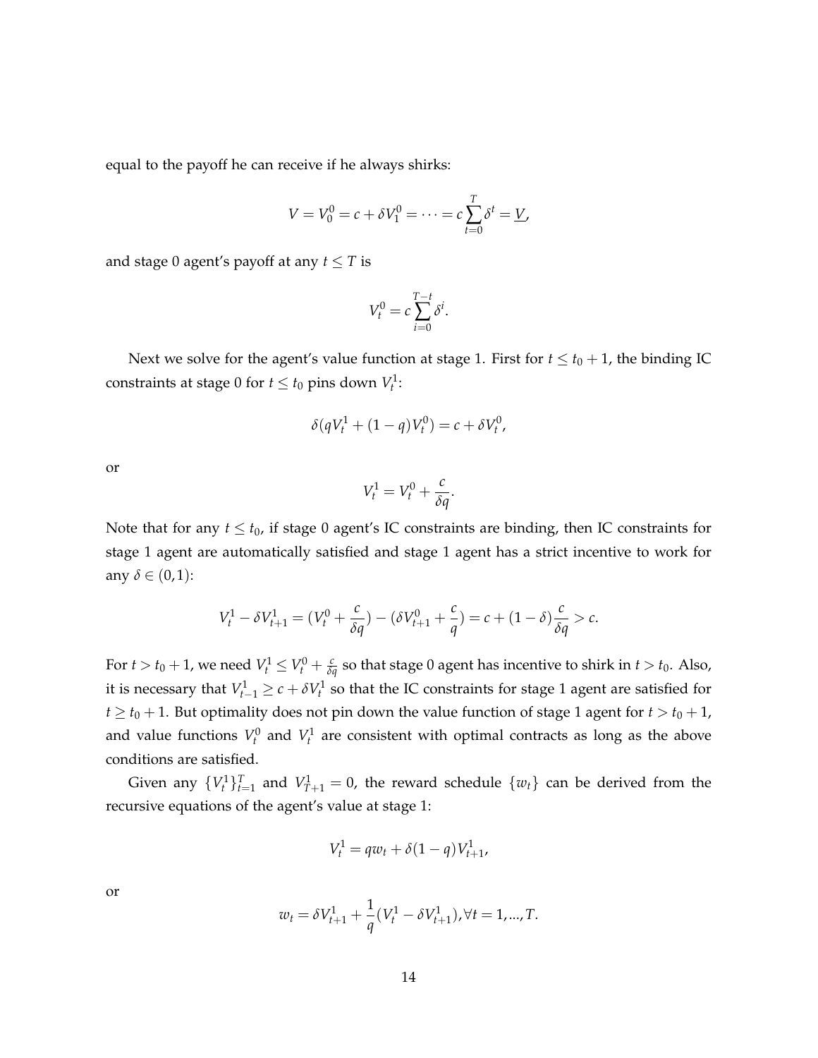equal to the payoff he can receive if he always shirks:

$$V = V_0^0 = c + \delta V_1^0 = \cdots = c\sum_{t=0}^{T}\delta^t = \underline{V},$$

and stage 0 agent's payoff at any $t \leq T$ is

$$V_t^0 = c\sum_{i=0}^{T-t}\delta^i.$$

Next we solve for the agent's value function at stage 1. First for $t \leq t_0 + 1$, the binding IC constraints at stage 0 for $t \leq t_0$ pins down $V_t^1$:

$$\delta(qV_t^1 + (1-q)V_t^0) = c + \delta V_t^0,$$

or

$$V_t^1 = V_t^0 + \frac{c}{\delta q}.$$

Note that for any $t \leq t_0$, if stage 0 agent's IC constraints are binding, then IC constraints for stage 1 agent are automatically satisfied and stage 1 agent has a strict incentive to work for any $\delta \in (0,1)$:

$$V_t^1 - \delta V_{t+1}^1 = (V_t^0 + \frac{c}{\delta q}) - (\delta V_{t+1}^0 + \frac{c}{q}) = c + (1-\delta)\frac{c}{\delta q} > c.$$

For $t > t_0 + 1$, we need $V_t^1 \leq V_t^0 + \frac{c}{\delta q}$ so that stage 0 agent has incentive to shirk in $t > t_0$. Also, it is necessary that $V_{t-1}^1 \geq c + \delta V_t^1$ so that the IC constraints for stage 1 agent are satisfied for $t \geq t_0 + 1$. But optimality does not pin down the value function of stage 1 agent for $t > t_0 + 1$, and value functions $V_t^0$ and $V_t^1$ are consistent with optimal contracts as long as the above conditions are satisfied.

Given any $\{V_t^1\}_{t=1}^T$ and $V_{T+1}^1 = 0$, the reward schedule $\{w_t\}$ can be derived from the recursive equations of the agent's value at stage 1:

$$V_t^1 = qw_t + \delta(1-q)V_{t+1}^1,$$

or

$$w_t = \delta V_{t+1}^1 + \frac{1}{q}(V_t^1 - \delta V_{t+1}^1), \forall t = 1, ..., T.$$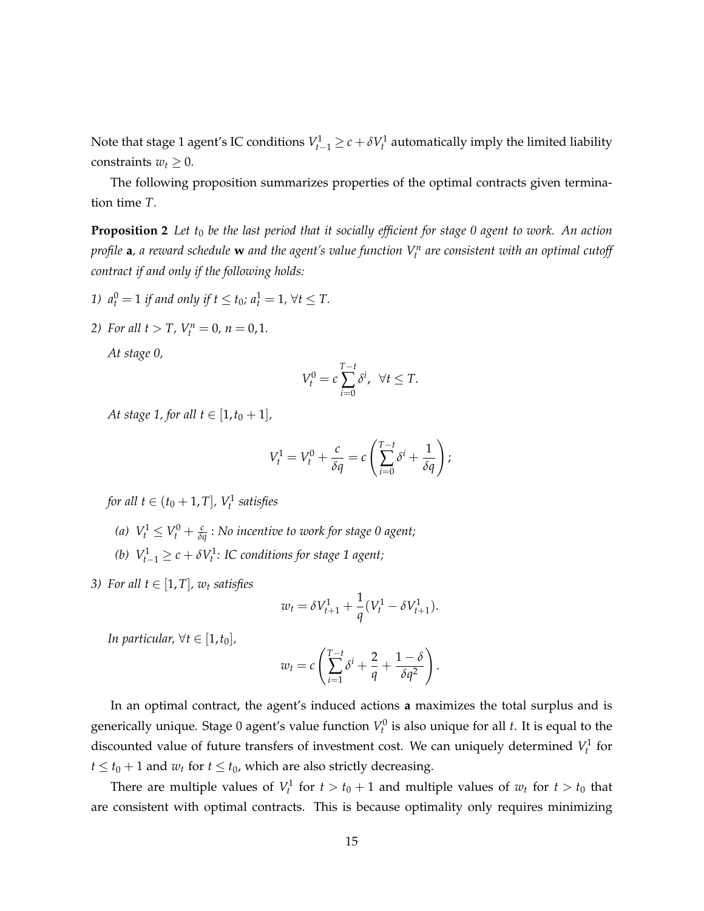Note that stage 1 agent's IC conditions $V_{t-1}^1 \geq c + \delta V_t^1$ automatically imply the limited liability constraints $w_t \geq 0$.

The following proposition summarizes properties of the optimal contracts given termination time $T$.

**Proposition 2** *Let $t_0$ be the last period that it socially efficient for stage 0 agent to work. An action profile $\mathbf{a}$, a reward schedule $\mathbf{w}$ and the agent's value function $V_t^n$ are consistent with an optimal cutoff contract if and only if the following holds:*

1) $a_t^0 = 1$ *if and only if* $t \leq t_0$; $a_t^1 = 1$, $\forall t \leq T$.

2) *For all* $t > T$, $V_t^n = 0$, $n = 0, 1$.

   *At stage 0,*

$$V_t^0 = c \sum_{i=0}^{T-t} \delta^i, \ \ \forall t \leq T.$$

   *At stage 1, for all* $t \in [1, t_0 + 1]$,

$$V_t^1 = V_t^0 + \frac{c}{\delta q} = c \left( \sum_{i=0}^{T-t} \delta^i + \frac{1}{\delta q} \right);$$

   *for all* $t \in (t_0 + 1, T]$, $V_t^1$ *satisfies*

   (a) $V_t^1 \leq V_t^0 + \frac{c}{\delta q}$ *: No incentive to work for stage 0 agent;*

   (b) $V_{t-1}^1 \geq c + \delta V_t^1$*: IC conditions for stage 1 agent;*

3) *For all* $t \in [1, T]$, $w_t$ *satisfies*

$$w_t = \delta V_{t+1}^1 + \frac{1}{q}(V_t^1 - \delta V_{t+1}^1).$$

   *In particular,* $\forall t \in [1, t_0]$,

$$w_t = c \left( \sum_{i=1}^{T-t} \delta^i + \frac{2}{q} + \frac{1 - \delta}{\delta q^2} \right).$$

In an optimal contract, the agent's induced actions $\mathbf{a}$ maximizes the total surplus and is generically unique. Stage 0 agent's value function $V_t^0$ is also unique for all $t$. It is equal to the discounted value of future transfers of investment cost. We can uniquely determined $V_t^1$ for $t \leq t_0 + 1$ and $w_t$ for $t \leq t_0$, which are also strictly decreasing.

There are multiple values of $V_t^1$ for $t > t_0 + 1$ and multiple values of $w_t$ for $t > t_0$ that are consistent with optimal contracts. This is because optimality only requires minimizing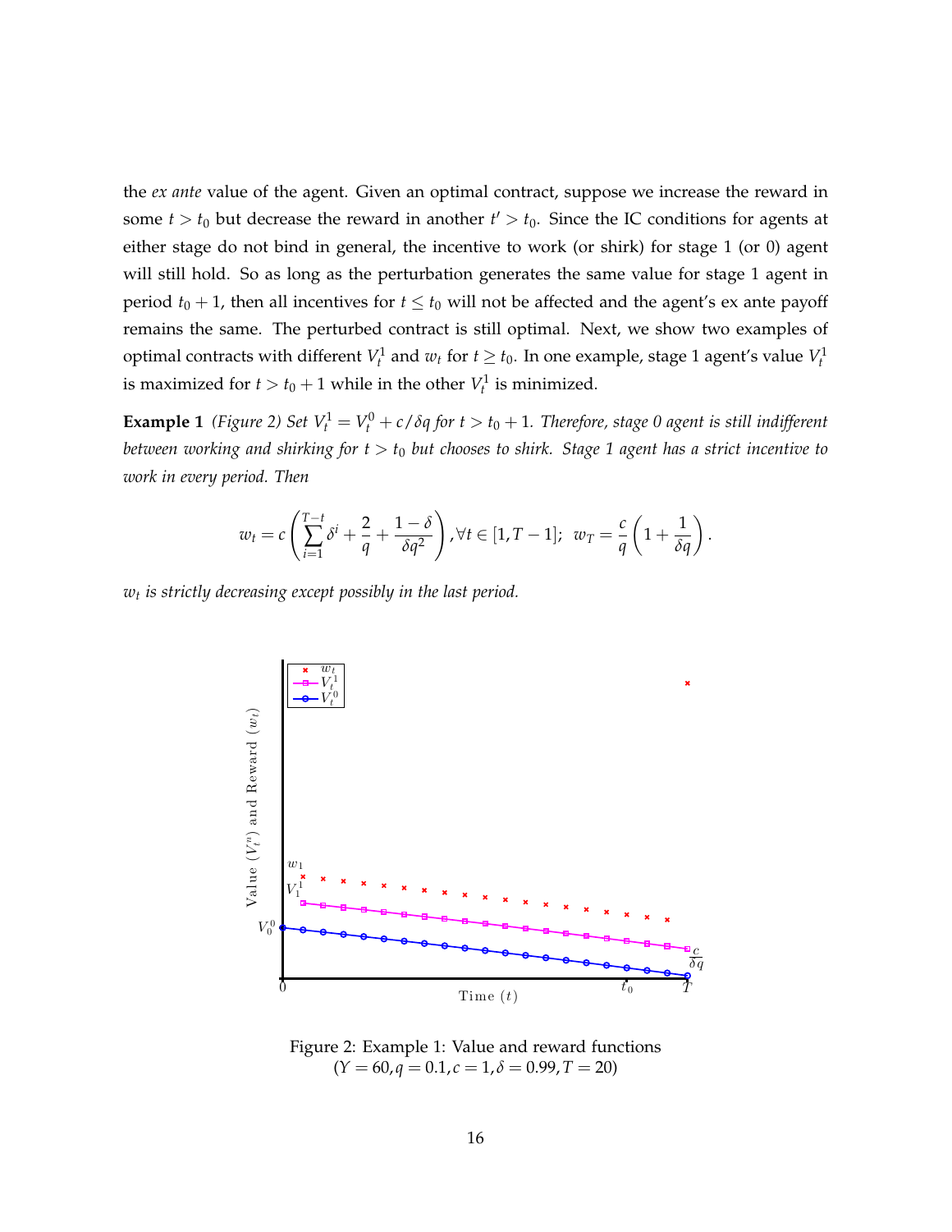the *ex ante* value of the agent. Given an optimal contract, suppose we increase the reward in some $t > t_0$ but decrease the reward in another $t' > t_0$. Since the IC conditions for agents at either stage do not bind in general, the incentive to work (or shirk) for stage 1 (or 0) agent will still hold. So as long as the perturbation generates the same value for stage 1 agent in period $t_0 + 1$, then all incentives for $t \le t_0$ will not be affected and the agent's ex ante payoff remains the same. The perturbed contract is still optimal. Next, we show two examples of optimal contracts with different $V_t^1$ and $w_t$ for $t \ge t_0$. In one example, stage 1 agent's value $V_t^1$ is maximized for $t > t_0 + 1$ while in the other $V_t^1$ is minimized.

**Example 1** *(Figure 2) Set $V_t^1 = V_t^0 + c/\delta q$ for $t > t_0 + 1$. Therefore, stage 0 agent is still indifferent between working and shirking for $t > t_0$ but chooses to shirk. Stage 1 agent has a strict incentive to work in every period. Then*

$$w_t = c\left(\sum_{i=1}^{T-t}\delta^i + \frac{2}{q} + \frac{1-\delta}{\delta q^2}\right), \forall t \in [1, T-1];\;\; w_T = \frac{c}{q}\left(1 + \frac{1}{\delta q}\right).$$

*$w_t$ is strictly decreasing except possibly in the last period.*

Figure 2: Example 1: Value and reward functions
($Y = 60, q = 0.1, c = 1, \delta = 0.99, T = 20$)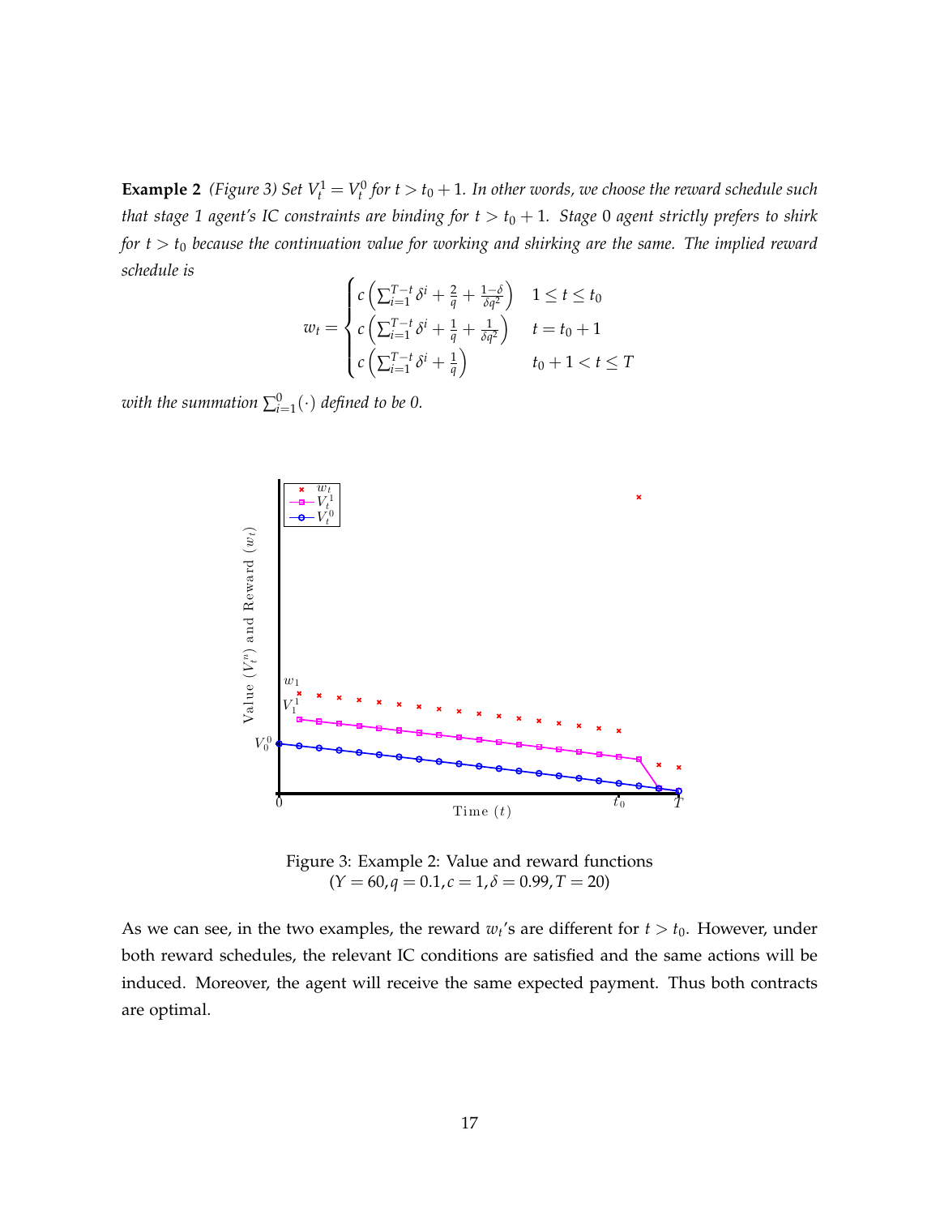**Example 2** *(Figure 3) Set $V_t^1 = V_t^0$ for $t > t_0 + 1$. In other words, we choose the reward schedule such that stage 1 agent's IC constraints are binding for $t > t_0 + 1$. Stage 0 agent strictly prefers to shirk for $t > t_0$ because the continuation value for working and shirking are the same. The implied reward schedule is*

$$w_t = \begin{cases} c\left(\sum_{i=1}^{T-t} \delta^i + \frac{2}{q} + \frac{1-\delta}{\delta q^2}\right) & 1 \leq t \leq t_0 \\ c\left(\sum_{i=1}^{T-t} \delta^i + \frac{1}{q} + \frac{1}{\delta q^2}\right) & t = t_0 + 1 \\ c\left(\sum_{i=1}^{T-t} \delta^i + \frac{1}{q}\right) & t_0 + 1 < t \leq T \end{cases}$$

*with the summation $\sum_{i=1}^{0}(\cdot)$ defined to be 0.*

Figure 3: Example 2: Value and reward functions
($Y = 60, q = 0.1, c = 1, \delta = 0.99, T = 20$)

As we can see, in the two examples, the reward $w_t$'s are different for $t > t_0$. However, under both reward schedules, the relevant IC conditions are satisfied and the same actions will be induced. Moreover, the agent will receive the same expected payment. Thus both contracts are optimal.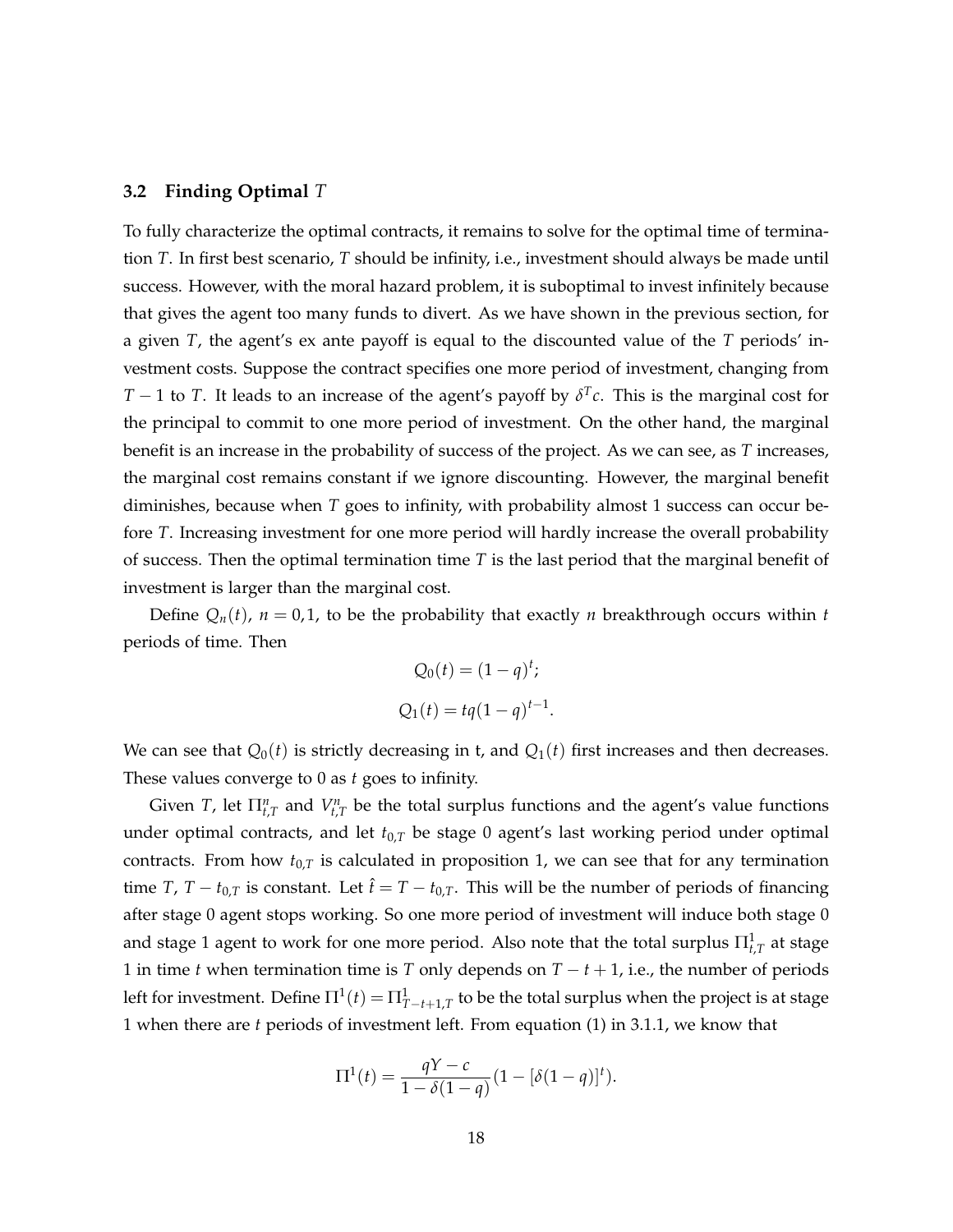### 3.2 Finding Optimal $T$

To fully characterize the optimal contracts, it remains to solve for the optimal time of termination $T$. In first best scenario, $T$ should be infinity, i.e., investment should always be made until success. However, with the moral hazard problem, it is suboptimal to invest infinitely because that gives the agent too many funds to divert. As we have shown in the previous section, for a given $T$, the agent's ex ante payoff is equal to the discounted value of the $T$ periods' investment costs. Suppose the contract specifies one more period of investment, changing from $T-1$ to $T$. It leads to an increase of the agent's payoff by $\delta^T c$. This is the marginal cost for the principal to commit to one more period of investment. On the other hand, the marginal benefit is an increase in the probability of success of the project. As we can see, as $T$ increases, the marginal cost remains constant if we ignore discounting. However, the marginal benefit diminishes, because when $T$ goes to infinity, with probability almost 1 success can occur before $T$. Increasing investment for one more period will hardly increase the overall probability of success. Then the optimal termination time $T$ is the last period that the marginal benefit of investment is larger than the marginal cost.

Define $Q_n(t)$, $n = 0, 1$, to be the probability that exactly $n$ breakthrough occurs within $t$ periods of time. Then

$$Q_0(t) = (1-q)^t;$$

$$Q_1(t) = tq(1-q)^{t-1}.$$

We can see that $Q_0(t)$ is strictly decreasing in t, and $Q_1(t)$ first increases and then decreases. These values converge to 0 as $t$ goes to infinity.

Given $T$, let $\Pi^n_{t,T}$ and $V^n_{t,T}$ be the total surplus functions and the agent's value functions under optimal contracts, and let $t_{0,T}$ be stage 0 agent's last working period under optimal contracts. From how $t_{0,T}$ is calculated in proposition 1, we can see that for any termination time $T$, $T - t_{0,T}$ is constant. Let $\hat{t} = T - t_{0,T}$. This will be the number of periods of financing after stage 0 agent stops working. So one more period of investment will induce both stage 0 and stage 1 agent to work for one more period. Also note that the total surplus $\Pi^1_{t,T}$ at stage 1 in time $t$ when termination time is $T$ only depends on $T - t + 1$, i.e., the number of periods left for investment. Define $\Pi^1(t) = \Pi^1_{T-t+1,T}$ to be the total surplus when the project is at stage 1 when there are $t$ periods of investment left. From equation (1) in 3.1.1, we know that

$$\Pi^1(t) = \frac{qY - c}{1 - \delta(1-q)}(1 - [\delta(1-q)]^t).$$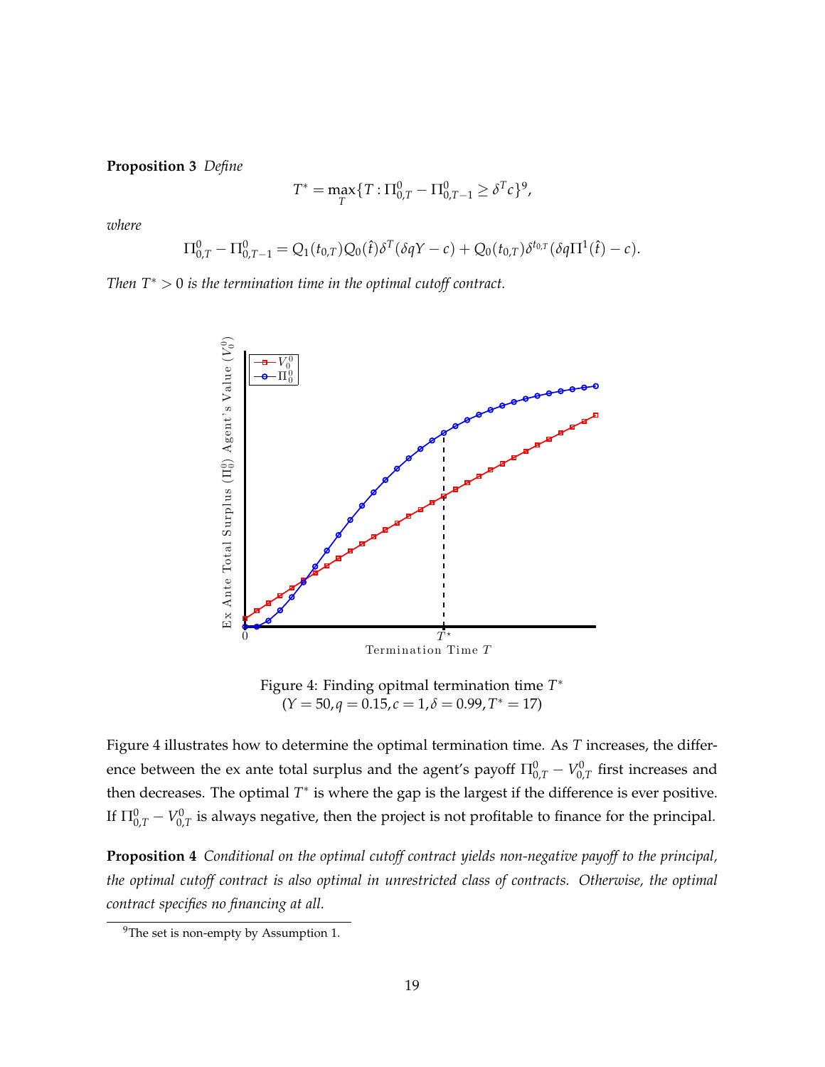**Proposition 3** *Define*

$$T^* = \max_T \{T : \Pi^0_{0,T} - \Pi^0_{0,T-1} \geq \delta^T c\}^9,$$

*where*

$$\Pi^0_{0,T} - \Pi^0_{0,T-1} = Q_1(t_{0,T})Q_0(\hat{t})\delta^T(\delta q Y - c) + Q_0(t_{0,T})\delta^{t_{0,T}}(\delta q \Pi^1(\hat{t}) - c).$$

*Then $T^* > 0$ is the termination time in the optimal cutoff contract.*

Figure 4: Finding opitmal termination time $T^*$ ($Y = 50, q = 0.15, c = 1, \delta = 0.99, T^* = 17$)

Figure 4 illustrates how to determine the optimal termination time. As $T$ increases, the difference between the ex ante total surplus and the agent's payoff $\Pi^0_{0,T} - V^0_{0,T}$ first increases and then decreases. The optimal $T^*$ is where the gap is the largest if the difference is ever positive. If $\Pi^0_{0,T} - V^0_{0,T}$ is always negative, then the project is not profitable to finance for the principal.

**Proposition 4** *Conditional on the optimal cutoff contract yields non-negative payoff to the principal, the optimal cutoff contract is also optimal in unrestricted class of contracts. Otherwise, the optimal contract specifies no financing at all.*

[9] The set is non-empty by Assumption 1.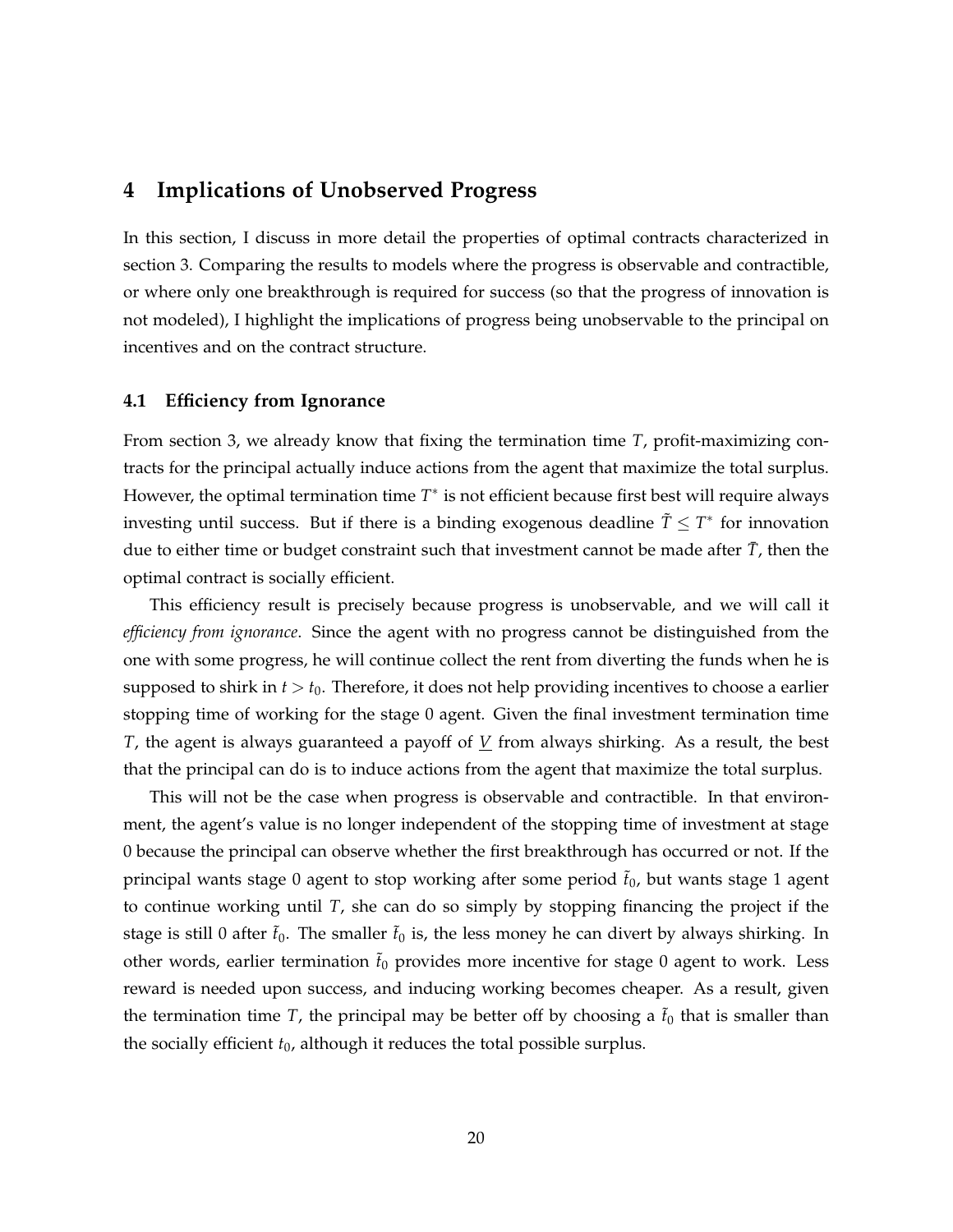## 4 Implications of Unobserved Progress

In this section, I discuss in more detail the properties of optimal contracts characterized in section 3. Comparing the results to models where the progress is observable and contractible, or where only one breakthrough is required for success (so that the progress of innovation is not modeled), I highlight the implications of progress being unobservable to the principal on incentives and on the contract structure.

### 4.1 Efficiency from Ignorance

From section 3, we already know that fixing the termination time $T$, profit-maximizing contracts for the principal actually induce actions from the agent that maximize the total surplus. However, the optimal termination time $T^*$ is not efficient because first best will require always investing until success. But if there is a binding exogenous deadline $\tilde{T} \leq T^*$ for innovation due to either time or budget constraint such that investment cannot be made after $\bar{T}$, then the optimal contract is socially efficient.

This efficiency result is precisely because progress is unobservable, and we will call it *efficiency from ignorance*. Since the agent with no progress cannot be distinguished from the one with some progress, he will continue collect the rent from diverting the funds when he is supposed to shirk in $t > t_0$. Therefore, it does not help providing incentives to choose a earlier stopping time of working for the stage 0 agent. Given the final investment termination time $T$, the agent is always guaranteed a payoff of $\underline{V}$ from always shirking. As a result, the best that the principal can do is to induce actions from the agent that maximize the total surplus.

This will not be the case when progress is observable and contractible. In that environment, the agent's value is no longer independent of the stopping time of investment at stage 0 because the principal can observe whether the first breakthrough has occurred or not. If the principal wants stage 0 agent to stop working after some period $\tilde{t}_0$, but wants stage 1 agent to continue working until $T$, she can do so simply by stopping financing the project if the stage is still 0 after $\tilde{t}_0$. The smaller $\tilde{t}_0$ is, the less money he can divert by always shirking. In other words, earlier termination $\tilde{t}_0$ provides more incentive for stage 0 agent to work. Less reward is needed upon success, and inducing working becomes cheaper. As a result, given the termination time $T$, the principal may be better off by choosing a $\tilde{t}_0$ that is smaller than the socially efficient $t_0$, although it reduces the total possible surplus.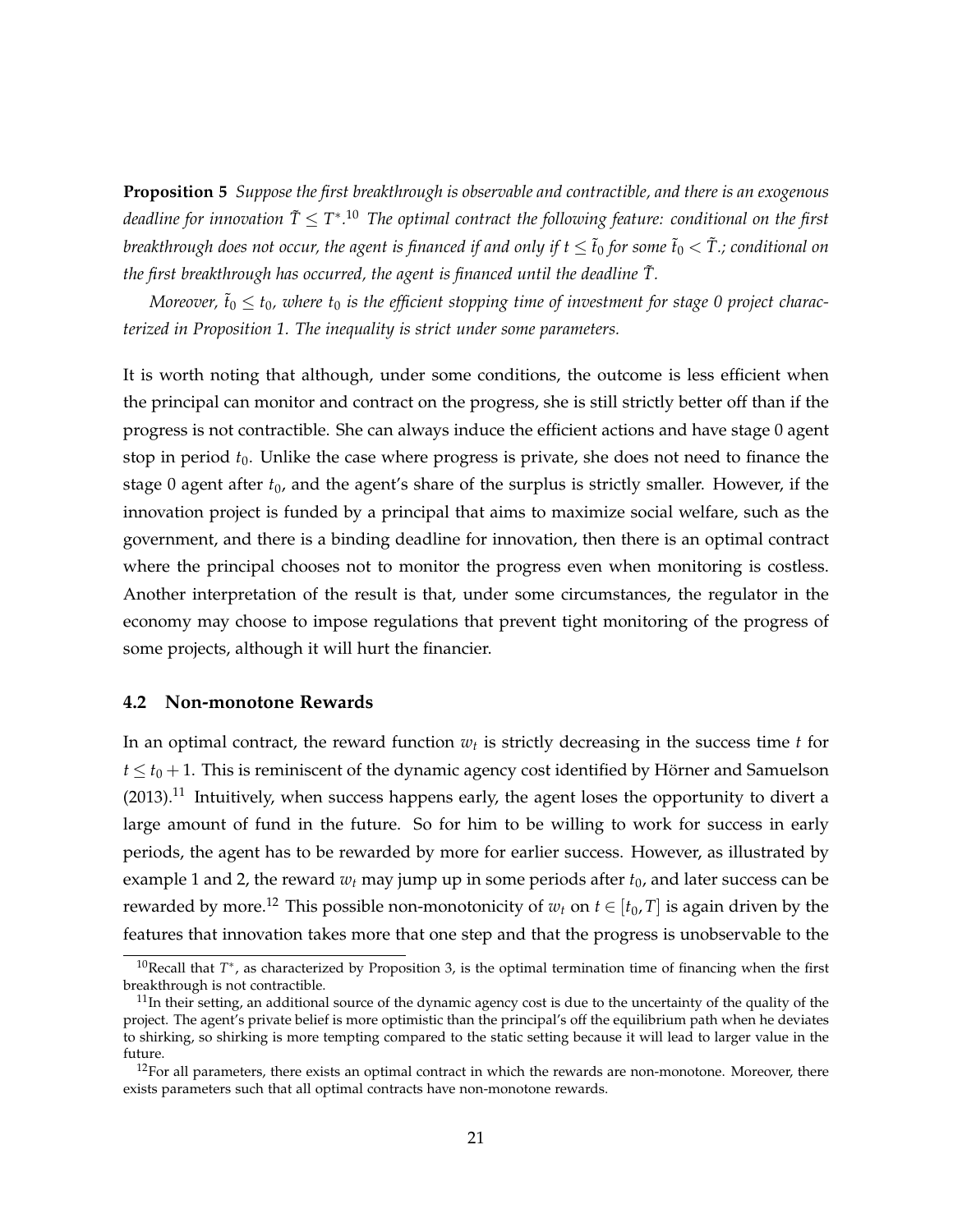**Proposition 5** *Suppose the first breakthrough is observable and contractible, and there is an exogenous deadline for innovation $\tilde{T} \leq T^*$.*[10] *The optimal contract the following feature: conditional on the first breakthrough does not occur, the agent is financed if and only if $t \leq \tilde{t}_0$ for some $\tilde{t}_0 < \tilde{T}$.; conditional on the first breakthrough has occurred, the agent is financed until the deadline $\tilde{T}$.*

*Moreover, $\tilde{t}_0 \leq t_0$, where $t_0$ is the efficient stopping time of investment for stage 0 project characterized in Proposition 1. The inequality is strict under some parameters.*

It is worth noting that although, under some conditions, the outcome is less efficient when the principal can monitor and contract on the progress, she is still strictly better off than if the progress is not contractible. She can always induce the efficient actions and have stage 0 agent stop in period $t_0$. Unlike the case where progress is private, she does not need to finance the stage 0 agent after $t_0$, and the agent's share of the surplus is strictly smaller. However, if the innovation project is funded by a principal that aims to maximize social welfare, such as the government, and there is a binding deadline for innovation, then there is an optimal contract where the principal chooses not to monitor the progress even when monitoring is costless. Another interpretation of the result is that, under some circumstances, the regulator in the economy may choose to impose regulations that prevent tight monitoring of the progress of some projects, although it will hurt the financier.

### 4.2 Non-monotone Rewards

In an optimal contract, the reward function $w_t$ is strictly decreasing in the success time $t$ for $t \leq t_0 + 1$. This is reminiscent of the dynamic agency cost identified by Hörner and Samuelson (2013).[11] Intuitively, when success happens early, the agent loses the opportunity to divert a large amount of fund in the future. So for him to be willing to work for success in early periods, the agent has to be rewarded by more for earlier success. However, as illustrated by example 1 and 2, the reward $w_t$ may jump up in some periods after $t_0$, and later success can be rewarded by more.[12] This possible non-monotonicity of $w_t$ on $t \in [t_0, T]$ is again driven by the features that innovation takes more that one step and that the progress is unobservable to the

---

[10] Recall that $T^*$, as characterized by Proposition 3, is the optimal termination time of financing when the first breakthrough is not contractible.

[11] In their setting, an additional source of the dynamic agency cost is due to the uncertainty of the quality of the project. The agent's private belief is more optimistic than the principal's off the equilibrium path when he deviates to shirking, so shirking is more tempting compared to the static setting because it will lead to larger value in the future.

[12] For all parameters, there exists an optimal contract in which the rewards are non-monotone. Moreover, there exists parameters such that all optimal contracts have non-monotone rewards.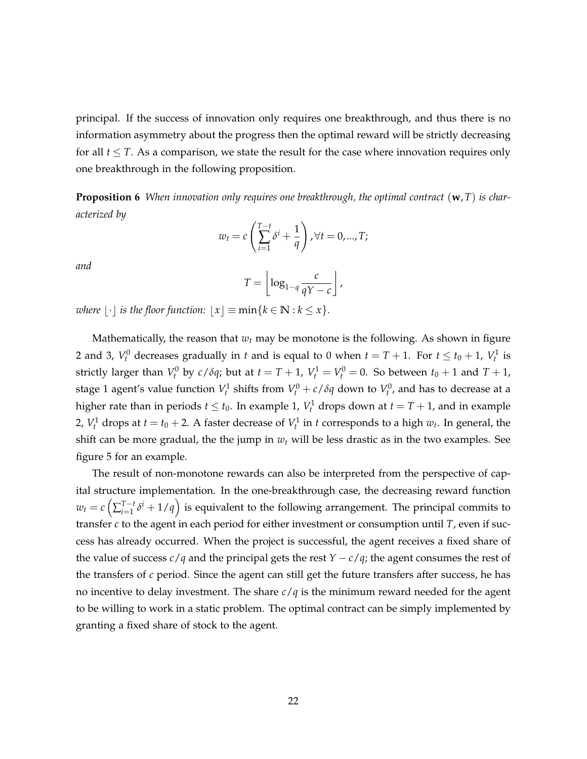principal. If the success of innovation only requires one breakthrough, and thus there is no information asymmetry about the progress then the optimal reward will be strictly decreasing for all $t \leq T$. As a comparison, we state the result for the case where innovation requires only one breakthrough in the following proposition.

**Proposition 6** *When innovation only requires one breakthrough, the optimal contract $(\mathbf{w}, T)$ is characterized by*

$$w_t = c\left(\sum_{i=1}^{T-t} \delta^i + \frac{1}{q}\right), \forall t = 0, ..., T;$$

*and*

$$T = \left\lfloor \log_{1-q} \frac{c}{qY - c} \right\rfloor,$$

*where $\lfloor \cdot \rfloor$ is the floor function: $\lfloor x \rfloor \equiv \min\{k \in \mathbb{N} : k \leq x\}$.*

Mathematically, the reason that $w_t$ may be monotone is the following. As shown in figure 2 and 3, $V_t^0$ decreases gradually in $t$ and is equal to 0 when $t = T + 1$. For $t \leq t_0 + 1$, $V_t^1$ is strictly larger than $V_t^0$ by $c/\delta q$; but at $t = T + 1$, $V_t^1 = V_t^0 = 0$. So between $t_0 + 1$ and $T + 1$, stage 1 agent's value function $V_t^1$ shifts from $V_t^0 + c/\delta q$ down to $V_t^0$, and has to decrease at a higher rate than in periods $t \leq t_0$. In example 1, $V_t^1$ drops down at $t = T + 1$, and in example 2, $V_t^1$ drops at $t = t_0 + 2$. A faster decrease of $V_t^1$ in $t$ corresponds to a high $w_t$. In general, the shift can be more gradual, the the jump in $w_t$ will be less drastic as in the two examples. See figure 5 for an example.

The result of non-monotone rewards can also be interpreted from the perspective of capital structure implementation. In the one-breakthrough case, the decreasing reward function $w_t = c\left(\sum_{i=1}^{T-t} \delta^i + 1/q\right)$ is equivalent to the following arrangement. The principal commits to transfer $c$ to the agent in each period for either investment or consumption until $T$, even if success has already occurred. When the project is successful, the agent receives a fixed share of the value of success $c/q$ and the principal gets the rest $Y - c/q$; the agent consumes the rest of the transfers of $c$ period. Since the agent can still get the future transfers after success, he has no incentive to delay investment. The share $c/q$ is the minimum reward needed for the agent to be willing to work in a static problem. The optimal contract can be simply implemented by granting a fixed share of stock to the agent.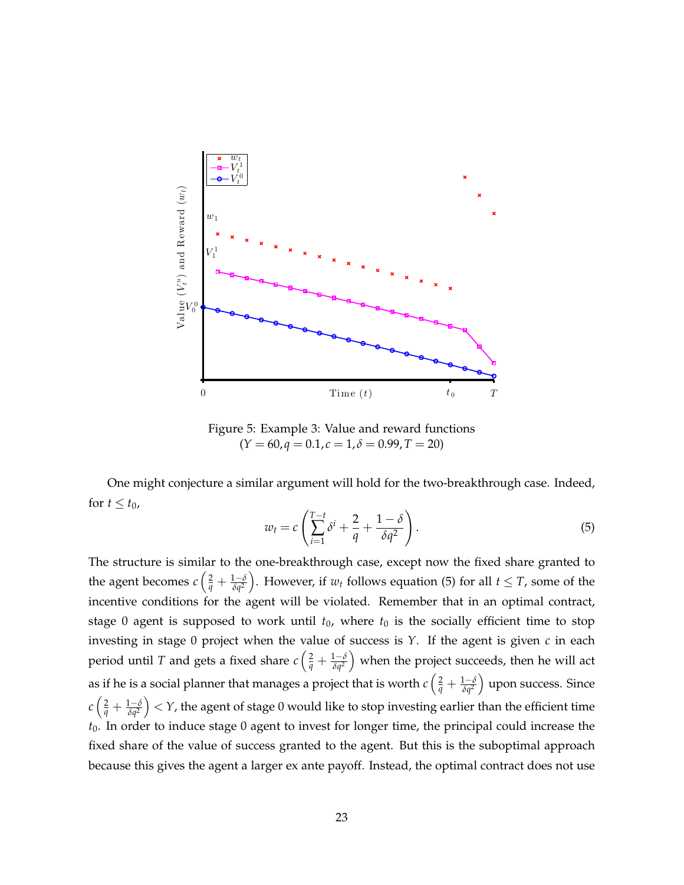Figure 5: Example 3: Value and reward functions
($Y = 60, q = 0.1, c = 1, \delta = 0.99, T = 20$)

One might conjecture a similar argument will hold for the two-breakthrough case. Indeed, for $t \leq t_0$,

$$w_t = c\left(\sum_{i=1}^{T-t} \delta^i + \frac{2}{q} + \frac{1-\delta}{\delta q^2}\right). \tag{5}$$

The structure is similar to the one-breakthrough case, except now the fixed share granted to the agent becomes $c\left(\frac{2}{q} + \frac{1-\delta}{\delta q^2}\right)$. However, if $w_t$ follows equation (5) for all $t \leq T$, some of the incentive conditions for the agent will be violated. Remember that in an optimal contract, stage 0 agent is supposed to work until $t_0$, where $t_0$ is the socially efficient time to stop investing in stage 0 project when the value of success is $Y$. If the agent is given $c$ in each period until $T$ and gets a fixed share $c\left(\frac{2}{q} + \frac{1-\delta}{\delta q^2}\right)$ when the project succeeds, then he will act as if he is a social planner that manages a project that is worth $c\left(\frac{2}{q} + \frac{1-\delta}{\delta q^2}\right)$ upon success. Since $c\left(\frac{2}{q} + \frac{1-\delta}{\delta q^2}\right) < Y$, the agent of stage 0 would like to stop investing earlier than the efficient time $t_0$. In order to induce stage 0 agent to invest for longer time, the principal could increase the fixed share of the value of success granted to the agent. But this is the suboptimal approach because this gives the agent a larger ex ante payoff. Instead, the optimal contract does not use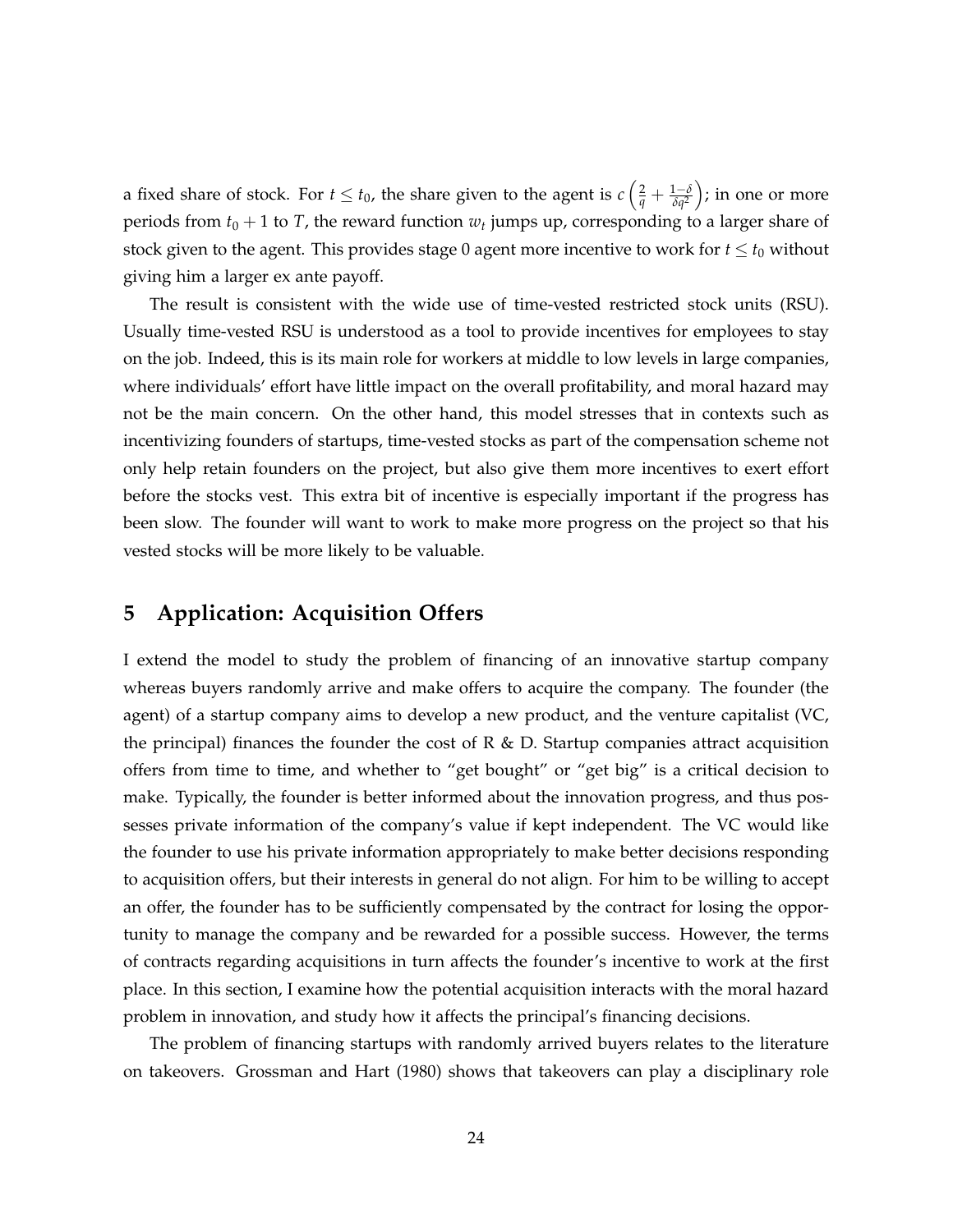a fixed share of stock. For $t \leq t_0$, the share given to the agent is $c\left(\frac{2}{q} + \frac{1-\delta}{\delta q^2}\right)$; in one or more periods from $t_0 + 1$ to $T$, the reward function $w_t$ jumps up, corresponding to a larger share of stock given to the agent. This provides stage 0 agent more incentive to work for $t \leq t_0$ without giving him a larger ex ante payoff.

The result is consistent with the wide use of time-vested restricted stock units (RSU). Usually time-vested RSU is understood as a tool to provide incentives for employees to stay on the job. Indeed, this is its main role for workers at middle to low levels in large companies, where individuals' effort have little impact on the overall profitability, and moral hazard may not be the main concern. On the other hand, this model stresses that in contexts such as incentivizing founders of startups, time-vested stocks as part of the compensation scheme not only help retain founders on the project, but also give them more incentives to exert effort before the stocks vest. This extra bit of incentive is especially important if the progress has been slow. The founder will want to work to make more progress on the project so that his vested stocks will be more likely to be valuable.

## 5 Application: Acquisition Offers

I extend the model to study the problem of financing of an innovative startup company whereas buyers randomly arrive and make offers to acquire the company. The founder (the agent) of a startup company aims to develop a new product, and the venture capitalist (VC, the principal) finances the founder the cost of R & D. Startup companies attract acquisition offers from time to time, and whether to "get bought" or "get big" is a critical decision to make. Typically, the founder is better informed about the innovation progress, and thus possesses private information of the company's value if kept independent. The VC would like the founder to use his private information appropriately to make better decisions responding to acquisition offers, but their interests in general do not align. For him to be willing to accept an offer, the founder has to be sufficiently compensated by the contract for losing the opportunity to manage the company and be rewarded for a possible success. However, the terms of contracts regarding acquisitions in turn affects the founder's incentive to work at the first place. In this section, I examine how the potential acquisition interacts with the moral hazard problem in innovation, and study how it affects the principal's financing decisions.

The problem of financing startups with randomly arrived buyers relates to the literature on takeovers. Grossman and Hart (1980) shows that takeovers can play a disciplinary role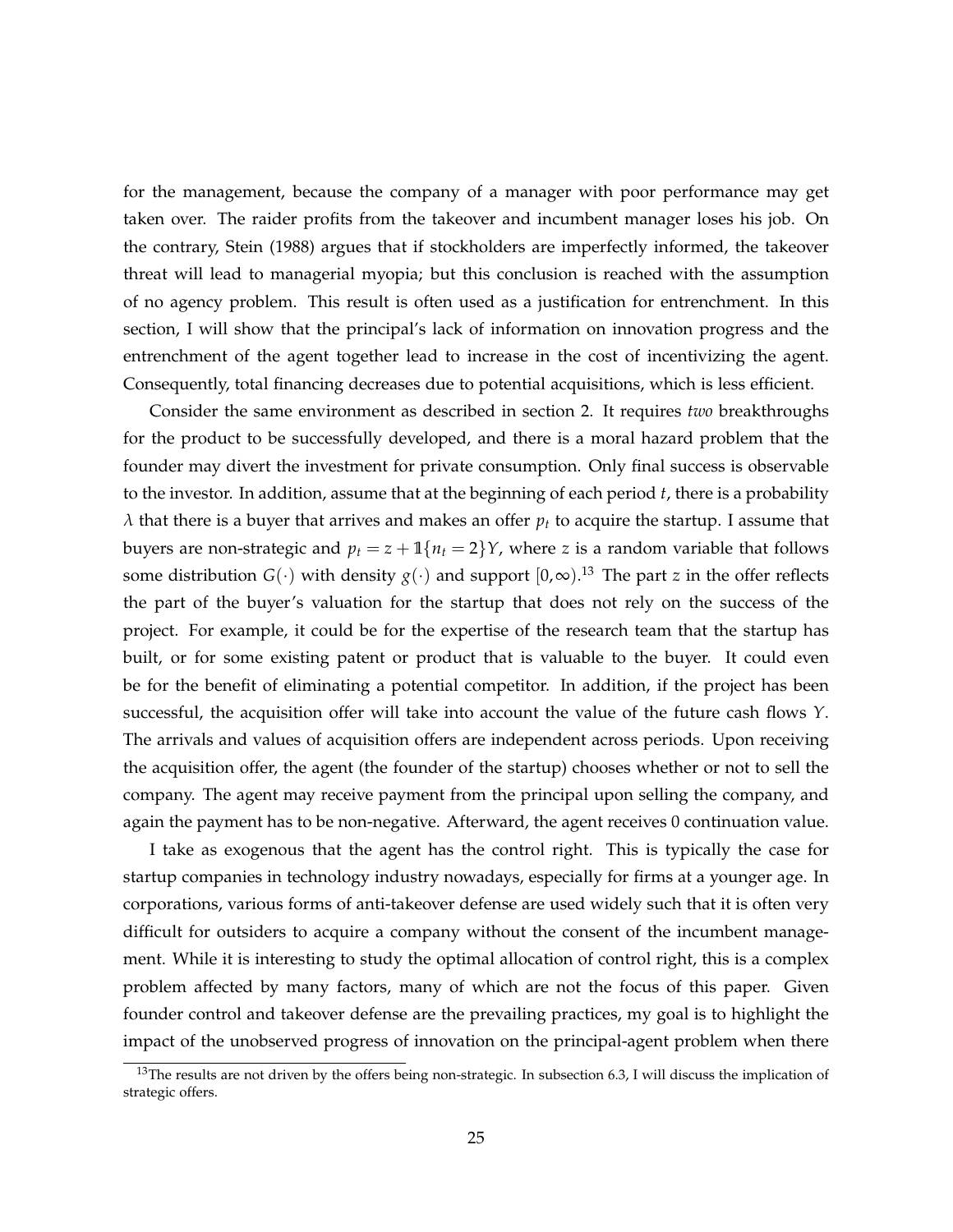for the management, because the company of a manager with poor performance may get taken over. The raider profits from the takeover and incumbent manager loses his job. On the contrary, Stein (1988) argues that if stockholders are imperfectly informed, the takeover threat will lead to managerial myopia; but this conclusion is reached with the assumption of no agency problem. This result is often used as a justification for entrenchment. In this section, I will show that the principal's lack of information on innovation progress and the entrenchment of the agent together lead to increase in the cost of incentivizing the agent. Consequently, total financing decreases due to potential acquisitions, which is less efficient.

Consider the same environment as described in section 2. It requires *two* breakthroughs for the product to be successfully developed, and there is a moral hazard problem that the founder may divert the investment for private consumption. Only final success is observable to the investor. In addition, assume that at the beginning of each period $t$, there is a probability $\lambda$ that there is a buyer that arrives and makes an offer $p_t$ to acquire the startup. I assume that buyers are non-strategic and $p_t = z + \mathbb{1}\{n_t = 2\}Y$, where $z$ is a random variable that follows some distribution $G(\cdot)$ with density $g(\cdot)$ and support $[0, \infty)$.[13] The part $z$ in the offer reflects the part of the buyer's valuation for the startup that does not rely on the success of the project. For example, it could be for the expertise of the research team that the startup has built, or for some existing patent or product that is valuable to the buyer. It could even be for the benefit of eliminating a potential competitor. In addition, if the project has been successful, the acquisition offer will take into account the value of the future cash flows $Y$. The arrivals and values of acquisition offers are independent across periods. Upon receiving the acquisition offer, the agent (the founder of the startup) chooses whether or not to sell the company. The agent may receive payment from the principal upon selling the company, and again the payment has to be non-negative. Afterward, the agent receives 0 continuation value.

I take as exogenous that the agent has the control right. This is typically the case for startup companies in technology industry nowadays, especially for firms at a younger age. In corporations, various forms of anti-takeover defense are used widely such that it is often very difficult for outsiders to acquire a company without the consent of the incumbent management. While it is interesting to study the optimal allocation of control right, this is a complex problem affected by many factors, many of which are not the focus of this paper. Given founder control and takeover defense are the prevailing practices, my goal is to highlight the impact of the unobserved progress of innovation on the principal-agent problem when there

[13] The results are not driven by the offers being non-strategic. In subsection 6.3, I will discuss the implication of strategic offers.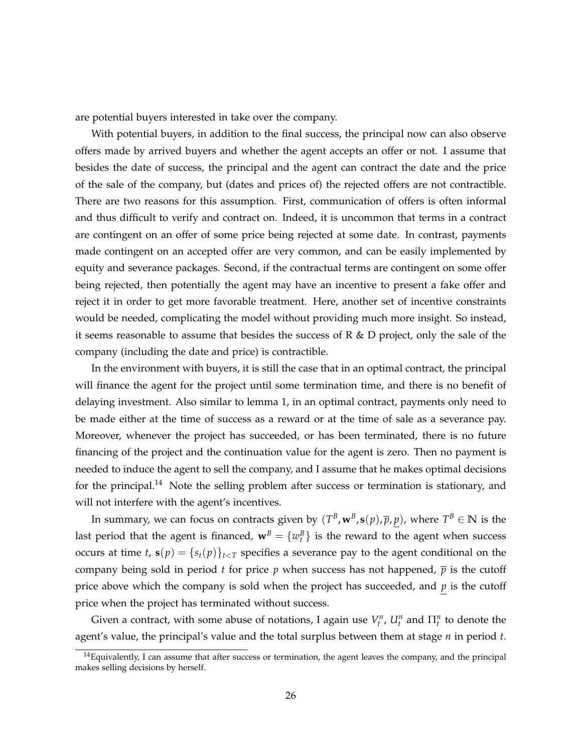are potential buyers interested in take over the company.

With potential buyers, in addition to the final success, the principal now can also observe offers made by arrived buyers and whether the agent accepts an offer or not. I assume that besides the date of success, the principal and the agent can contract the date and the price of the sale of the company, but (dates and prices of) the rejected offers are not contractible. There are two reasons for this assumption. First, communication of offers is often informal and thus difficult to verify and contract on. Indeed, it is uncommon that terms in a contract are contingent on an offer of some price being rejected at some date. In contrast, payments made contingent on an accepted offer are very common, and can be easily implemented by equity and severance packages. Second, if the contractual terms are contingent on some offer being rejected, then potentially the agent may have an incentive to present a fake offer and reject it in order to get more favorable treatment. Here, another set of incentive constraints would be needed, complicating the model without providing much more insight. So instead, it seems reasonable to assume that besides the success of R & D project, only the sale of the company (including the date and price) is contractible.

In the environment with buyers, it is still the case that in an optimal contract, the principal will finance the agent for the project until some termination time, and there is no benefit of delaying investment. Also similar to lemma 1, in an optimal contract, payments only need to be made either at the time of success as a reward or at the time of sale as a severance pay. Moreover, whenever the project has succeeded, or has been terminated, there is no future financing of the project and the continuation value for the agent is zero. Then no payment is needed to induce the agent to sell the company, and I assume that he makes optimal decisions for the principal.[14] Note the selling problem after success or termination is stationary, and will not interfere with the agent's incentives.

In summary, we can focus on contracts given by $(T^B, \mathbf{w}^B, \mathbf{s}(p), \overline{p}, \underline{p})$, where $T^B \in \mathbb{N}$ is the last period that the agent is financed, $\mathbf{w}^B = \{w_t^B\}$ is the reward to the agent when success occurs at time $t$, $\mathbf{s}(p) = \{s_t(p)\}_{t<T}$ specifies a severance pay to the agent conditional on the company being sold in period $t$ for price $p$ when success has not happened, $\overline{p}$ is the cutoff price above which the company is sold when the project has succeeded, and $\underline{p}$ is the cutoff price when the project has terminated without success.

Given a contract, with some abuse of notations, I again use $V_t^n$, $U_t^n$ and $\Pi_t^n$ to denote the agent's value, the principal's value and the total surplus between them at stage $n$ in period $t$.

[14] Equivalently, I can assume that after success or termination, the agent leaves the company, and the principal makes selling decisions by herself.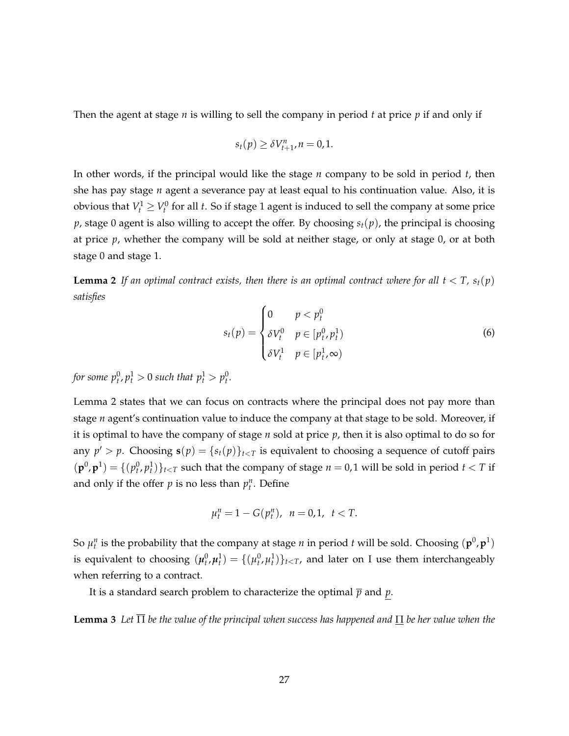Then the agent at stage $n$ is willing to sell the company in period $t$ at price $p$ if and only if

$$s_t(p) \geq \delta V_{t+1}^n, n = 0,1.$$

In other words, if the principal would like the stage $n$ company to be sold in period $t$, then she has pay stage $n$ agent a severance pay at least equal to his continuation value. Also, it is obvious that $V_t^1 \geq V_t^0$ for all $t$. So if stage 1 agent is induced to sell the company at some price $p$, stage 0 agent is also willing to accept the offer. By choosing $s_t(p)$, the principal is choosing at price $p$, whether the company will be sold at neither stage, or only at stage 0, or at both stage 0 and stage 1.

**Lemma 2** *If an optimal contract exists, then there is an optimal contract where for all $t < T$, $s_t(p)$ satisfies*

$$s_t(p) = \begin{cases} 0 & p < p_t^0 \\ \delta V_t^0 & p \in [p_t^0, p_t^1) \\ \delta V_t^1 & p \in [p_t^1, \infty) \end{cases} \tag{6}$$

*for some $p_t^0, p_t^1 > 0$ such that $p_t^1 > p_t^0$.*

Lemma 2 states that we can focus on contracts where the principal does not pay more than stage $n$ agent's continuation value to induce the company at that stage to be sold. Moreover, if it is optimal to have the company of stage $n$ sold at price $p$, then it is also optimal to do so for any $p' > p$. Choosing $\mathbf{s}(p) = \{s_t(p)\}_{t<T}$ is equivalent to choosing a sequence of cutoff pairs $(\mathbf{p}^0, \mathbf{p}^1) = \{(p_t^0, p_t^1)\}_{t<T}$ such that the company of stage $n = 0,1$ will be sold in period $t < T$ if and only if the offer $p$ is no less than $p_t^n$. Define

$$\mu_t^n = 1 - G(p_t^n), \;\; n = 0,1, \;\; t < T.$$

So $\mu_t^n$ is the probability that the company at stage $n$ in period $t$ will be sold. Choosing $(\mathbf{p}^0, \mathbf{p}^1)$ is equivalent to choosing $(\boldsymbol{\mu}_t^0, \boldsymbol{\mu}_t^1) = \{(\mu_t^0, \mu_t^1)\}_{t<T}$, and later on I use them interchangeably when referring to a contract.

It is a standard search problem to characterize the optimal $\overline{p}$ and $\underline{p}$.

**Lemma 3** *Let $\overline{\Pi}$ be the value of the principal when success has happened and $\underline{\Pi}$ be her value when the*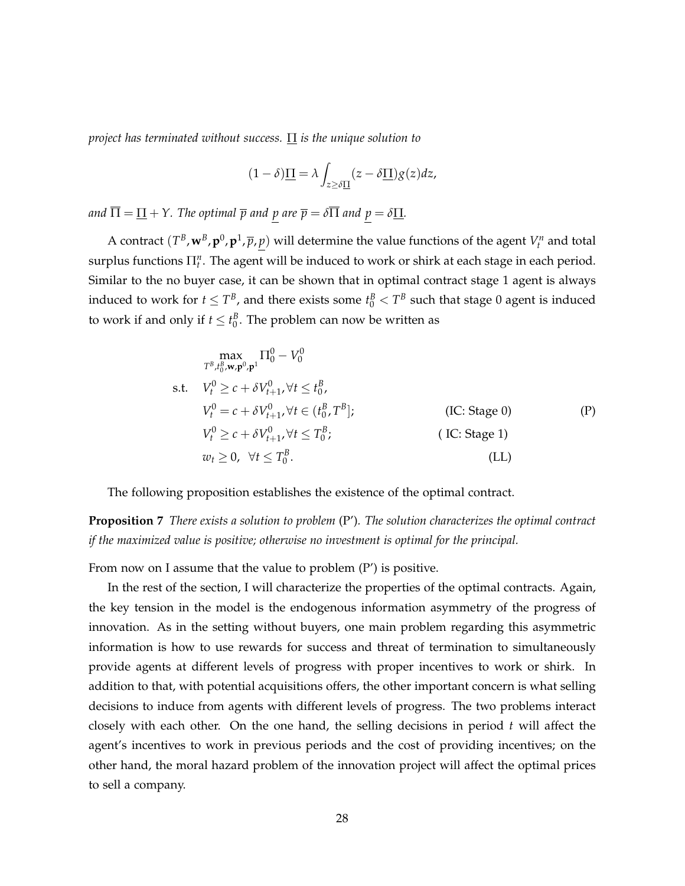*project has terminated without success.* $\underline{\Pi}$ *is the unique solution to*

$$(1-\delta)\underline{\Pi} = \lambda \int_{z \geq \delta \underline{\Pi}} (z - \delta \underline{\Pi}) g(z) dz,$$

*and* $\overline{\Pi} = \underline{\Pi} + Y$*. The optimal* $\overline{p}$ *and* $\underline{p}$ *are* $\overline{p} = \delta \overline{\Pi}$ *and* $\underline{p} = \delta \underline{\Pi}$*.*

A contract $(T^B, \mathbf{w}^B, \mathbf{p}^0, \mathbf{p}^1, \overline{p}, \underline{p})$ will determine the value functions of the agent $V_t^n$ and total surplus functions $\Pi_t^n$. The agent will be induced to work or shirk at each stage in each period. Similar to the no buyer case, it can be shown that in optimal contract stage 1 agent is always induced to work for $t \leq T^B$, and there exists some $t_0^B < T^B$ such that stage 0 agent is induced to work if and only if $t \leq t_0^B$. The problem can now be written as

$$
\begin{aligned}
&\max_{T^B, t_0^B, \mathbf{w}, \mathbf{p}^0, \mathbf{p}^1} \Pi_0^0 - V_0^0 \\
\text{s.t.} \quad & V_t^0 \geq c + \delta V_{t+1}^0, \forall t \leq t_0^B, \\
& V_t^0 = c + \delta V_{t+1}^0, \forall t \in (t_0^B, T^B]; \qquad \text{(IC: Stage 0)} \\
& V_t^0 \geq c + \delta V_{t+1}^0, \forall t \leq T_0^B; \qquad \text{( IC: Stage 1)} \\
& w_t \geq 0, \ \ \forall t \leq T_0^B. \qquad \text{(LL)}
\end{aligned}
\tag{P}
$$

The following proposition establishes the existence of the optimal contract.

**Proposition 7** *There exists a solution to problem* (P')*. The solution characterizes the optimal contract if the maximized value is positive; otherwise no investment is optimal for the principal.*

From now on I assume that the value to problem (P') is positive.

In the rest of the section, I will characterize the properties of the optimal contracts. Again, the key tension in the model is the endogenous information asymmetry of the progress of innovation. As in the setting without buyers, one main problem regarding this asymmetric information is how to use rewards for success and threat of termination to simultaneously provide agents at different levels of progress with proper incentives to work or shirk. In addition to that, with potential acquisitions offers, the other important concern is what selling decisions to induce from agents with different levels of progress. The two problems interact closely with each other. On the one hand, the selling decisions in period $t$ will affect the agent's incentives to work in previous periods and the cost of providing incentives; on the other hand, the moral hazard problem of the innovation project will affect the optimal prices to sell a company.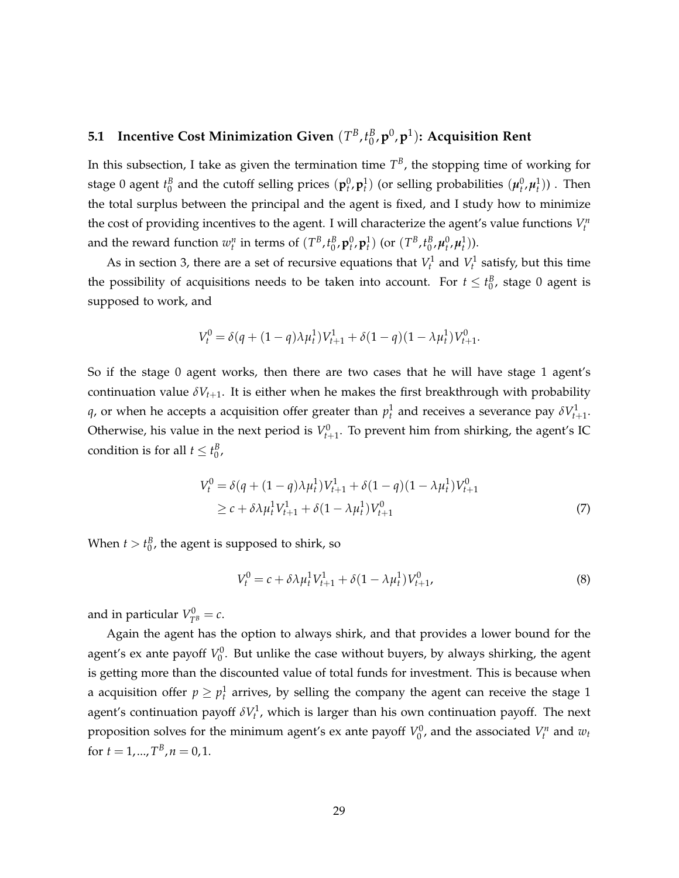### 5.1 Incentive Cost Minimization Given $(T^B, t_0^B, \mathbf{p}^0, \mathbf{p}^1)$: Acquisition Rent

In this subsection, I take as given the termination time $T^B$, the stopping time of working for stage 0 agent $t_0^B$ and the cutoff selling prices $(\mathbf{p}_t^0, \mathbf{p}_t^1)$ (or selling probabilities $(\boldsymbol{\mu}_t^0, \boldsymbol{\mu}_t^1)$) . Then the total surplus between the principal and the agent is fixed, and I study how to minimize the cost of providing incentives to the agent. I will characterize the agent's value functions $V_t^n$ and the reward function $w_t^n$ in terms of $(T^B, t_0^B, \mathbf{p}_t^0, \mathbf{p}_t^1)$ (or $(T^B, t_0^B, \boldsymbol{\mu}_t^0, \boldsymbol{\mu}_t^1)$).

As in section 3, there are a set of recursive equations that $V_t^1$ and $V_t^1$ satisfy, but this time the possibility of acquisitions needs to be taken into account. For $t \leq t_0^B$, stage 0 agent is supposed to work, and

$$V_t^0 = \delta(q + (1-q)\lambda\mu_t^1)V_{t+1}^1 + \delta(1-q)(1-\lambda\mu_t^1)V_{t+1}^0.$$

So if the stage 0 agent works, then there are two cases that he will have stage 1 agent's continuation value $\delta V_{t+1}$. It is either when he makes the first breakthrough with probability $q$, or when he accepts a acquisition offer greater than $p_t^1$ and receives a severance pay $\delta V_{t+1}^1$. Otherwise, his value in the next period is $V_{t+1}^0$. To prevent him from shirking, the agent's IC condition is for all $t \leq t_0^B$,

$$\begin{aligned} V_t^0 &= \delta(q + (1-q)\lambda\mu_t^1)V_{t+1}^1 + \delta(1-q)(1-\lambda\mu_t^1)V_{t+1}^0 \\ &\geq c + \delta\lambda\mu_t^1 V_{t+1}^1 + \delta(1-\lambda\mu_t^1)V_{t+1}^0 \end{aligned} \tag{7}$$

When $t > t_0^B$, the agent is supposed to shirk, so

$$V_t^0 = c + \delta\lambda\mu_t^1 V_{t+1}^1 + \delta(1-\lambda\mu_t^1)V_{t+1}^0, \tag{8}$$

and in particular $V_{T^B}^0 = c$.

Again the agent has the option to always shirk, and that provides a lower bound for the agent's ex ante payoff $V_0^0$. But unlike the case without buyers, by always shirking, the agent is getting more than the discounted value of total funds for investment. This is because when a acquisition offer $p \geq p_t^1$ arrives, by selling the company the agent can receive the stage 1 agent's continuation payoff $\delta V_t^1$, which is larger than his own continuation payoff. The next proposition solves for the minimum agent's ex ante payoff $V_0^0$, and the associated $V_t^n$ and $w_t$ for $t = 1, ..., T^B, n = 0, 1$.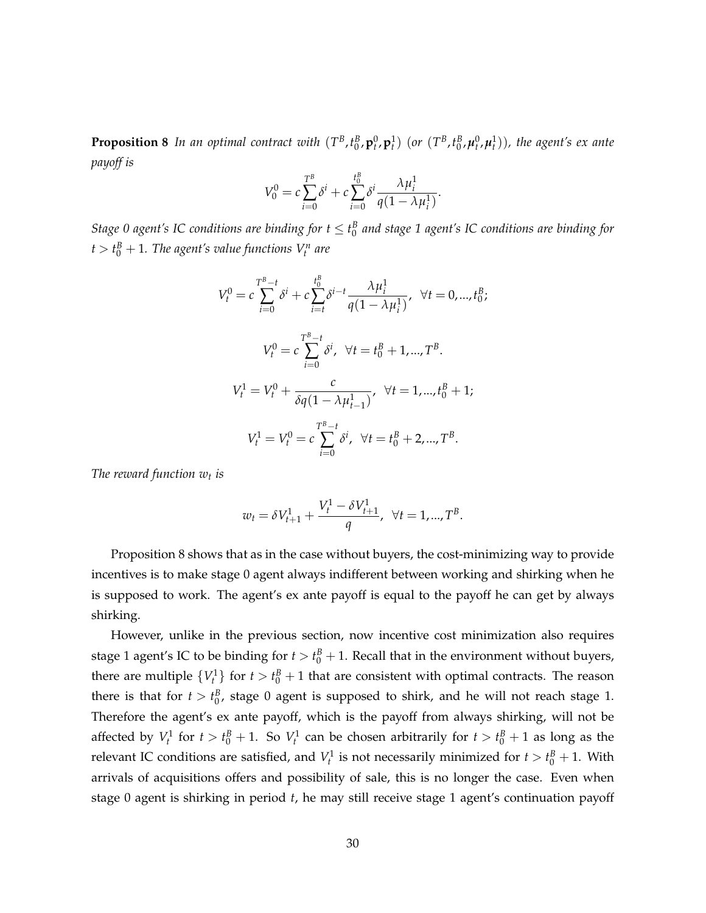**Proposition 8** *In an optimal contract with $(T^B, t_0^B, \mathbf{p}_t^0, \mathbf{p}_t^1)$ (or $(T^B, t_0^B, \boldsymbol{\mu}_t^0, \boldsymbol{\mu}_t^1)$), the agent's ex ante payoff is*

$$V_0^0 = c\sum_{i=0}^{T^B} \delta^i + c\sum_{i=0}^{t_0^B} \delta^i \frac{\lambda \mu_i^1}{q(1-\lambda\mu_i^1)}.$$

*Stage 0 agent's IC conditions are binding for $t \leq t_0^B$ and stage 1 agent's IC conditions are binding for $t > t_0^B + 1$. The agent's value functions $V_t^n$ are*

$$V_t^0 = c\sum_{i=0}^{T^B - t} \delta^i + c\sum_{i=t}^{t_0^B} \delta^{i-t} \frac{\lambda \mu_i^1}{q(1-\lambda\mu_i^1)}, \quad \forall t = 0, ..., t_0^B;$$

$$V_t^0 = c\sum_{i=0}^{T^B - t} \delta^i, \quad \forall t = t_0^B + 1, ..., T^B.$$

$$V_t^1 = V_t^0 + \frac{c}{\delta q(1-\lambda\mu_{t-1}^1)}, \quad \forall t = 1, ..., t_0^B + 1;$$

$$V_t^1 = V_t^0 = c\sum_{i=0}^{T^B - t} \delta^i, \quad \forall t = t_0^B + 2, ..., T^B.$$

*The reward function $w_t$ is*

$$w_t = \delta V_{t+1}^1 + \frac{V_t^1 - \delta V_{t+1}^1}{q}, \quad \forall t = 1, ..., T^B.$$

Proposition 8 shows that as in the case without buyers, the cost-minimizing way to provide incentives is to make stage 0 agent always indifferent between working and shirking when he is supposed to work. The agent's ex ante payoff is equal to the payoff he can get by always shirking.

However, unlike in the previous section, now incentive cost minimization also requires stage 1 agent's IC to be binding for $t > t_0^B + 1$. Recall that in the environment without buyers, there are multiple $\{V_t^1\}$ for $t > t_0^B + 1$ that are consistent with optimal contracts. The reason there is that for $t > t_0^B$, stage 0 agent is supposed to shirk, and he will not reach stage 1. Therefore the agent's ex ante payoff, which is the payoff from always shirking, will not be affected by $V_t^1$ for $t > t_0^B + 1$. So $V_t^1$ can be chosen arbitrarily for $t > t_0^B + 1$ as long as the relevant IC conditions are satisfied, and $V_t^1$ is not necessarily minimized for $t > t_0^B + 1$. With arrivals of acquisitions offers and possibility of sale, this is no longer the case. Even when stage 0 agent is shirking in period $t$, he may still receive stage 1 agent's continuation payoff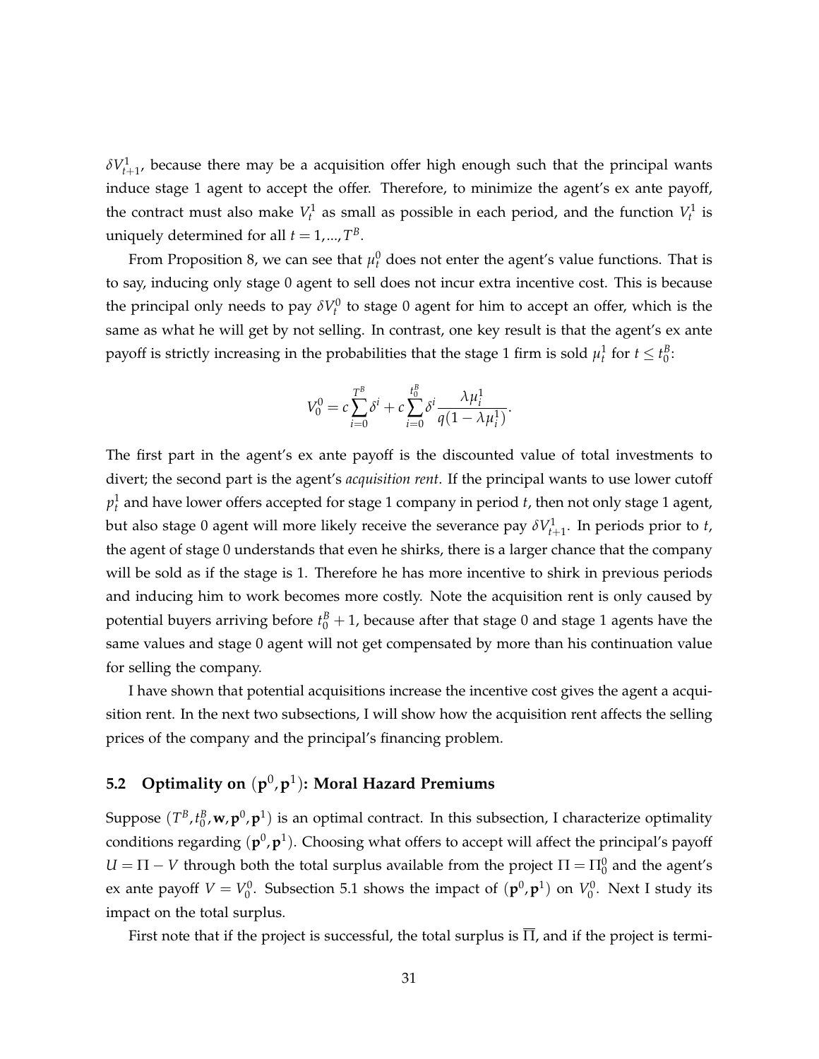$\delta V^1_{t+1}$, because there may be a acquisition offer high enough such that the principal wants induce stage 1 agent to accept the offer. Therefore, to minimize the agent's ex ante payoff, the contract must also make $V^1_t$ as small as possible in each period, and the function $V^1_t$ is uniquely determined for all $t = 1, ..., T^B$.

From Proposition 8, we can see that $\mu^0_t$ does not enter the agent's value functions. That is to say, inducing only stage 0 agent to sell does not incur extra incentive cost. This is because the principal only needs to pay $\delta V^0_t$ to stage 0 agent for him to accept an offer, which is the same as what he will get by not selling. In contrast, one key result is that the agent's ex ante payoff is strictly increasing in the probabilities that the stage 1 firm is sold $\mu^1_t$ for $t \leq t^B_0$:

$$V^0_0 = c \sum_{i=0}^{T^B} \delta^i + c \sum_{i=0}^{t^B_0} \delta^i \frac{\lambda \mu^1_i}{q(1 - \lambda \mu^1_i)}.$$

The first part in the agent's ex ante payoff is the discounted value of total investments to divert; the second part is the agent's *acquisition rent*. If the principal wants to use lower cutoff $p^1_t$ and have lower offers accepted for stage 1 company in period $t$, then not only stage 1 agent, but also stage 0 agent will more likely receive the severance pay $\delta V^1_{t+1}$. In periods prior to $t$, the agent of stage 0 understands that even he shirks, there is a larger chance that the company will be sold as if the stage is 1. Therefore he has more incentive to shirk in previous periods and inducing him to work becomes more costly. Note the acquisition rent is only caused by potential buyers arriving before $t^B_0 + 1$, because after that stage 0 and stage 1 agents have the same values and stage 0 agent will not get compensated by more than his continuation value for selling the company.

I have shown that potential acquisitions increase the incentive cost gives the agent a acquisition rent. In the next two subsections, I will show how the acquisition rent affects the selling prices of the company and the principal's financing problem.

## 5.2 Optimality on $(\mathbf{p}^0, \mathbf{p}^1)$: Moral Hazard Premiums

Suppose $(T^B, t^B_0, \mathbf{w}, \mathbf{p}^0, \mathbf{p}^1)$ is an optimal contract. In this subsection, I characterize optimality conditions regarding $(\mathbf{p}^0, \mathbf{p}^1)$. Choosing what offers to accept will affect the principal's payoff $U = \Pi - V$ through both the total surplus available from the project $\Pi = \Pi^0_0$ and the agent's ex ante payoff $V = V^0_0$. Subsection 5.1 shows the impact of $(\mathbf{p}^0, \mathbf{p}^1)$ on $V^0_0$. Next I study its impact on the total surplus.

First note that if the project is successful, the total surplus is $\overline{\Pi}$, and if the project is termi-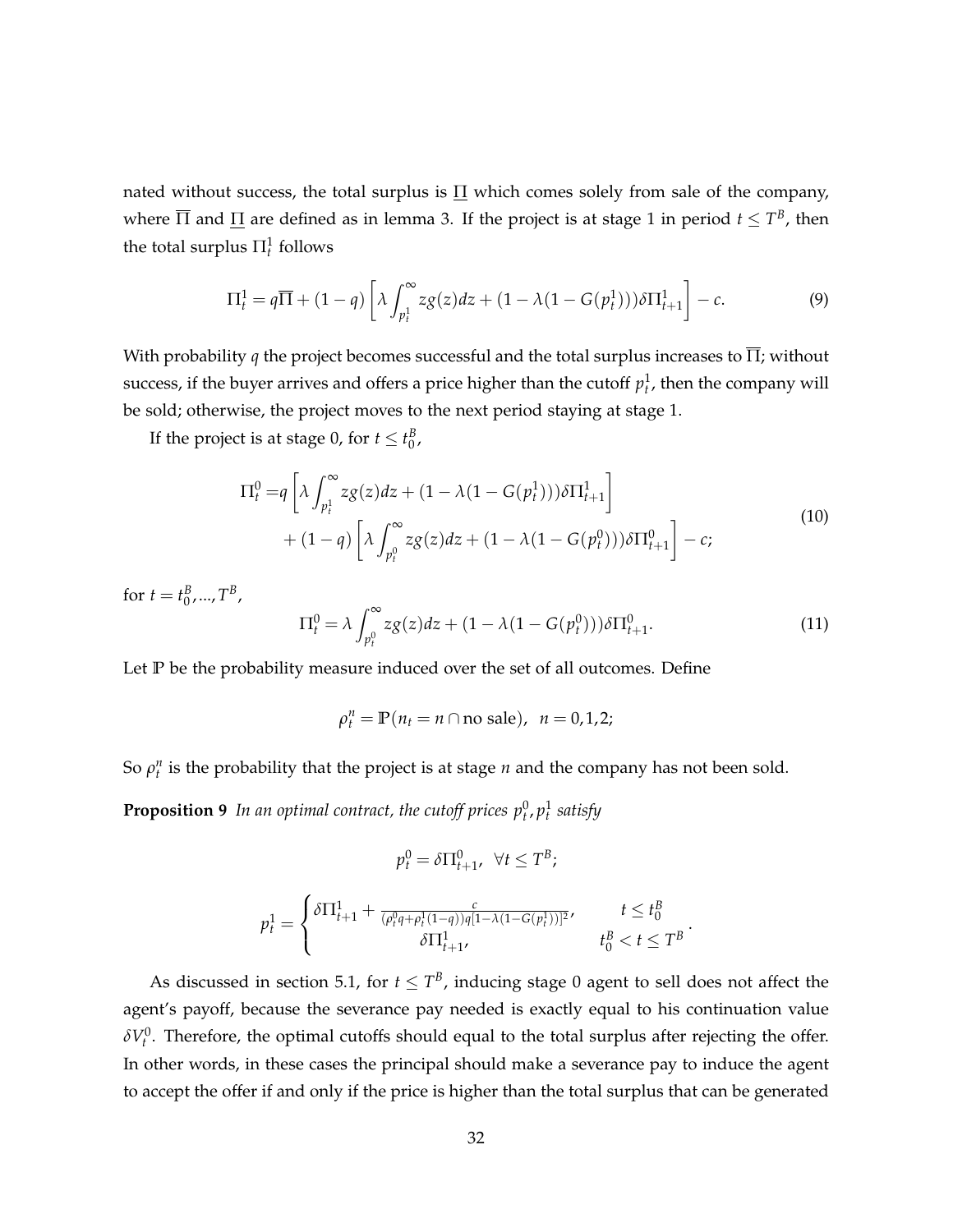nated without success, the total surplus is $\underline{\Pi}$ which comes solely from sale of the company, where $\overline{\Pi}$ and $\underline{\Pi}$ are defined as in lemma 3. If the project is at stage 1 in period $t \leq T^B$, then the total surplus $\Pi_t^1$ follows

$$\Pi_t^1 = q\overline{\Pi} + (1-q)\left[\lambda \int_{p_t^1}^{\infty} zg(z)dz + (1-\lambda(1-G(p_t^1)))\delta\Pi_{t+1}^1\right] - c. \tag{9}$$

With probability $q$ the project becomes successful and the total surplus increases to $\overline{\Pi}$; without success, if the buyer arrives and offers a price higher than the cutoff $p_t^1$, then the company will be sold; otherwise, the project moves to the next period staying at stage 1.

If the project is at stage 0, for $t \leq t_0^B$,

$$\begin{aligned}\Pi_t^0 =& q\left[\lambda \int_{p_t^1}^{\infty} zg(z)dz + (1-\lambda(1-G(p_t^1)))\delta\Pi_{t+1}^1\right] \\ &+ (1-q)\left[\lambda \int_{p_t^0}^{\infty} zg(z)dz + (1-\lambda(1-G(p_t^0)))\delta\Pi_{t+1}^0\right] - c;\end{aligned} \tag{10}$$

for $t = t_0^B, ..., T^B$,

$$\Pi_t^0 = \lambda \int_{p_t^0}^{\infty} zg(z)dz + (1-\lambda(1-G(p_t^0)))\delta\Pi_{t+1}^0. \tag{11}$$

Let $\mathbb{P}$ be the probability measure induced over the set of all outcomes. Define

$$\rho_t^n = \mathbb{P}(n_t = n \cap \text{no sale}), \ \ n = 0, 1, 2;$$

So $\rho_t^n$ is the probability that the project is at stage $n$ and the company has not been sold.

**Proposition 9** *In an optimal contract, the cutoff prices $p_t^0, p_t^1$ satisfy*

$$p_t^0 = \delta\Pi_{t+1}^0, \ \ \forall t \leq T^B;$$

$$p_t^1 = \begin{cases} \delta\Pi_{t+1}^1 + \frac{c}{(\rho_t^0 q + \rho_t^1(1-q))q[1-\lambda(1-G(p_t^1))]^2}, & t \leq t_0^B \\ \delta\Pi_{t+1}^1, & t_0^B < t \leq T^B \end{cases}.$$

As discussed in section 5.1, for $t \leq T^B$, inducing stage 0 agent to sell does not affect the agent's payoff, because the severance pay needed is exactly equal to his continuation value $\delta V_t^0$. Therefore, the optimal cutoffs should equal to the total surplus after rejecting the offer. In other words, in these cases the principal should make a severance pay to induce the agent to accept the offer if and only if the price is higher than the total surplus that can be generated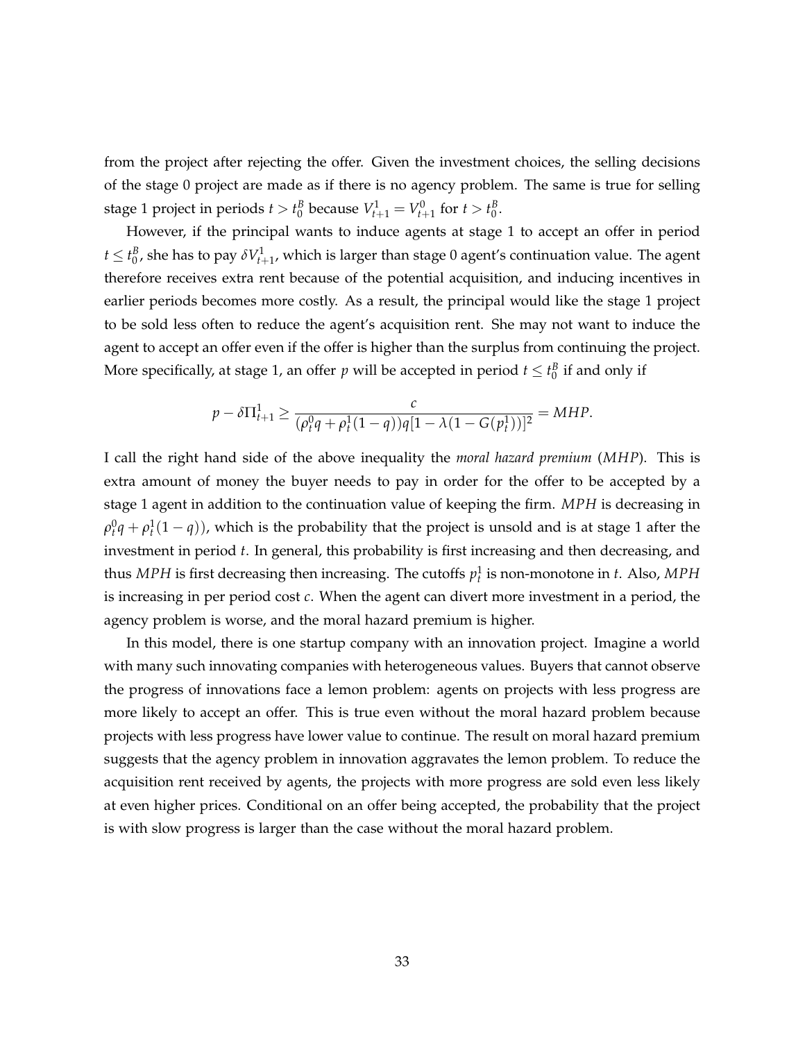from the project after rejecting the offer. Given the investment choices, the selling decisions of the stage 0 project are made as if there is no agency problem. The same is true for selling stage 1 project in periods $t > t_0^B$ because $V_{t+1}^1 = V_{t+1}^0$ for $t > t_0^B$.

However, if the principal wants to induce agents at stage 1 to accept an offer in period $t \leq t_0^B$, she has to pay $\delta V_{t+1}^1$, which is larger than stage 0 agent's continuation value. The agent therefore receives extra rent because of the potential acquisition, and inducing incentives in earlier periods becomes more costly. As a result, the principal would like the stage 1 project to be sold less often to reduce the agent's acquisition rent. She may not want to induce the agent to accept an offer even if the offer is higher than the surplus from continuing the project. More specifically, at stage 1, an offer $p$ will be accepted in period $t \leq t_0^B$ if and only if

$$p - \delta \Pi_{t+1}^1 \geq \frac{c}{(\rho_t^0 q + \rho_t^1 (1-q)) q [1 - \lambda(1 - G(p_t^1))]^2} = MHP.$$

I call the right hand side of the above inequality the *moral hazard premium* ($MHP$). This is extra amount of money the buyer needs to pay in order for the offer to be accepted by a stage 1 agent in addition to the continuation value of keeping the firm. $MPH$ is decreasing in $\rho_t^0 q + \rho_t^1 (1-q))$, which is the probability that the project is unsold and is at stage 1 after the investment in period $t$. In general, this probability is first increasing and then decreasing, and thus $MPH$ is first decreasing then increasing. The cutoffs $p_t^1$ is non-monotone in $t$. Also, $MPH$ is increasing in per period cost $c$. When the agent can divert more investment in a period, the agency problem is worse, and the moral hazard premium is higher.

In this model, there is one startup company with an innovation project. Imagine a world with many such innovating companies with heterogeneous values. Buyers that cannot observe the progress of innovations face a lemon problem: agents on projects with less progress are more likely to accept an offer. This is true even without the moral hazard problem because projects with less progress have lower value to continue. The result on moral hazard premium suggests that the agency problem in innovation aggravates the lemon problem. To reduce the acquisition rent received by agents, the projects with more progress are sold even less likely at even higher prices. Conditional on an offer being accepted, the probability that the project is with slow progress is larger than the case without the moral hazard problem.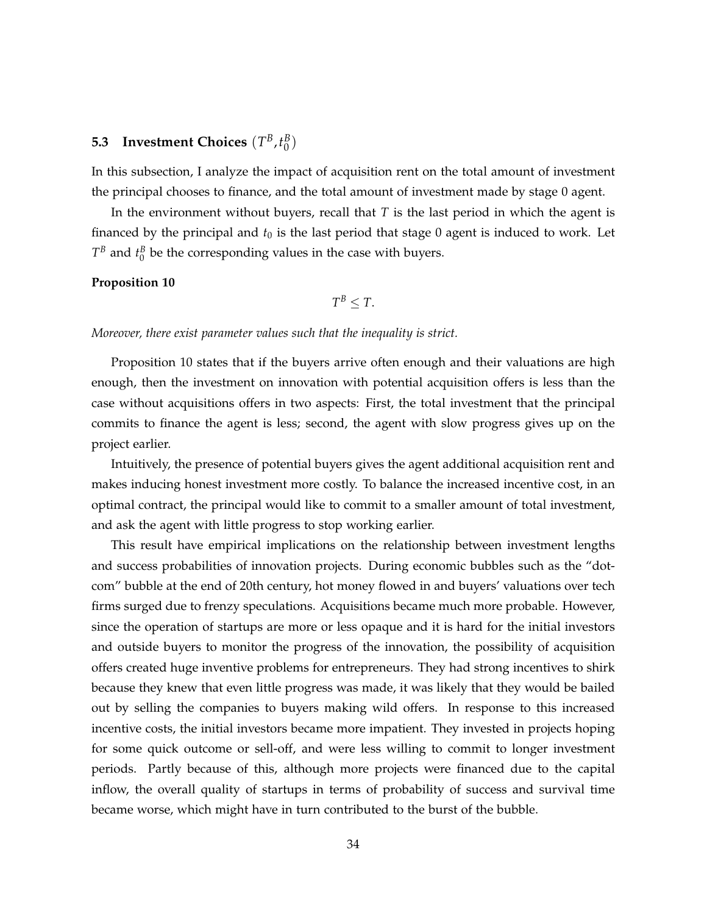### 5.3 Investment Choices $(T^B, t_0^B)$

In this subsection, I analyze the impact of acquisition rent on the total amount of investment the principal chooses to finance, and the total amount of investment made by stage 0 agent.

In the environment without buyers, recall that $T$ is the last period in which the agent is financed by the principal and $t_0$ is the last period that stage 0 agent is induced to work. Let $T^B$ and $t_0^B$ be the corresponding values in the case with buyers.

**Proposition 10**

$$T^B \leq T.$$

*Moreover, there exist parameter values such that the inequality is strict.*

Proposition 10 states that if the buyers arrive often enough and their valuations are high enough, then the investment on innovation with potential acquisition offers is less than the case without acquisitions offers in two aspects: First, the total investment that the principal commits to finance the agent is less; second, the agent with slow progress gives up on the project earlier.

Intuitively, the presence of potential buyers gives the agent additional acquisition rent and makes inducing honest investment more costly. To balance the increased incentive cost, in an optimal contract, the principal would like to commit to a smaller amount of total investment, and ask the agent with little progress to stop working earlier.

This result have empirical implications on the relationship between investment lengths and success probabilities of innovation projects. During economic bubbles such as the "dot-com" bubble at the end of 20th century, hot money flowed in and buyers' valuations over tech firms surged due to frenzy speculations. Acquisitions became much more probable. However, since the operation of startups are more or less opaque and it is hard for the initial investors and outside buyers to monitor the progress of the innovation, the possibility of acquisition offers created huge inventive problems for entrepreneurs. They had strong incentives to shirk because they knew that even little progress was made, it was likely that they would be bailed out by selling the companies to buyers making wild offers. In response to this increased incentive costs, the initial investors became more impatient. They invested in projects hoping for some quick outcome or sell-off, and were less willing to commit to longer investment periods. Partly because of this, although more projects were financed due to the capital inflow, the overall quality of startups in terms of probability of success and survival time became worse, which might have in turn contributed to the burst of the bubble.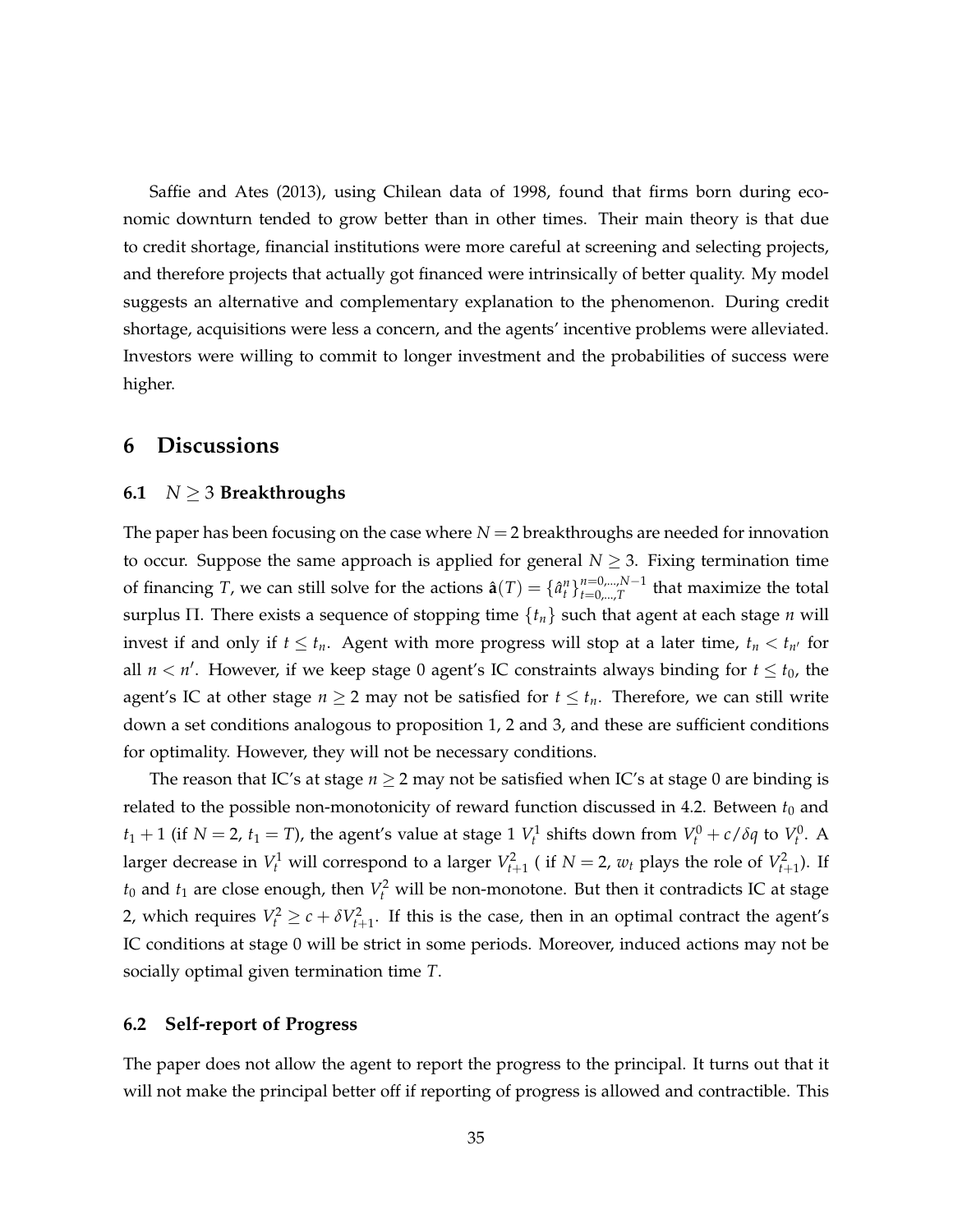Saffie and Ates (2013), using Chilean data of 1998, found that firms born during economic downturn tended to grow better than in other times. Their main theory is that due to credit shortage, financial institutions were more careful at screening and selecting projects, and therefore projects that actually got financed were intrinsically of better quality. My model suggests an alternative and complementary explanation to the phenomenon. During credit shortage, acquisitions were less a concern, and the agents' incentive problems were alleviated. Investors were willing to commit to longer investment and the probabilities of success were higher.

## 6 Discussions

### 6.1 $N \geq 3$ Breakthroughs

The paper has been focusing on the case where $N = 2$ breakthroughs are needed for innovation to occur. Suppose the same approach is applied for general $N \geq 3$. Fixing termination time of financing $T$, we can still solve for the actions $\hat{\mathbf{a}}(T) = \{\hat{a}_t^n\}_{t=0,...,T}^{n=0,...,N-1}$ that maximize the total surplus $\Pi$. There exists a sequence of stopping time $\{t_n\}$ such that agent at each stage $n$ will invest if and only if $t \leq t_n$. Agent with more progress will stop at a later time, $t_n < t_{n'}$ for all $n < n'$. However, if we keep stage 0 agent's IC constraints always binding for $t \leq t_0$, the agent's IC at other stage $n \geq 2$ may not be satisfied for $t \leq t_n$. Therefore, we can still write down a set conditions analogous to proposition 1, 2 and 3, and these are sufficient conditions for optimality. However, they will not be necessary conditions.

The reason that IC's at stage $n \geq 2$ may not be satisfied when IC's at stage 0 are binding is related to the possible non-monotonicity of reward function discussed in 4.2. Between $t_0$ and $t_1 + 1$ (if $N = 2$, $t_1 = T$), the agent's value at stage 1 $V_t^1$ shifts down from $V_t^0 + c/\delta q$ to $V_t^0$. A larger decrease in $V_t^1$ will correspond to a larger $V_{t+1}^2$ ( if $N = 2$, $w_t$ plays the role of $V_{t+1}^2$). If $t_0$ and $t_1$ are close enough, then $V_t^2$ will be non-monotone. But then it contradicts IC at stage 2, which requires $V_t^2 \geq c + \delta V_{t+1}^2$. If this is the case, then in an optimal contract the agent's IC conditions at stage 0 will be strict in some periods. Moreover, induced actions may not be socially optimal given termination time $T$.

### 6.2 Self-report of Progress

The paper does not allow the agent to report the progress to the principal. It turns out that it will not make the principal better off if reporting of progress is allowed and contractible. This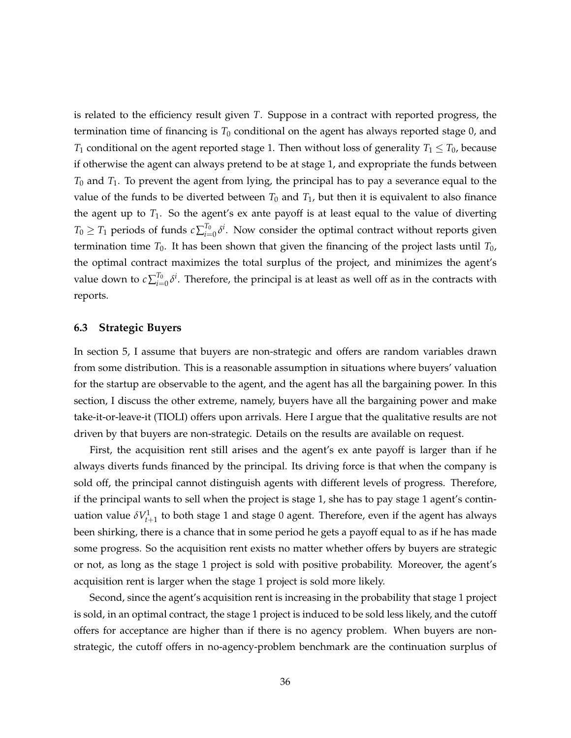is related to the efficiency result given $T$. Suppose in a contract with reported progress, the termination time of financing is $T_0$ conditional on the agent has always reported stage 0, and $T_1$ conditional on the agent reported stage 1. Then without loss of generality $T_1 \leq T_0$, because if otherwise the agent can always pretend to be at stage 1, and expropriate the funds between $T_0$ and $T_1$. To prevent the agent from lying, the principal has to pay a severance equal to the value of the funds to be diverted between $T_0$ and $T_1$, but then it is equivalent to also finance the agent up to $T_1$. So the agent's ex ante payoff is at least equal to the value of diverting $T_0 \geq T_1$ periods of funds $c\sum_{i=0}^{T_0}\delta^i$. Now consider the optimal contract without reports given termination time $T_0$. It has been shown that given the financing of the project lasts until $T_0$, the optimal contract maximizes the total surplus of the project, and minimizes the agent's value down to $c\sum_{i=0}^{T_0}\delta^i$. Therefore, the principal is at least as well off as in the contracts with reports.

### 6.3 Strategic Buyers

In section 5, I assume that buyers are non-strategic and offers are random variables drawn from some distribution. This is a reasonable assumption in situations where buyers' valuation for the startup are observable to the agent, and the agent has all the bargaining power. In this section, I discuss the other extreme, namely, buyers have all the bargaining power and make take-it-or-leave-it (TIOLI) offers upon arrivals. Here I argue that the qualitative results are not driven by that buyers are non-strategic. Details on the results are available on request.

First, the acquisition rent still arises and the agent's ex ante payoff is larger than if he always diverts funds financed by the principal. Its driving force is that when the company is sold off, the principal cannot distinguish agents with different levels of progress. Therefore, if the principal wants to sell when the project is stage 1, she has to pay stage 1 agent's continuation value $\delta V_{t+1}^1$ to both stage 1 and stage 0 agent. Therefore, even if the agent has always been shirking, there is a chance that in some period he gets a payoff equal to as if he has made some progress. So the acquisition rent exists no matter whether offers by buyers are strategic or not, as long as the stage 1 project is sold with positive probability. Moreover, the agent's acquisition rent is larger when the stage 1 project is sold more likely.

Second, since the agent's acquisition rent is increasing in the probability that stage 1 project is sold, in an optimal contract, the stage 1 project is induced to be sold less likely, and the cutoff offers for acceptance are higher than if there is no agency problem. When buyers are non-strategic, the cutoff offers in no-agency-problem benchmark are the continuation surplus of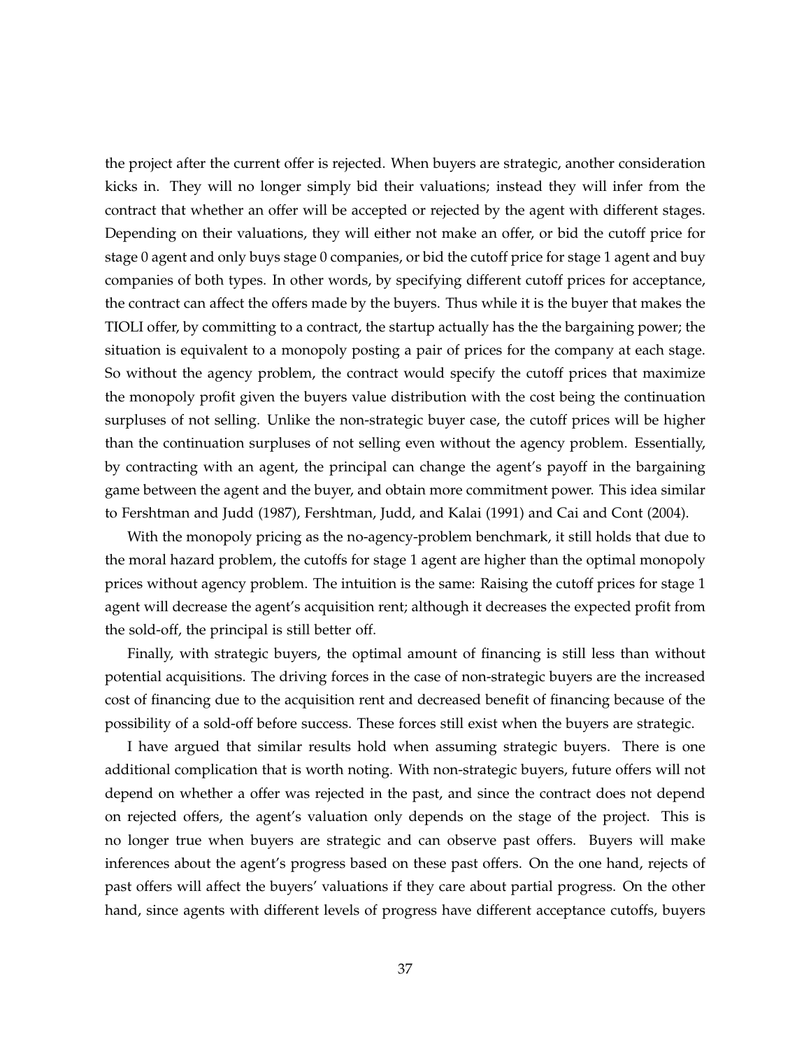the project after the current offer is rejected. When buyers are strategic, another consideration kicks in. They will no longer simply bid their valuations; instead they will infer from the contract that whether an offer will be accepted or rejected by the agent with different stages. Depending on their valuations, they will either not make an offer, or bid the cutoff price for stage 0 agent and only buys stage 0 companies, or bid the cutoff price for stage 1 agent and buy companies of both types. In other words, by specifying different cutoff prices for acceptance, the contract can affect the offers made by the buyers. Thus while it is the buyer that makes the TIOLI offer, by committing to a contract, the startup actually has the the bargaining power; the situation is equivalent to a monopoly posting a pair of prices for the company at each stage. So without the agency problem, the contract would specify the cutoff prices that maximize the monopoly profit given the buyers value distribution with the cost being the continuation surpluses of not selling. Unlike the non-strategic buyer case, the cutoff prices will be higher than the continuation surpluses of not selling even without the agency problem. Essentially, by contracting with an agent, the principal can change the agent's payoff in the bargaining game between the agent and the buyer, and obtain more commitment power. This idea similar to Fershtman and Judd (1987), Fershtman, Judd, and Kalai (1991) and Cai and Cont (2004).

With the monopoly pricing as the no-agency-problem benchmark, it still holds that due to the moral hazard problem, the cutoffs for stage 1 agent are higher than the optimal monopoly prices without agency problem. The intuition is the same: Raising the cutoff prices for stage 1 agent will decrease the agent's acquisition rent; although it decreases the expected profit from the sold-off, the principal is still better off.

Finally, with strategic buyers, the optimal amount of financing is still less than without potential acquisitions. The driving forces in the case of non-strategic buyers are the increased cost of financing due to the acquisition rent and decreased benefit of financing because of the possibility of a sold-off before success. These forces still exist when the buyers are strategic.

I have argued that similar results hold when assuming strategic buyers. There is one additional complication that is worth noting. With non-strategic buyers, future offers will not depend on whether a offer was rejected in the past, and since the contract does not depend on rejected offers, the agent's valuation only depends on the stage of the project. This is no longer true when buyers are strategic and can observe past offers. Buyers will make inferences about the agent's progress based on these past offers. On the one hand, rejects of past offers will affect the buyers' valuations if they care about partial progress. On the other hand, since agents with different levels of progress have different acceptance cutoffs, buyers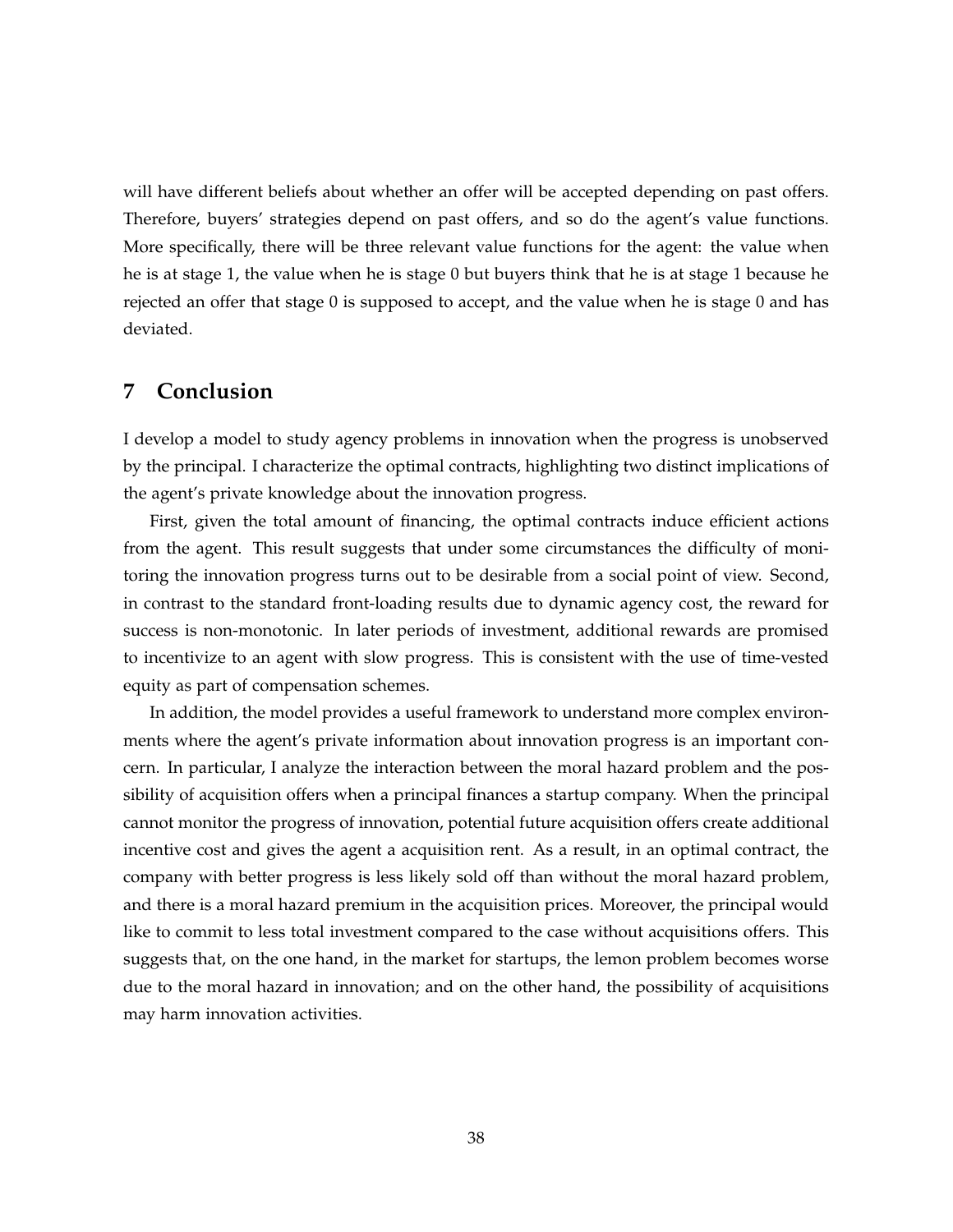will have different beliefs about whether an offer will be accepted depending on past offers. Therefore, buyers' strategies depend on past offers, and so do the agent's value functions. More specifically, there will be three relevant value functions for the agent: the value when he is at stage 1, the value when he is stage 0 but buyers think that he is at stage 1 because he rejected an offer that stage 0 is supposed to accept, and the value when he is stage 0 and has deviated.

# 7 Conclusion

I develop a model to study agency problems in innovation when the progress is unobserved by the principal. I characterize the optimal contracts, highlighting two distinct implications of the agent's private knowledge about the innovation progress.

First, given the total amount of financing, the optimal contracts induce efficient actions from the agent. This result suggests that under some circumstances the difficulty of monitoring the innovation progress turns out to be desirable from a social point of view. Second, in contrast to the standard front-loading results due to dynamic agency cost, the reward for success is non-monotonic. In later periods of investment, additional rewards are promised to incentivize to an agent with slow progress. This is consistent with the use of time-vested equity as part of compensation schemes.

In addition, the model provides a useful framework to understand more complex environments where the agent's private information about innovation progress is an important concern. In particular, I analyze the interaction between the moral hazard problem and the possibility of acquisition offers when a principal finances a startup company. When the principal cannot monitor the progress of innovation, potential future acquisition offers create additional incentive cost and gives the agent a acquisition rent. As a result, in an optimal contract, the company with better progress is less likely sold off than without the moral hazard problem, and there is a moral hazard premium in the acquisition prices. Moreover, the principal would like to commit to less total investment compared to the case without acquisitions offers. This suggests that, on the one hand, in the market for startups, the lemon problem becomes worse due to the moral hazard in innovation; and on the other hand, the possibility of acquisitions may harm innovation activities.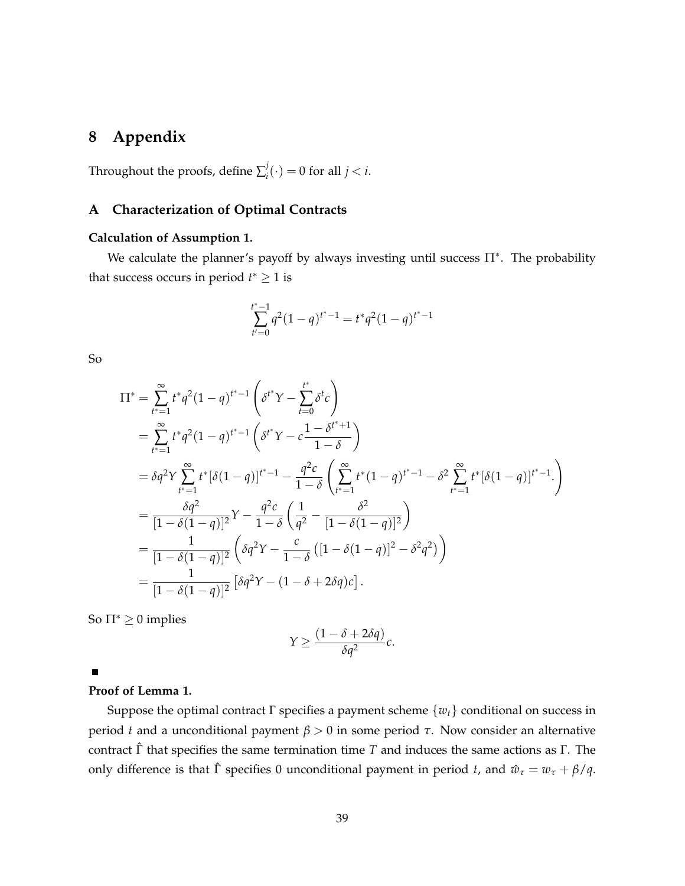# 8 Appendix

Throughout the proofs, define $\sum_i^j(\cdot) = 0$ for all $j < i$.

## A Characterization of Optimal Contracts

**Calculation of Assumption 1.**

We calculate the planner's payoff by always investing until success $\Pi^*$. The probability that success occurs in period $t^* \geq 1$ is

$$\sum_{t'=0}^{t^*-1} q^2(1-q)^{t^*-1} = t^* q^2 (1-q)^{t^*-1}$$

So

$$\begin{aligned}
\Pi^* &= \sum_{t^*=1}^{\infty} t^* q^2 (1-q)^{t^*-1} \left( \delta^{t^*} Y - \sum_{t=0}^{t^*} \delta^t c \right) \\
&= \sum_{t^*=1}^{\infty} t^* q^2 (1-q)^{t^*-1} \left( \delta^{t^*} Y - c \frac{1-\delta^{t^*+1}}{1-\delta} \right) \\
&= \delta q^2 Y \sum_{t^*=1}^{\infty} t^* [\delta(1-q)]^{t^*-1} - \frac{q^2 c}{1-\delta} \left( \sum_{t^*=1}^{\infty} t^* (1-q)^{t^*-1} - \delta^2 \sum_{t^*=1}^{\infty} t^* [\delta(1-q)]^{t^*-1}. \right) \\
&= \frac{\delta q^2}{[1-\delta(1-q)]^2} Y - \frac{q^2 c}{1-\delta} \left( \frac{1}{q^2} - \frac{\delta^2}{[1-\delta(1-q)]^2} \right) \\
&= \frac{1}{[1-\delta(1-q)]^2} \left( \delta q^2 Y - \frac{c}{1-\delta} \left( [1-\delta(1-q)]^2 - \delta^2 q^2 \right) \right) \\
&= \frac{1}{[1-\delta(1-q)]^2} \left[ \delta q^2 Y - (1-\delta+2\delta q) c \right].
\end{aligned}$$

So $\Pi^* \geq 0$ implies

$$Y \geq \frac{(1-\delta+2\delta q)}{\delta q^2} c.$$

■

**Proof of Lemma 1.**

Suppose the optimal contract $\Gamma$ specifies a payment scheme $\{w_t\}$ conditional on success in period $t$ and a unconditional payment $\beta > 0$ in some period $\tau$. Now consider an alternative contract $\hat{\Gamma}$ that specifies the same termination time $T$ and induces the same actions as $\Gamma$. The only difference is that $\hat{\Gamma}$ specifies 0 unconditional payment in period $t$, and $\hat{w}_\tau = w_\tau + \beta/q$.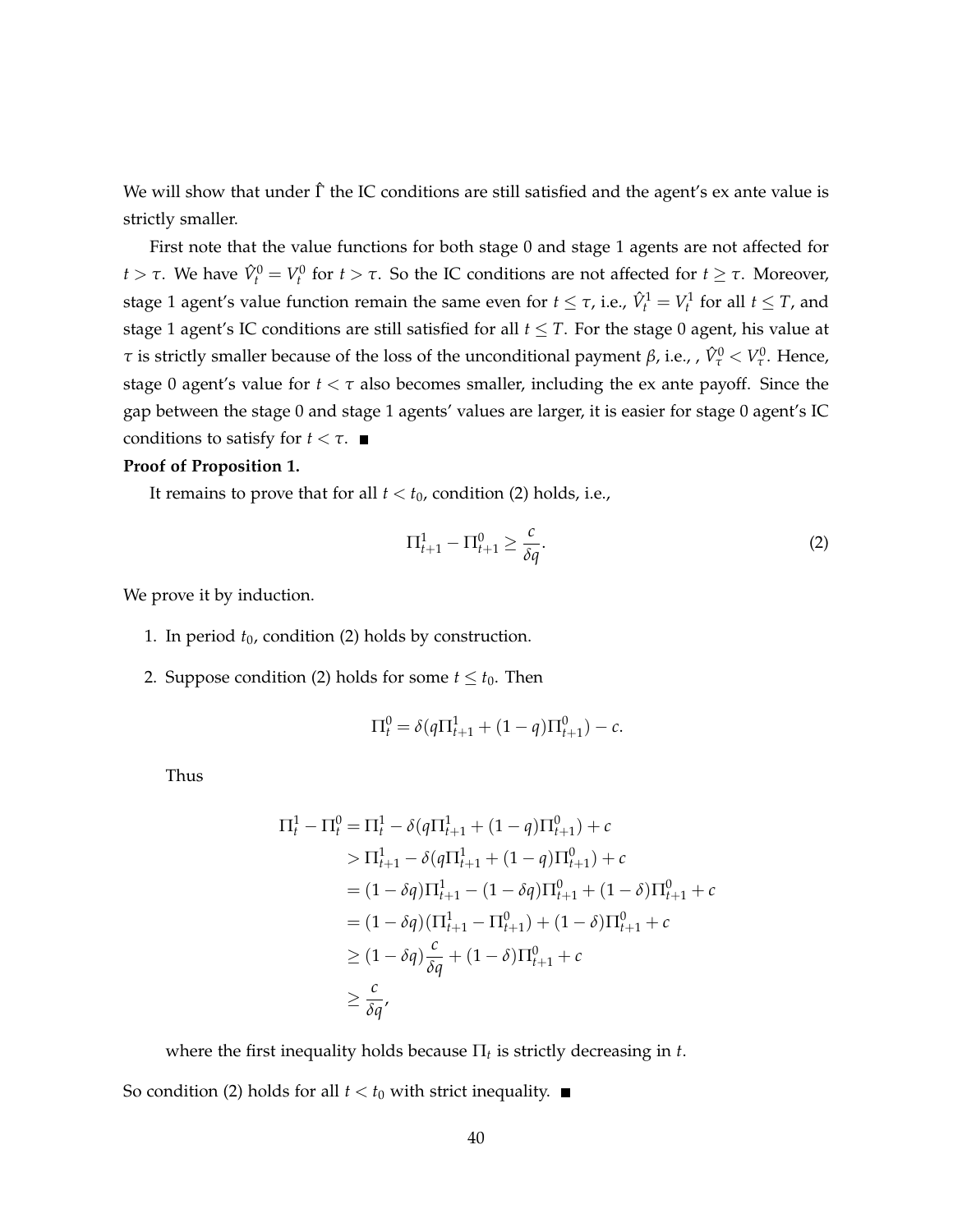We will show that under $\hat{\Gamma}$ the IC conditions are still satisfied and the agent's ex ante value is strictly smaller.

First note that the value functions for both stage 0 and stage 1 agents are not affected for $t > \tau$. We have $\hat{V}_t^0 = V_t^0$ for $t > \tau$. So the IC conditions are not affected for $t \geq \tau$. Moreover, stage 1 agent's value function remain the same even for $t \leq \tau$, i.e., $\hat{V}_t^1 = V_t^1$ for all $t \leq T$, and stage 1 agent's IC conditions are still satisfied for all $t \leq T$. For the stage 0 agent, his value at $\tau$ is strictly smaller because of the loss of the unconditional payment $\beta$, i.e., , $\hat{V}_\tau^0 < V_\tau^0$. Hence, stage 0 agent's value for $t < \tau$ also becomes smaller, including the ex ante payoff. Since the gap between the stage 0 and stage 1 agents' values are larger, it is easier for stage 0 agent's IC conditions to satisfy for $t < \tau$. ■

**Proof of Proposition 1.**

It remains to prove that for all $t < t_0$, condition (2) holds, i.e.,

$$\Pi_{t+1}^1 - \Pi_{t+1}^0 \geq \frac{c}{\delta q}. \tag{2}$$

We prove it by induction.

1. In period $t_0$, condition (2) holds by construction.
2. Suppose condition (2) holds for some $t \leq t_0$. Then

$$\Pi_t^0 = \delta(q\Pi_{t+1}^1 + (1-q)\Pi_{t+1}^0) - c.$$

Thus

$$\begin{aligned}
\Pi_t^1 - \Pi_t^0 &= \Pi_t^1 - \delta(q\Pi_{t+1}^1 + (1-q)\Pi_{t+1}^0) + c \\
&> \Pi_{t+1}^1 - \delta(q\Pi_{t+1}^1 + (1-q)\Pi_{t+1}^0) + c \\
&= (1-\delta q)\Pi_{t+1}^1 - (1-\delta q)\Pi_{t+1}^0 + (1-\delta)\Pi_{t+1}^0 + c \\
&= (1-\delta q)(\Pi_{t+1}^1 - \Pi_{t+1}^0) + (1-\delta)\Pi_{t+1}^0 + c \\
&\geq (1-\delta q)\frac{c}{\delta q} + (1-\delta)\Pi_{t+1}^0 + c \\
&\geq \frac{c}{\delta q},
\end{aligned}$$

where the first inequality holds because $\Pi_t$ is strictly decreasing in $t$.

So condition (2) holds for all $t < t_0$ with strict inequality. ■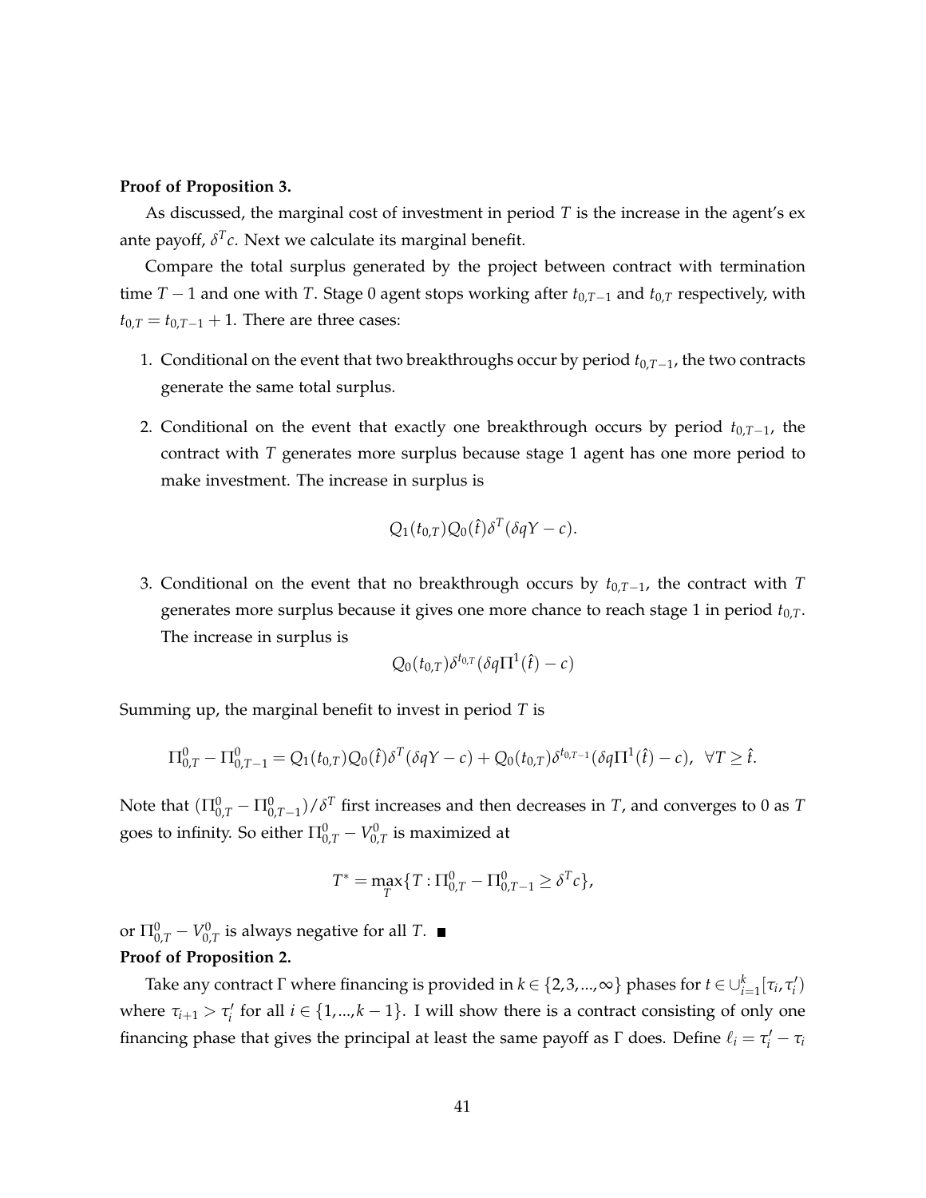**Proof of Proposition 3.**

As discussed, the marginal cost of investment in period $T$ is the increase in the agent's ex ante payoff, $\delta^T c$. Next we calculate its marginal benefit.

Compare the total surplus generated by the project between contract with termination time $T-1$ and one with $T$. Stage 0 agent stops working after $t_{0,T-1}$ and $t_{0,T}$ respectively, with $t_{0,T} = t_{0,T-1} + 1$. There are three cases:

1. Conditional on the event that two breakthroughs occur by period $t_{0,T-1}$, the two contracts generate the same total surplus.

2. Conditional on the event that exactly one breakthrough occurs by period $t_{0,T-1}$, the contract with $T$ generates more surplus because stage 1 agent has one more period to make investment. The increase in surplus is

$$Q_1(t_{0,T})Q_0(\hat{t})\delta^T(\delta q Y - c).$$

3. Conditional on the event that no breakthrough occurs by $t_{0,T-1}$, the contract with $T$ generates more surplus because it gives one more chance to reach stage 1 in period $t_{0,T}$. The increase in surplus is

$$Q_0(t_{0,T})\delta^{t_{0,T}}(\delta q \Pi^1(\hat{t}) - c)$$

Summing up, the marginal benefit to invest in period $T$ is

$$\Pi^0_{0,T} - \Pi^0_{0,T-1} = Q_1(t_{0,T})Q_0(\hat{t})\delta^T(\delta q Y - c) + Q_0(t_{0,T})\delta^{t_{0,T-1}}(\delta q \Pi^1(\hat{t}) - c), \;\; \forall T \geq \hat{t}.$$

Note that $(\Pi^0_{0,T} - \Pi^0_{0,T-1})/\delta^T$ first increases and then decreases in $T$, and converges to 0 as $T$ goes to infinity. So either $\Pi^0_{0,T} - V^0_{0,T}$ is maximized at

$$T^* = \max_T \{T : \Pi^0_{0,T} - \Pi^0_{0,T-1} \geq \delta^T c\},$$

or $\Pi^0_{0,T} - V^0_{0,T}$ is always negative for all $T$. ■

**Proof of Proposition 2.**

Take any contract $\Gamma$ where financing is provided in $k \in \{2, 3, ..., \infty\}$ phases for $t \in \cup_{i=1}^{k}[\tau_i, \tau_i')$ where $\tau_{i+1} > \tau_i'$ for all $i \in \{1, ..., k-1\}$. I will show there is a contract consisting of only one financing phase that gives the principal at least the same payoff as $\Gamma$ does. Define $\ell_i = \tau_i' - \tau_i$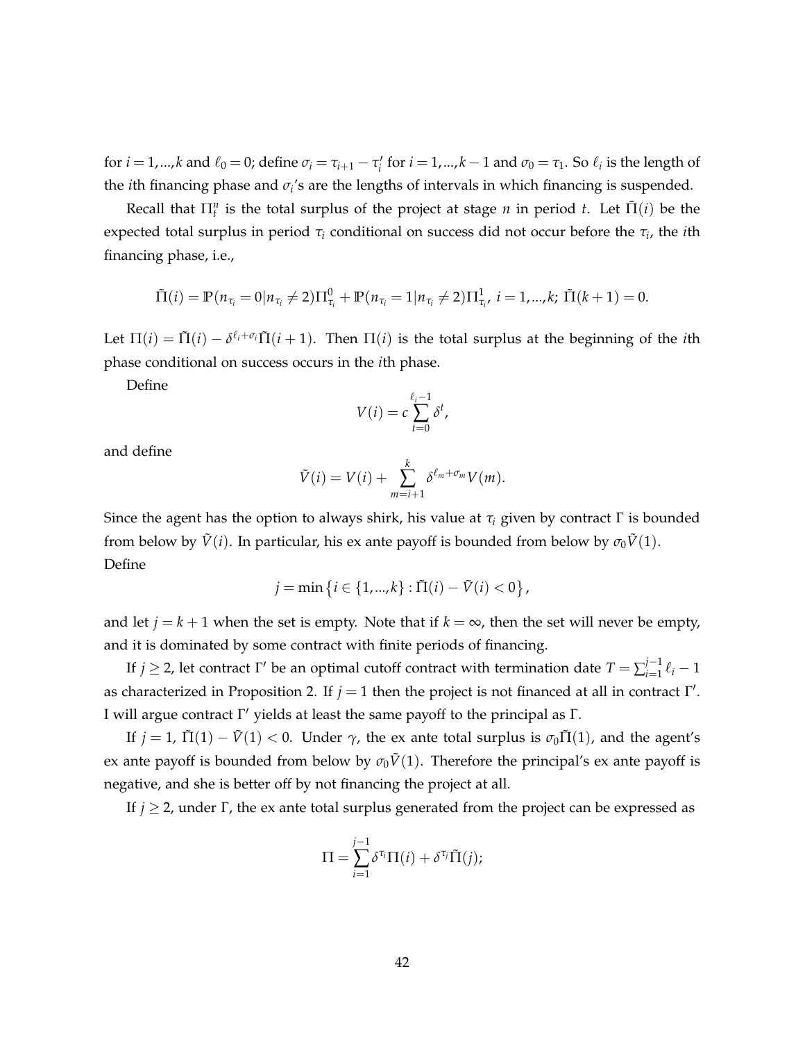for $i = 1, ..., k$ and $\ell_0 = 0$; define $\sigma_i = \tau_{i+1} - \tau_i'$ for $i = 1, ..., k-1$ and $\sigma_0 = \tau_1$. So $\ell_i$ is the length of the $i$th financing phase and $\sigma_i$'s are the lengths of intervals in which financing is suspended.

Recall that $\Pi_t^n$ is the total surplus of the project at stage $n$ in period $t$. Let $\tilde{\Pi}(i)$ be the expected total surplus in period $\tau_i$ conditional on success did not occur before the $\tau_i$, the $i$th financing phase, i.e.,

$$\tilde{\Pi}(i) = \mathbb{P}(n_{\tau_i} = 0 | n_{\tau_i} \neq 2)\Pi_{\tau_i}^0 + \mathbb{P}(n_{\tau_i} = 1 | n_{\tau_i} \neq 2)\Pi_{\tau_i}^1, \; i = 1, ..., k; \; \tilde{\Pi}(k+1) = 0.$$

Let $\Pi(i) = \tilde{\Pi}(i) - \delta^{\ell_i + \sigma_i}\tilde{\Pi}(i+1)$. Then $\Pi(i)$ is the total surplus at the beginning of the $i$th phase conditional on success occurs in the $i$th phase.

Define

$$V(i) = c \sum_{t=0}^{\ell_i - 1} \delta^t,$$

and define

$$\tilde{V}(i) = V(i) + \sum_{m=i+1}^{k} \delta^{\ell_m + \sigma_m} V(m).$$

Since the agent has the option to always shirk, his value at $\tau_i$ given by contract $\Gamma$ is bounded from below by $\tilde{V}(i)$. In particular, his ex ante payoff is bounded from below by $\sigma_0 \tilde{V}(1)$.

Define

$$j = \min \left\{ i \in \{1, ..., k\} : \tilde{\Pi}(i) - \tilde{V}(i) < 0 \right\},$$

and let $j = k+1$ when the set is empty. Note that if $k = \infty$, then the set will never be empty, and it is dominated by some contract with finite periods of financing.

If $j \geq 2$, let contract $\Gamma'$ be an optimal cutoff contract with termination date $T = \sum_{i=1}^{j-1} \ell_i - 1$ as characterized in Proposition 2. If $j = 1$ then the project is not financed at all in contract $\Gamma'$. I will argue contract $\Gamma'$ yields at least the same payoff to the principal as $\Gamma$.

If $j = 1$, $\tilde{\Pi}(1) - \tilde{V}(1) < 0$. Under $\gamma$, the ex ante total surplus is $\sigma_0 \tilde{\Pi}(1)$, and the agent's ex ante payoff is bounded from below by $\sigma_0 \tilde{V}(1)$. Therefore the principal's ex ante payoff is negative, and she is better off by not financing the project at all.

If $j \geq 2$, under $\Gamma$, the ex ante total surplus generated from the project can be expressed as

$$\Pi = \sum_{i=1}^{j-1} \delta^{\tau_i} \Pi(i) + \delta^{\tau_j} \tilde{\Pi}(j);$$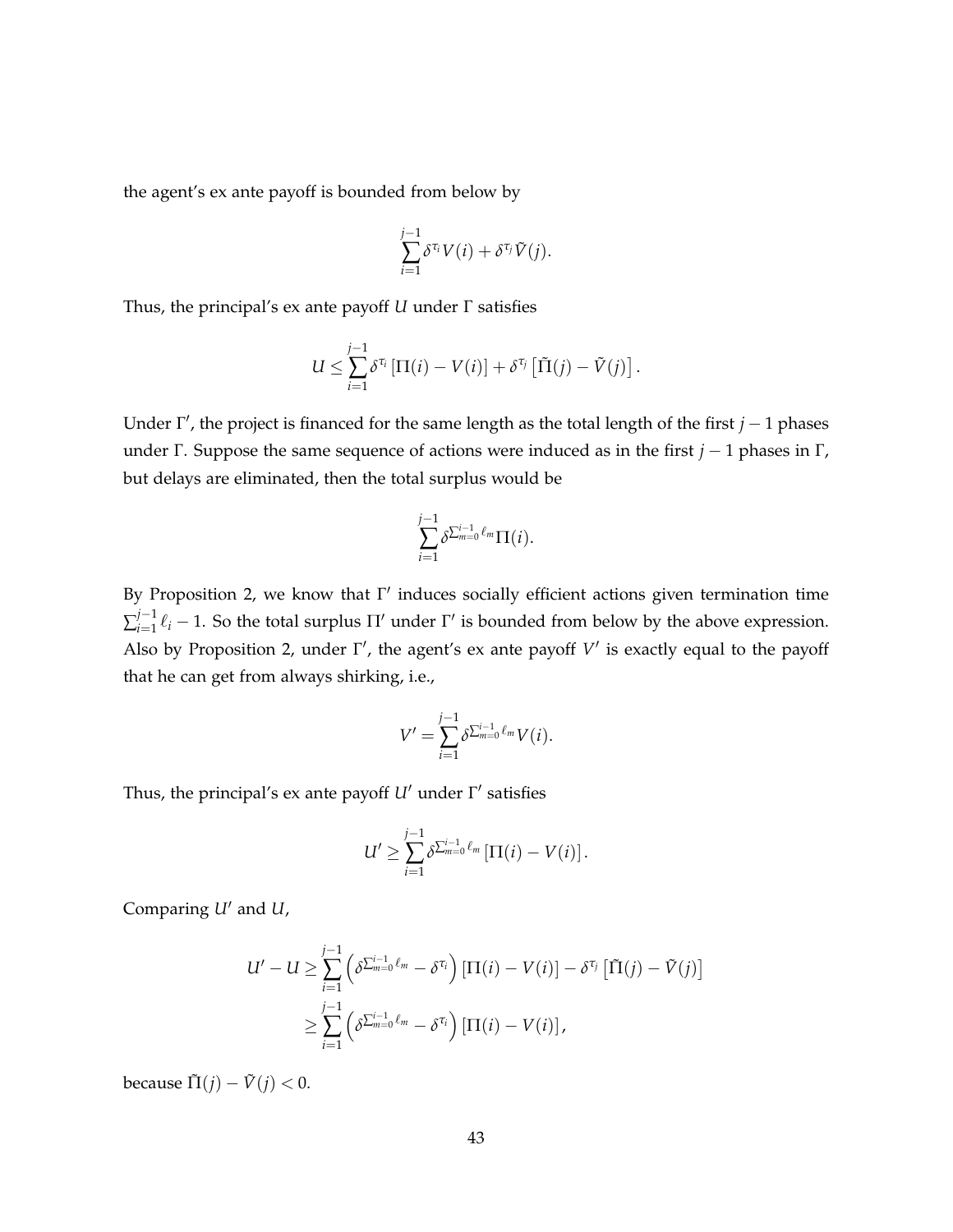the agent's ex ante payoff is bounded from below by

$$\sum_{i=1}^{j-1} \delta^{\tau_i} V(i) + \delta^{\tau_j} \tilde{V}(j).$$

Thus, the principal's ex ante payoff $U$ under $\Gamma$ satisfies

$$U \leq \sum_{i=1}^{j-1} \delta^{\tau_i} \left[\Pi(i) - V(i)\right] + \delta^{\tau_j} \left[\tilde{\Pi}(j) - \tilde{V}(j)\right].$$

Under $\Gamma'$, the project is financed for the same length as the total length of the first $j-1$ phases under $\Gamma$. Suppose the same sequence of actions were induced as in the first $j-1$ phases in $\Gamma$, but delays are eliminated, then the total surplus would be

$$\sum_{i=1}^{j-1} \delta^{\sum_{m=0}^{i-1} \ell_m} \Pi(i).$$

By Proposition 2, we know that $\Gamma'$ induces socially efficient actions given termination time $\sum_{i=1}^{j-1} \ell_i - 1$. So the total surplus $\Pi'$ under $\Gamma'$ is bounded from below by the above expression. Also by Proposition 2, under $\Gamma'$, the agent's ex ante payoff $V'$ is exactly equal to the payoff that he can get from always shirking, i.e.,

$$V' = \sum_{i=1}^{j-1} \delta^{\sum_{m=0}^{i-1} \ell_m} V(i).$$

Thus, the principal's ex ante payoff $U'$ under $\Gamma'$ satisfies

$$U' \geq \sum_{i=1}^{j-1} \delta^{\sum_{m=0}^{i-1} \ell_m} \left[\Pi(i) - V(i)\right].$$

Comparing $U'$ and $U$,

$$\begin{aligned} U' - U &\geq \sum_{i=1}^{j-1} \left(\delta^{\sum_{m=0}^{i-1} \ell_m} - \delta^{\tau_i}\right) \left[\Pi(i) - V(i)\right] - \delta^{\tau_j} \left[\tilde{\Pi}(j) - \tilde{V}(j)\right] \\ &\geq \sum_{i=1}^{j-1} \left(\delta^{\sum_{m=0}^{i-1} \ell_m} - \delta^{\tau_i}\right) \left[\Pi(i) - V(i)\right], \end{aligned}$$

because $\tilde{\Pi}(j) - \tilde{V}(j) < 0$.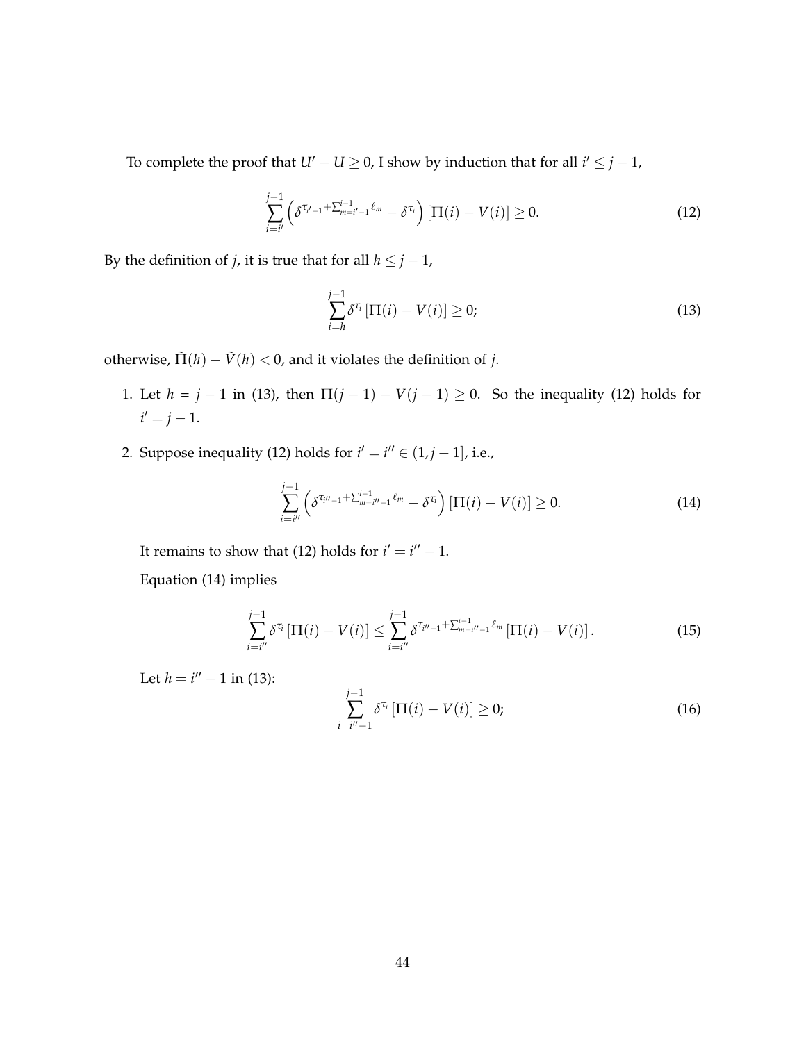To complete the proof that $U' - U \geq 0$, I show by induction that for all $i' \leq j-1$,

$$\sum_{i=i'}^{j-1} \left( \delta^{\tau_{i'-1} + \sum_{m=i'-1}^{i-1} \ell_m} - \delta^{\tau_i} \right) [\Pi(i) - V(i)] \geq 0. \tag{12}$$

By the definition of $j$, it is true that for all $h \leq j-1$,

$$\sum_{i=h}^{j-1} \delta^{\tau_i} [\Pi(i) - V(i)] \geq 0; \tag{13}$$

otherwise, $\tilde{\Pi}(h) - \tilde{V}(h) < 0$, and it violates the definition of $j$.

1. Let $h = j-1$ in (13), then $\Pi(j-1) - V(j-1) \geq 0$. So the inequality (12) holds for $i' = j-1$.

2. Suppose inequality (12) holds for $i' = i'' \in (1, j-1]$, i.e.,

$$\sum_{i=i''}^{j-1} \left( \delta^{\tau_{i''-1} + \sum_{m=i''-1}^{i-1} \ell_m} - \delta^{\tau_i} \right) [\Pi(i) - V(i)] \geq 0. \tag{14}$$

   It remains to show that (12) holds for $i' = i'' - 1$.

   Equation (14) implies

$$\sum_{i=i''}^{j-1} \delta^{\tau_i} [\Pi(i) - V(i)] \leq \sum_{i=i''}^{j-1} \delta^{\tau_{i''-1} + \sum_{m=i''-1}^{i-1} \ell_m} [\Pi(i) - V(i)]. \tag{15}$$

   Let $h = i'' - 1$ in (13):

$$\sum_{i=i''-1}^{j-1} \delta^{\tau_i} [\Pi(i) - V(i)] \geq 0; \tag{16}$$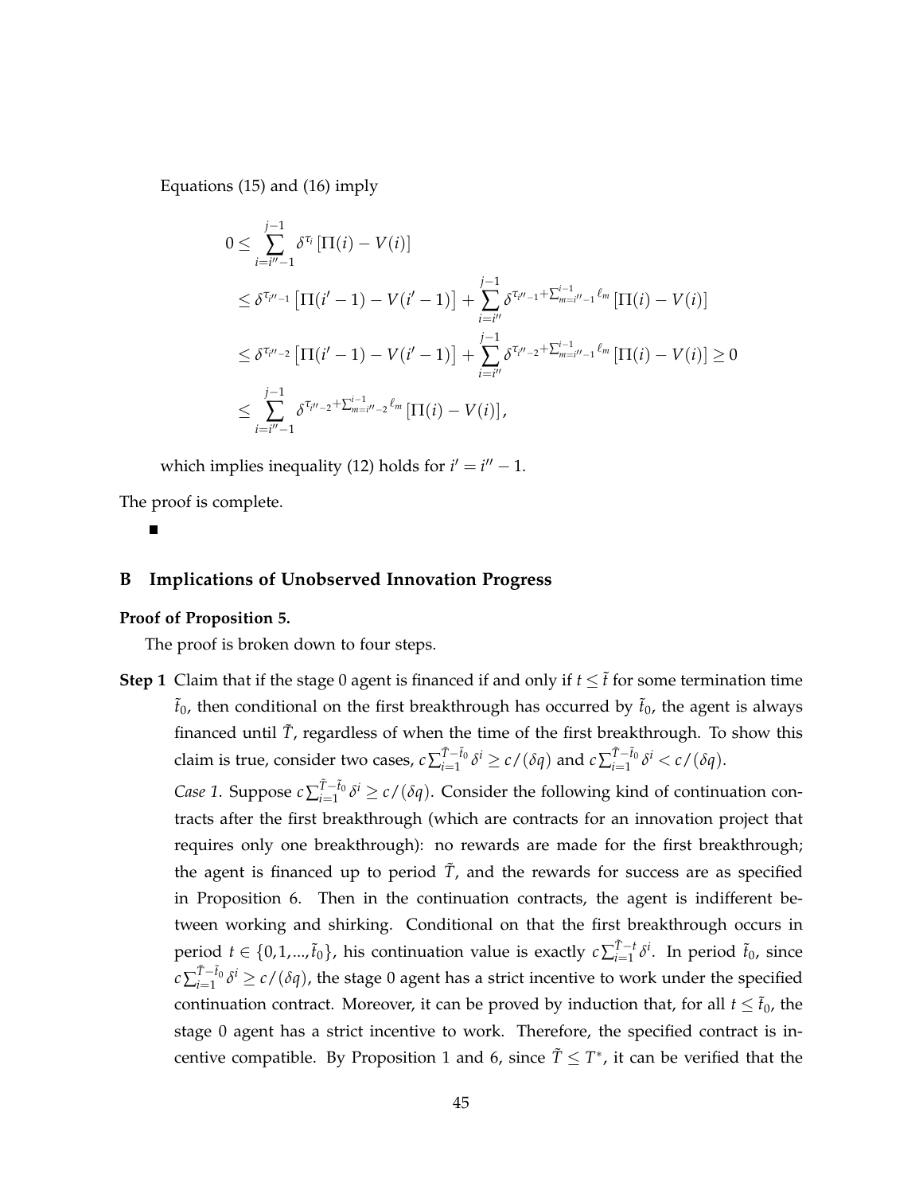Equations (15) and (16) imply

$$
\begin{aligned}
0 &\leq \sum_{i=i''-1}^{j-1} \delta^{\tau_i} \left[\Pi(i) - V(i)\right] \\
&\leq \delta^{\tau_{i''-1}} \left[\Pi(i'-1) - V(i'-1)\right] + \sum_{i=i''}^{j-1} \delta^{\tau_{i''-1} + \sum_{m=i''-1}^{i-1} \ell_m} \left[\Pi(i) - V(i)\right] \\
&\leq \delta^{\tau_{i''-2}} \left[\Pi(i'-1) - V(i'-1)\right] + \sum_{i=i''}^{j-1} \delta^{\tau_{i''-2} + \sum_{m=i''-1}^{i-1} \ell_m} \left[\Pi(i) - V(i)\right] \geq 0 \\
&\leq \sum_{i=i''-1}^{j-1} \delta^{\tau_{i''-2} + \sum_{m=i''-2}^{i-1} \ell_m} \left[\Pi(i) - V(i)\right],
\end{aligned}
$$

which implies inequality (12) holds for $i' = i'' - 1$.

The proof is complete.

■

## B Implications of Unobserved Innovation Progress

**Proof of Proposition 5.**

The proof is broken down to four steps.

**Step 1** Claim that if the stage 0 agent is financed if and only if $t \leq \tilde{t}$ for some termination time $\tilde{t}_0$, then conditional on the first breakthrough has occurred by $\tilde{t}_0$, the agent is always financed until $\tilde{T}$, regardless of when the time of the first breakthrough. To show this claim is true, consider two cases, $c\sum_{i=1}^{\tilde{T}-\tilde{t}_0} \delta^i \geq c/(\delta q)$ and $c\sum_{i=1}^{\tilde{T}-\tilde{t}_0} \delta^i < c/(\delta q)$.

*Case 1.* Suppose $c\sum_{i=1}^{\tilde{T}-\tilde{t}_0} \delta^i \geq c/(\delta q)$. Consider the following kind of continuation contracts after the first breakthrough (which are contracts for an innovation project that requires only one breakthrough): no rewards are made for the first breakthrough; the agent is financed up to period $\tilde{T}$, and the rewards for success are as specified in Proposition 6. Then in the continuation contracts, the agent is indifferent between working and shirking. Conditional on that the first breakthrough occurs in period $t \in \{0, 1, ..., \tilde{t}_0\}$, his continuation value is exactly $c\sum_{i=1}^{\tilde{T}-t} \delta^i$. In period $\tilde{t}_0$, since $c\sum_{i=1}^{\tilde{T}-\tilde{t}_0} \delta^i \geq c/(\delta q)$, the stage 0 agent has a strict incentive to work under the specified continuation contract. Moreover, it can be proved by induction that, for all $t \leq \tilde{t}_0$, the stage 0 agent has a strict incentive to work. Therefore, the specified contract is incentive compatible. By Proposition 1 and 6, since $\tilde{T} \leq T^*$, it can be verified that the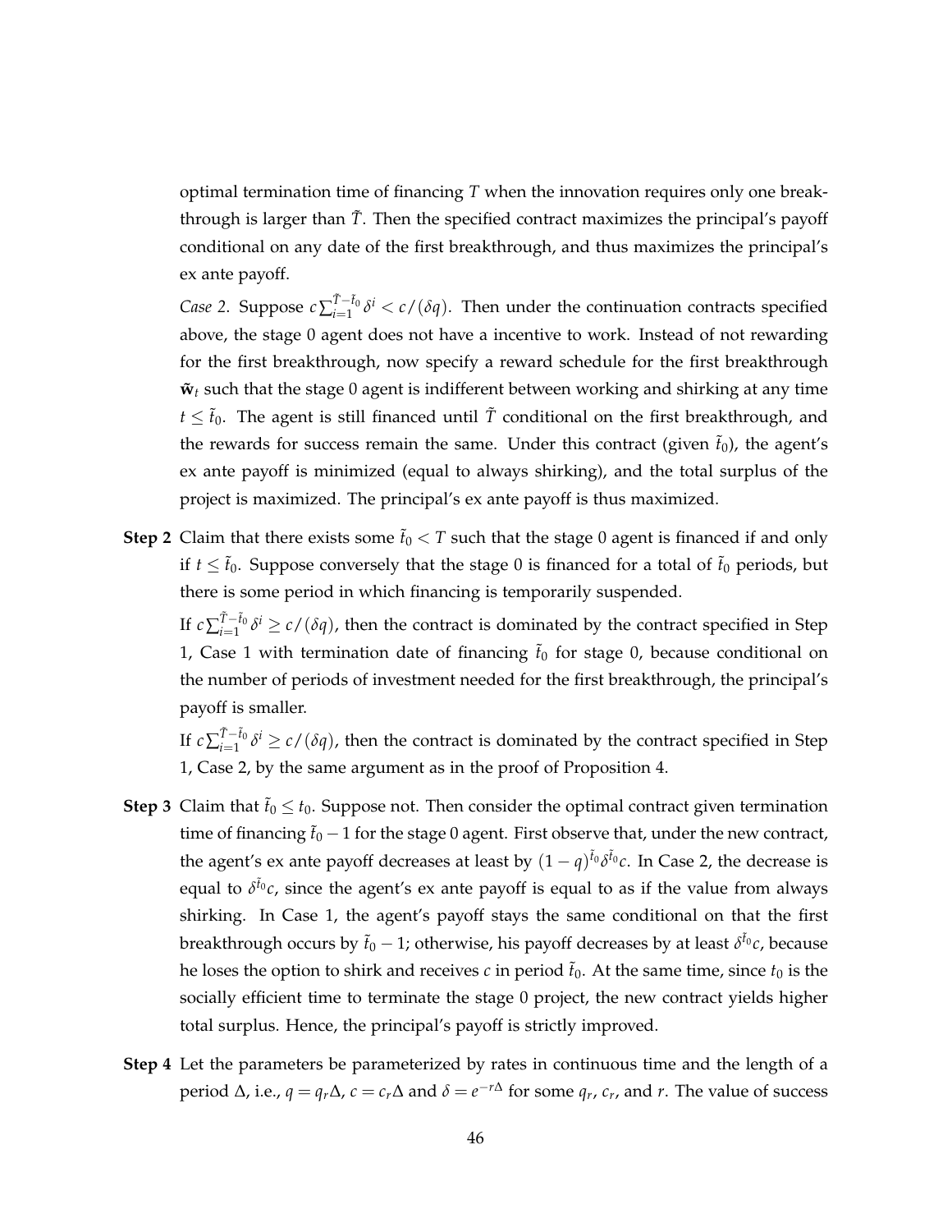optimal termination time of financing $T$ when the innovation requires only one breakthrough is larger than $\tilde{T}$. Then the specified contract maximizes the principal's payoff conditional on any date of the first breakthrough, and thus maximizes the principal's ex ante payoff.

*Case 2.* Suppose $c\sum_{i=1}^{\tilde{T}-\tilde{t}_0}\delta^i < c/(\delta q)$. Then under the continuation contracts specified above, the stage 0 agent does not have a incentive to work. Instead of not rewarding for the first breakthrough, now specify a reward schedule for the first breakthrough $\tilde{\mathbf{w}}_t$ such that the stage 0 agent is indifferent between working and shirking at any time $t \leq \tilde{t}_0$. The agent is still financed until $\tilde{T}$ conditional on the first breakthrough, and the rewards for success remain the same. Under this contract (given $\tilde{t}_0$), the agent's ex ante payoff is minimized (equal to always shirking), and the total surplus of the project is maximized. The principal's ex ante payoff is thus maximized.

**Step 2** Claim that there exists some $\tilde{t}_0 < T$ such that the stage 0 agent is financed if and only if $t \leq \tilde{t}_0$. Suppose conversely that the stage 0 is financed for a total of $\tilde{t}_0$ periods, but there is some period in which financing is temporarily suspended.

If $c\sum_{i=1}^{\tilde{T}-\tilde{t}_0}\delta^i \geq c/(\delta q)$, then the contract is dominated by the contract specified in Step 1, Case 1 with termination date of financing $\tilde{t}_0$ for stage 0, because conditional on the number of periods of investment needed for the first breakthrough, the principal's payoff is smaller.

If $c\sum_{i=1}^{\tilde{T}-\tilde{t}_0}\delta^i \geq c/(\delta q)$, then the contract is dominated by the contract specified in Step 1, Case 2, by the same argument as in the proof of Proposition 4.

**Step 3** Claim that $\tilde{t}_0 \leq t_0$. Suppose not. Then consider the optimal contract given termination time of financing $\tilde{t}_0 - 1$ for the stage 0 agent. First observe that, under the new contract, the agent's ex ante payoff decreases at least by $(1-q)^{\tilde{t}_0}\delta^{\tilde{t}_0}c$. In Case 2, the decrease is equal to $\delta^{\tilde{t}_0}c$, since the agent's ex ante payoff is equal to as if the value from always shirking. In Case 1, the agent's payoff stays the same conditional on that the first breakthrough occurs by $\tilde{t}_0 - 1$; otherwise, his payoff decreases by at least $\delta^{\tilde{t}_0}c$, because he loses the option to shirk and receives $c$ in period $\tilde{t}_0$. At the same time, since $t_0$ is the socially efficient time to terminate the stage 0 project, the new contract yields higher total surplus. Hence, the principal's payoff is strictly improved.

**Step 4** Let the parameters be parameterized by rates in continuous time and the length of a period $\Delta$, i.e., $q = q_r\Delta$, $c = c_r\Delta$ and $\delta = e^{-r\Delta}$ for some $q_r$, $c_r$, and $r$. The value of success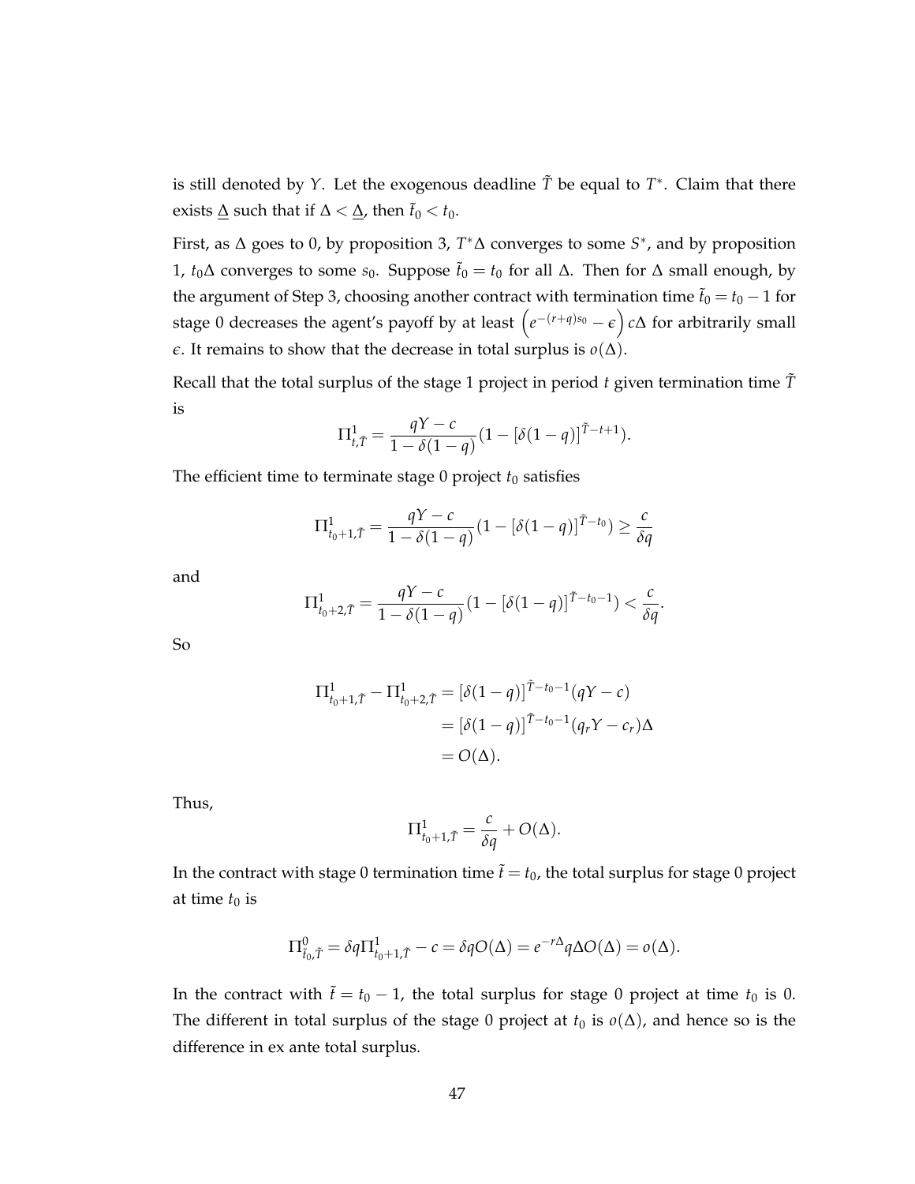is still denoted by $Y$. Let the exogenous deadline $\tilde{T}$ be equal to $T^*$. Claim that there exists $\underline{\Delta}$ such that if $\Delta < \underline{\Delta}$, then $\tilde{t}_0 < t_0$.

First, as $\Delta$ goes to 0, by proposition 3, $T^*\Delta$ converges to some $S^*$, and by proposition 1, $t_0\Delta$ converges to some $s_0$. Suppose $\tilde{t}_0 = t_0$ for all $\Delta$. Then for $\Delta$ small enough, by the argument of Step 3, choosing another contract with termination time $\tilde{t}_0 = t_0 - 1$ for stage 0 decreases the agent's payoff by at least $\left(e^{-(r+q)s_0} - \epsilon\right)c\Delta$ for arbitrarily small $\epsilon$. It remains to show that the decrease in total surplus is $o(\Delta)$.

Recall that the total surplus of the stage 1 project in period $t$ given termination time $\tilde{T}$ is

$$\Pi^1_{t,\tilde{T}} = \frac{qY - c}{1 - \delta(1-q)}(1 - [\delta(1-q)]^{\tilde{T}-t+1}).$$

The efficient time to terminate stage 0 project $t_0$ satisfies

$$\Pi^1_{t_0+1,\tilde{T}} = \frac{qY - c}{1 - \delta(1-q)}(1 - [\delta(1-q)]^{\tilde{T}-t_0}) \geq \frac{c}{\delta q}$$

and

$$\Pi^1_{t_0+2,\tilde{T}} = \frac{qY - c}{1 - \delta(1-q)}(1 - [\delta(1-q)]^{\tilde{T}-t_0-1}) < \frac{c}{\delta q}.$$

So

$$\begin{aligned}
\Pi^1_{t_0+1,\tilde{T}} - \Pi^1_{t_0+2,\tilde{T}} &= [\delta(1-q)]^{\tilde{T}-t_0-1}(qY - c) \\
&= [\delta(1-q)]^{\tilde{T}-t_0-1}(q_r Y - c_r)\Delta \\
&= O(\Delta).
\end{aligned}$$

Thus,

$$\Pi^1_{t_0+1,\tilde{T}} = \frac{c}{\delta q} + O(\Delta).$$

In the contract with stage 0 termination time $\tilde{t} = t_0$, the total surplus for stage 0 project at time $t_0$ is

$$\Pi^0_{\tilde{t}_0,\tilde{T}} = \delta q \Pi^1_{t_0+1,\tilde{T}} - c = \delta q O(\Delta) = e^{-r\Delta} q \Delta O(\Delta) = o(\Delta).$$

In the contract with $\tilde{t} = t_0 - 1$, the total surplus for stage 0 project at time $t_0$ is 0. The different in total surplus of the stage 0 project at $t_0$ is $o(\Delta)$, and hence so is the difference in ex ante total surplus.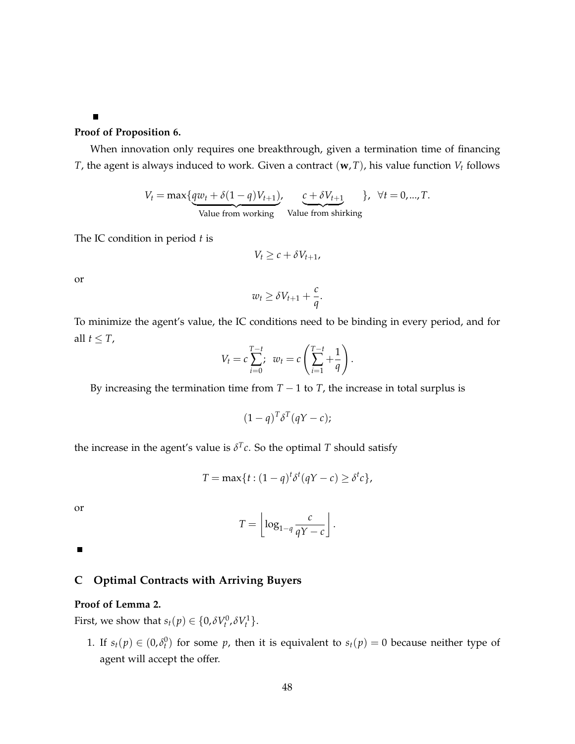■

**Proof of Proposition 6.**

When innovation only requires one breakthrough, given a termination time of financing $T$, the agent is always induced to work. Given a contract $(\mathbf{w}, T)$, his value function $V_t$ follows

$$V_t = \max\{\underbrace{qw_t + \delta(1-q)V_{t+1})}_{\text{Value from working}}, \quad \underbrace{c + \delta V_{t+1}}_{\text{Value from shirking}}\}, \ \ \forall t = 0, ..., T.$$

The IC condition in period $t$ is

$$V_t \geq c + \delta V_{t+1},$$

or

$$w_t \geq \delta V_{t+1} + \frac{c}{q}.$$

To minimize the agent's value, the IC conditions need to be binding in every period, and for all $t \leq T$,

$$V_t = c\sum_{i=0}^{T-t}; \ \ w_t = c\left(\sum_{i=1}^{T-t} + \frac{1}{q}\right).$$

By increasing the termination time from $T-1$ to $T$, the increase in total surplus is

$$(1-q)^T \delta^T (qY - c);$$

the increase in the agent's value is $\delta^T c$. So the optimal $T$ should satisfy

$$T = \max\{t : (1-q)^t \delta^t (qY - c) \geq \delta^t c\},$$

or

$$T = \left\lfloor \log_{1-q} \frac{c}{qY - c} \right\rfloor.$$

■

## C Optimal Contracts with Arriving Buyers

**Proof of Lemma 2.**

First, we show that $s_t(p) \in \{0, \delta V_t^0, \delta V_t^1\}$.

1. If $s_t(p) \in (0, \delta_t^0)$ for some $p$, then it is equivalent to $s_t(p) = 0$ because neither type of agent will accept the offer.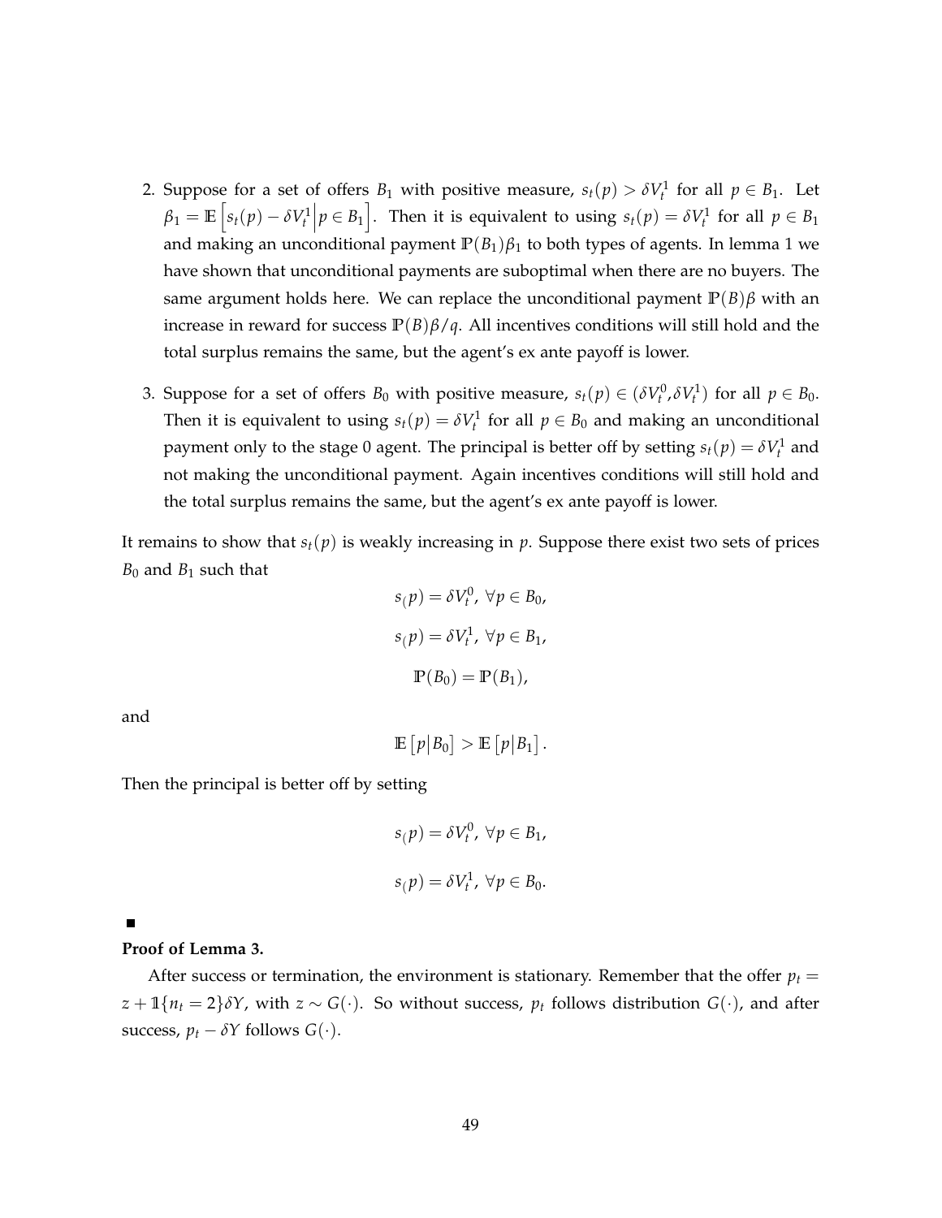2. Suppose for a set of offers $B_1$ with positive measure, $s_t(p) > \delta V_t^1$ for all $p \in B_1$. Let $\beta_1 = \mathbb{E}\left[s_t(p) - \delta V_t^1 \middle| p \in B_1\right]$. Then it is equivalent to using $s_t(p) = \delta V_t^1$ for all $p \in B_1$ and making an unconditional payment $\mathbb{P}(B_1)\beta_1$ to both types of agents. In lemma 1 we have shown that unconditional payments are suboptimal when there are no buyers. The same argument holds here. We can replace the unconditional payment $\mathbb{P}(B)\beta$ with an increase in reward for success $\mathbb{P}(B)\beta/q$. All incentives conditions will still hold and the total surplus remains the same, but the agent's ex ante payoff is lower.

3. Suppose for a set of offers $B_0$ with positive measure, $s_t(p) \in (\delta V_t^0, \delta V_t^1)$ for all $p \in B_0$. Then it is equivalent to using $s_t(p) = \delta V_t^1$ for all $p \in B_0$ and making an unconditional payment only to the stage 0 agent. The principal is better off by setting $s_t(p) = \delta V_t^1$ and not making the unconditional payment. Again incentives conditions will still hold and the total surplus remains the same, but the agent's ex ante payoff is lower.

It remains to show that $s_t(p)$ is weakly increasing in $p$. Suppose there exist two sets of prices $B_0$ and $B_1$ such that

$$s_(p) = \delta V_t^0, \ \forall p \in B_0,$$

$$s_(p) = \delta V_t^1, \ \forall p \in B_1,$$

$$\mathbb{P}(B_0) = \mathbb{P}(B_1),$$

and

$$\mathbb{E}\left[p \middle| B_0\right] > \mathbb{E}\left[p \middle| B_1\right].$$

Then the principal is better off by setting

$$s_(p) = \delta V_t^0, \ \forall p \in B_1,$$

$$s_(p) = \delta V_t^1, \ \forall p \in B_0.$$

■

**Proof of Lemma 3.**

After success or termination, the environment is stationary. Remember that the offer $p_t = z + \mathbb{1}\{n_t = 2\}\delta Y$, with $z \sim G(\cdot)$. So without success, $p_t$ follows distribution $G(\cdot)$, and after success, $p_t - \delta Y$ follows $G(\cdot)$.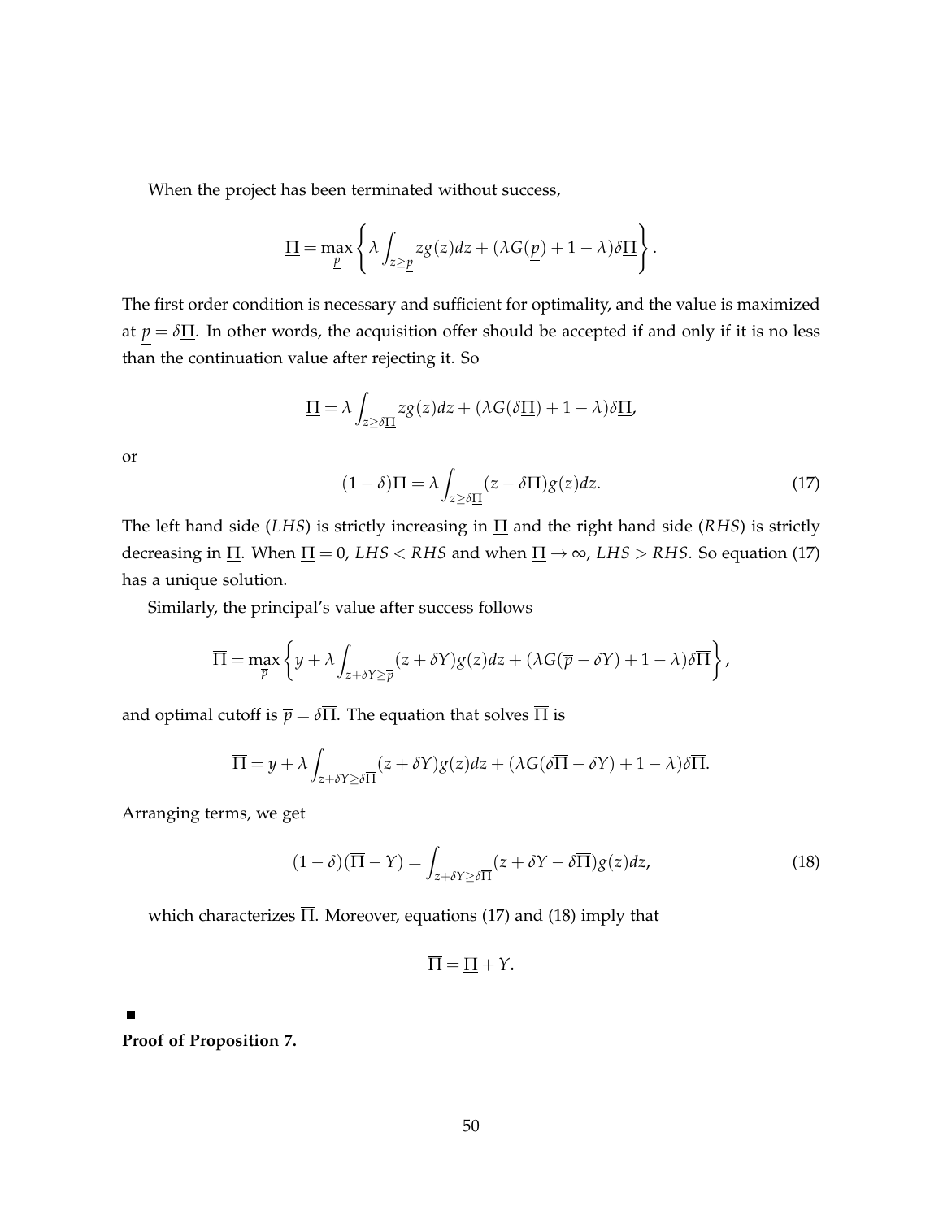When the project has been terminated without success,

$$\underline{\Pi} = \max_{\underline{p}} \left\{ \lambda \int_{z \geq \underline{p}} z g(z) dz + (\lambda G(\underline{p}) + 1 - \lambda) \delta \underline{\Pi} \right\}.$$

The first order condition is necessary and sufficient for optimality, and the value is maximized at $\underline{p} = \delta \underline{\Pi}$. In other words, the acquisition offer should be accepted if and only if it is no less than the continuation value after rejecting it. So

$$\underline{\Pi} = \lambda \int_{z \geq \delta \underline{\Pi}} z g(z) dz + (\lambda G(\delta \underline{\Pi}) + 1 - \lambda) \delta \underline{\Pi},$$

or

$$(1 - \delta) \underline{\Pi} = \lambda \int_{z \geq \delta \underline{\Pi}} (z - \delta \underline{\Pi}) g(z) dz. \tag{17}$$

The left hand side (*LHS*) is strictly increasing in $\underline{\Pi}$ and the right hand side (*RHS*) is strictly decreasing in $\underline{\Pi}$. When $\underline{\Pi} = 0$, $LHS < RHS$ and when $\underline{\Pi} \to \infty$, $LHS > RHS$. So equation (17) has a unique solution.

Similarly, the principal's value after success follows

$$\overline{\Pi} = \max_{\overline{p}} \left\{ y + \lambda \int_{z + \delta Y \geq \overline{p}} (z + \delta Y) g(z) dz + (\lambda G(\overline{p} - \delta Y) + 1 - \lambda) \delta \overline{\Pi} \right\},$$

and optimal cutoff is $\overline{p} = \delta \overline{\Pi}$. The equation that solves $\overline{\Pi}$ is

$$\overline{\Pi} = y + \lambda \int_{z + \delta Y \geq \delta \overline{\Pi}} (z + \delta Y) g(z) dz + (\lambda G(\delta \overline{\Pi} - \delta Y) + 1 - \lambda) \delta \overline{\Pi}.$$

Arranging terms, we get

$$(1 - \delta)(\overline{\Pi} - Y) = \int_{z + \delta Y \geq \delta \overline{\Pi}} (z + \delta Y - \delta \overline{\Pi}) g(z) dz, \tag{18}$$

which characterizes $\overline{\Pi}$. Moreover, equations (17) and (18) imply that

$$\overline{\Pi} = \underline{\Pi} + Y.$$

■

**Proof of Proposition 7.**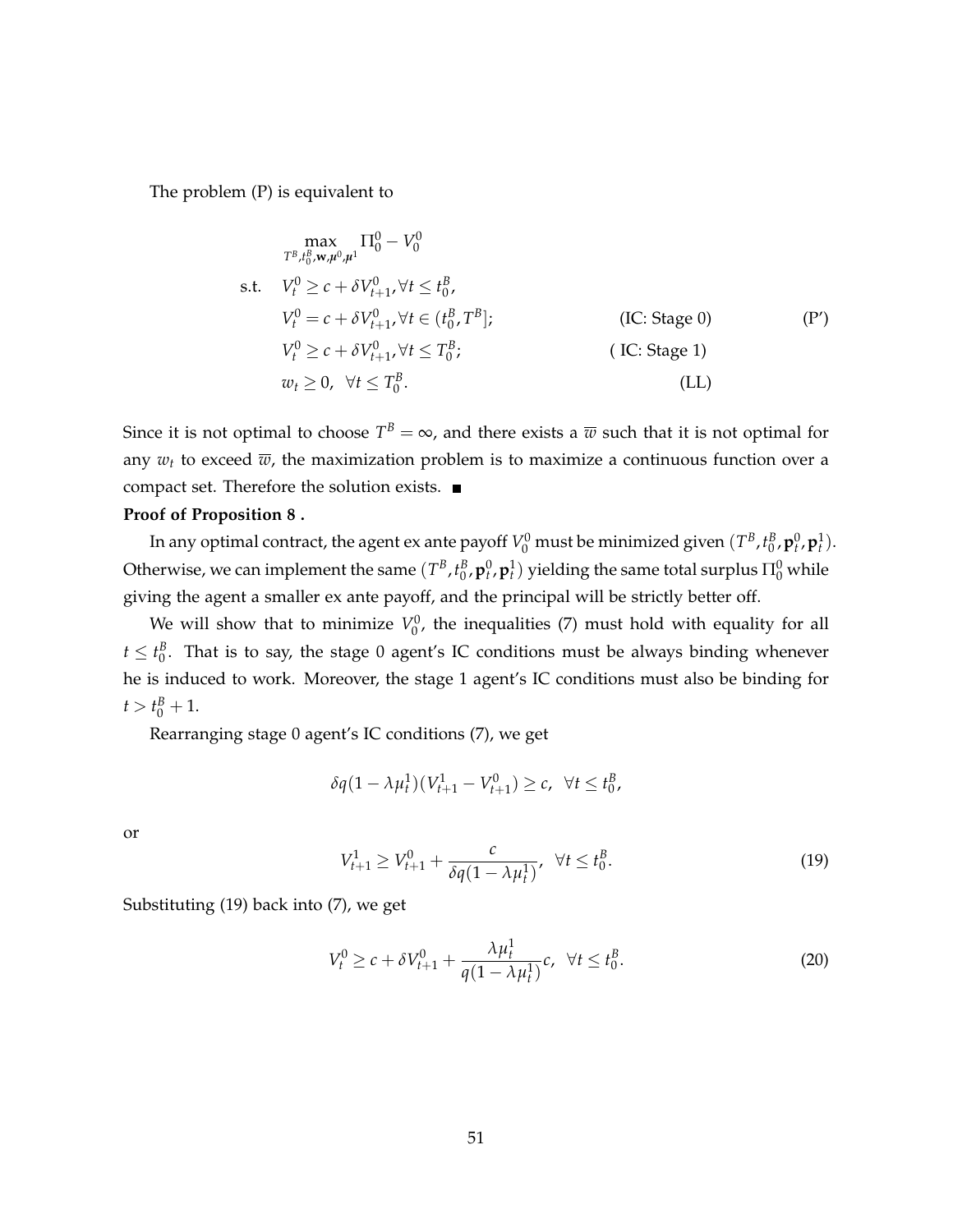The problem (P) is equivalent to

$$
\begin{aligned}
&\max_{T^B, t_0^B, \mathbf{w}, \mu^0, \mu^1} \Pi_0^0 - V_0^0 \\
\text{s.t.} \quad & V_t^0 \geq c + \delta V_{t+1}^0, \forall t \leq t_0^B, \\
& V_t^0 = c + \delta V_{t+1}^0, \forall t \in (t_0^B, T^B]; \qquad \text{(IC: Stage 0)} \\
& V_t^0 \geq c + \delta V_{t+1}^0, \forall t \leq T_0^B; \qquad \text{( IC: Stage 1)} \\
& w_t \geq 0, \ \ \forall t \leq T_0^B. \qquad \text{(LL)}
\end{aligned}
\tag{P'}
$$

Since it is not optimal to choose $T^B = \infty$, and there exists a $\overline{w}$ such that it is not optimal for any $w_t$ to exceed $\overline{w}$, the maximization problem is to maximize a continuous function over a compact set. Therefore the solution exists. ■

**Proof of Proposition 8 .**

In any optimal contract, the agent ex ante payoff $V_0^0$ must be minimized given $(T^B, t_0^B, \mathbf{p}_t^0, \mathbf{p}_t^1)$. Otherwise, we can implement the same $(T^B, t_0^B, \mathbf{p}_t^0, \mathbf{p}_t^1)$ yielding the same total surplus $\Pi_0^0$ while giving the agent a smaller ex ante payoff, and the principal will be strictly better off.

We will show that to minimize $V_0^0$, the inequalities (7) must hold with equality for all $t \leq t_0^B$. That is to say, the stage 0 agent's IC conditions must be always binding whenever he is induced to work. Moreover, the stage 1 agent's IC conditions must also be binding for $t > t_0^B + 1$.

Rearranging stage 0 agent's IC conditions (7), we get

$$
\delta q(1 - \lambda \mu_t^1)(V_{t+1}^1 - V_{t+1}^0) \geq c, \ \ \forall t \leq t_0^B,
$$

or

$$
V_{t+1}^1 \geq V_{t+1}^0 + \frac{c}{\delta q(1 - \lambda \mu_t^1)}, \ \ \forall t \leq t_0^B. \tag{19}
$$

Substituting (19) back into (7), we get

$$
V_t^0 \geq c + \delta V_{t+1}^0 + \frac{\lambda \mu_t^1}{q(1 - \lambda \mu_t^1)} c, \ \ \forall t \leq t_0^B. \tag{20}
$$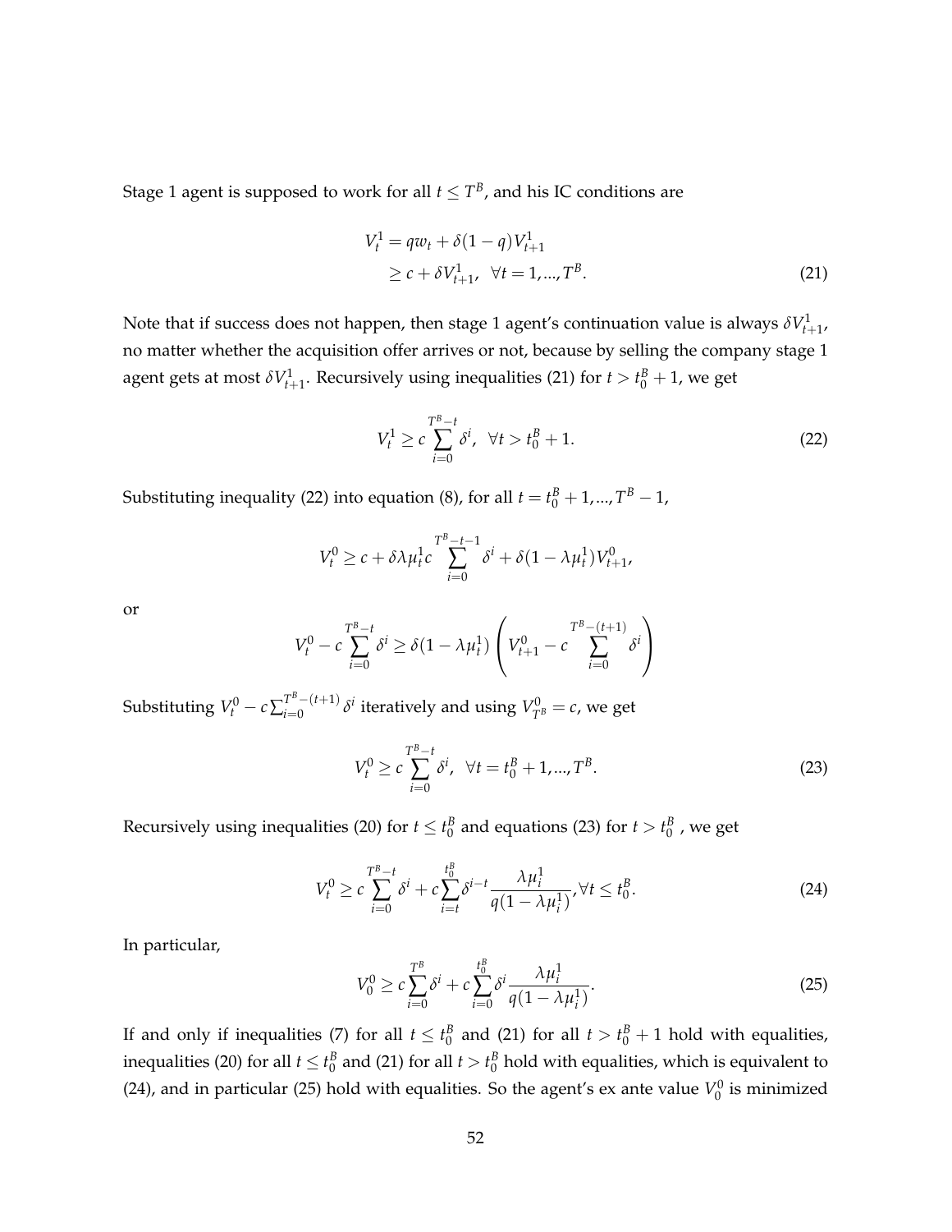Stage 1 agent is supposed to work for all $t \leq T^B$, and his IC conditions are

$$
\begin{aligned}
V_t^1 &= qw_t + \delta(1-q)V_{t+1}^1 \\
&\geq c + \delta V_{t+1}^1, \quad \forall t = 1, ..., T^B.
\end{aligned} \tag{21}
$$

Note that if success does not happen, then stage 1 agent's continuation value is always $\delta V_{t+1}^1$, no matter whether the acquisition offer arrives or not, because by selling the company stage 1 agent gets at most $\delta V_{t+1}^1$. Recursively using inequalities (21) for $t > t_0^B + 1$, we get

$$
V_t^1 \geq c \sum_{i=0}^{T^B - t} \delta^i, \quad \forall t > t_0^B + 1. \tag{22}
$$

Substituting inequality (22) into equation (8), for all $t = t_0^B + 1, ..., T^B - 1$,

$$
V_t^0 \geq c + \delta \lambda \mu_t^1 c \sum_{i=0}^{T^B - t - 1} \delta^i + \delta(1 - \lambda \mu_t^1) V_{t+1}^0,
$$

or

$$
V_t^0 - c \sum_{i=0}^{T^B - t} \delta^i \geq \delta(1 - \lambda \mu_t^1) \left( V_{t+1}^0 - c \sum_{i=0}^{T^B - (t+1)} \delta^i \right)
$$

Substituting $V_t^0 - c \sum_{i=0}^{T^B - (t+1)} \delta^i$ iteratively and using $V_{T^B}^0 = c$, we get

$$
V_t^0 \geq c \sum_{i=0}^{T^B - t} \delta^i, \quad \forall t = t_0^B + 1, ..., T^B. \tag{23}
$$

Recursively using inequalities (20) for $t \leq t_0^B$ and equations (23) for $t > t_0^B$ , we get

$$
V_t^0 \geq c \sum_{i=0}^{T^B - t} \delta^i + c \sum_{i=t}^{t_0^B} \delta^{i-t} \frac{\lambda \mu_i^1}{q(1 - \lambda \mu_i^1)}, \forall t \leq t_0^B. \tag{24}
$$

In particular,

$$
V_0^0 \geq c \sum_{i=0}^{T^B} \delta^i + c \sum_{i=0}^{t_0^B} \delta^i \frac{\lambda \mu_i^1}{q(1 - \lambda \mu_i^1)}. \tag{25}
$$

If and only if inequalities (7) for all $t \leq t_0^B$ and (21) for all $t > t_0^B + 1$ hold with equalities, inequalities (20) for all $t \leq t_0^B$ and (21) for all $t > t_0^B$ hold with equalities, which is equivalent to (24), and in particular (25) hold with equalities. So the agent's ex ante value $V_0^0$ is minimized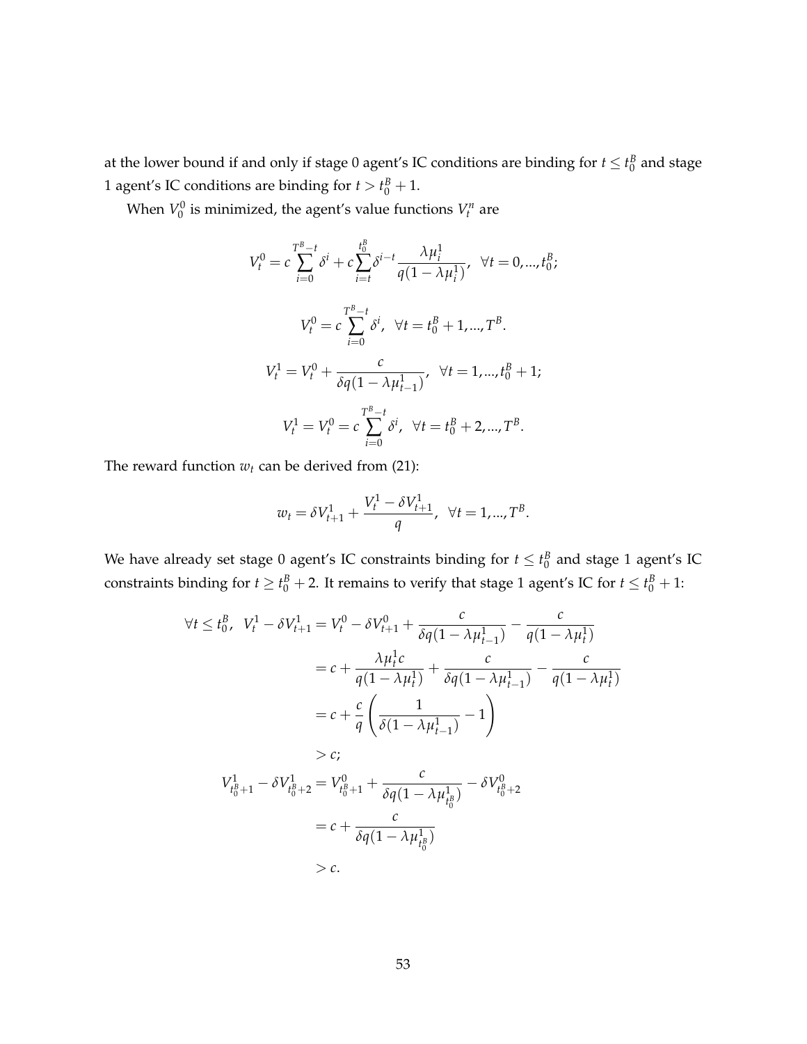at the lower bound if and only if stage 0 agent's IC conditions are binding for $t \leq t_0^B$ and stage 1 agent's IC conditions are binding for $t > t_0^B + 1$.

When $V_0^0$ is minimized, the agent's value functions $V_t^n$ are

$$V_t^0 = c\sum_{i=0}^{T^B-t}\delta^i + c\sum_{i=t}^{t_0^B}\delta^{i-t}\frac{\lambda\mu_i^1}{q(1-\lambda\mu_i^1)}, \ \ \forall t = 0, ..., t_0^B;$$

$$V_t^0 = c\sum_{i=0}^{T^B-t}\delta^i, \ \ \forall t = t_0^B + 1, ..., T^B.$$

$$V_t^1 = V_t^0 + \frac{c}{\delta q(1-\lambda\mu_{t-1}^1)}, \ \ \forall t = 1, ..., t_0^B + 1;$$

$$V_t^1 = V_t^0 = c\sum_{i=0}^{T^B-t}\delta^i, \ \ \forall t = t_0^B + 2, ..., T^B.$$

The reward function $w_t$ can be derived from (21):

$$w_t = \delta V_{t+1}^1 + \frac{V_t^1 - \delta V_{t+1}^1}{q}, \ \ \forall t = 1, ..., T^B.$$

We have already set stage 0 agent's IC constraints binding for $t \leq t_0^B$ and stage 1 agent's IC constraints binding for $t \geq t_0^B + 2$. It remains to verify that stage 1 agent's IC for $t \leq t_0^B + 1$:

$$\begin{aligned}
\forall t \leq t_0^B, \ \ V_t^1 - \delta V_{t+1}^1 &= V_t^0 - \delta V_{t+1}^0 + \frac{c}{\delta q(1-\lambda\mu_{t-1}^1)} - \frac{c}{q(1-\lambda\mu_t^1)} \\
&= c + \frac{\lambda\mu_t^1 c}{q(1-\lambda\mu_t^1)} + \frac{c}{\delta q(1-\lambda\mu_{t-1}^1)} - \frac{c}{q(1-\lambda\mu_t^1)} \\
&= c + \frac{c}{q}\left(\frac{1}{\delta(1-\lambda\mu_{t-1}^1)} - 1\right) \\
&> c; \\
V_{t_0^B+1}^1 - \delta V_{t_0^B+2}^1 &= V_{t_0^B+1}^0 + \frac{c}{\delta q(1-\lambda\mu_{t_0^B}^1)} - \delta V_{t_0^B+2}^0 \\
&= c + \frac{c}{\delta q(1-\lambda\mu_{t_0^B}^1)} \\
&> c.
\end{aligned}$$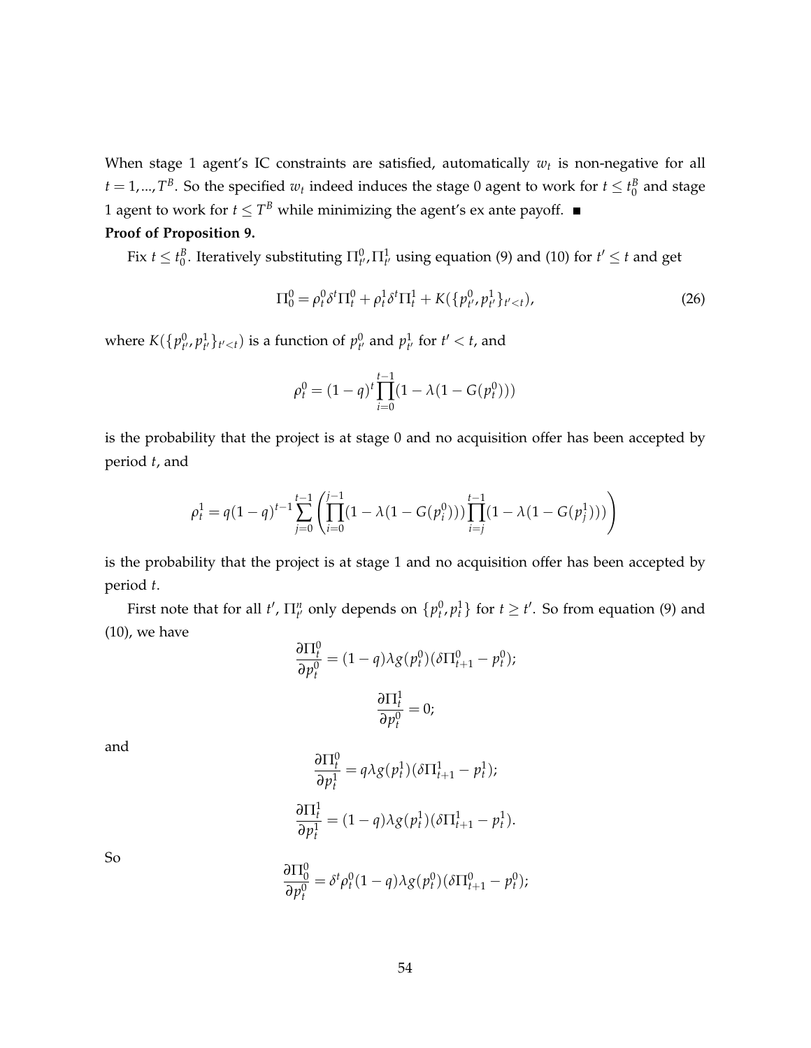When stage 1 agent's IC constraints are satisfied, automatically $w_t$ is non-negative for all $t = 1, ..., T^B$. So the specified $w_t$ indeed induces the stage 0 agent to work for $t \leq t_0^B$ and stage 1 agent to work for $t \leq T^B$ while minimizing the agent's ex ante payoff. ■

**Proof of Proposition 9.**

Fix $t \leq t_0^B$. Iteratively substituting $\Pi_{t'}^0, \Pi_{t'}^1$ using equation (9) and (10) for $t' \leq t$ and get

$$\Pi_0^0 = \rho_t^0 \delta^t \Pi_t^0 + \rho_t^1 \delta^t \Pi_t^1 + K(\{p_{t'}^0, p_{t'}^1\}_{t'<t}), \tag{26}$$

where $K(\{p_{t'}^0, p_{t'}^1\}_{t'<t})$ is a function of $p_{t'}^0$ and $p_{t'}^1$ for $t' < t$, and

$$\rho_t^0 = (1-q)^t \prod_{i=0}^{t-1} (1 - \lambda(1 - G(p_t^0)))$$

is the probability that the project is at stage 0 and no acquisition offer has been accepted by period $t$, and

$$\rho_t^1 = q(1-q)^{t-1} \sum_{j=0}^{t-1} \left( \prod_{i=0}^{j-1} (1 - \lambda(1 - G(p_i^0))) \prod_{i=j}^{t-1} (1 - \lambda(1 - G(p_j^1))) \right)$$

is the probability that the project is at stage 1 and no acquisition offer has been accepted by period $t$.

First note that for all $t'$, $\Pi_{t'}^n$ only depends on $\{p_t^0, p_t^1\}$ for $t \geq t'$. So from equation (9) and (10), we have

$$\frac{\partial \Pi_t^0}{\partial p_t^0} = (1-q)\lambda g(p_t^0)(\delta \Pi_{t+1}^0 - p_t^0);$$

$$\frac{\partial \Pi_t^1}{\partial p_t^0} = 0;$$

and

$$\frac{\partial \Pi_t^0}{\partial p_t^1} = q\lambda g(p_t^1)(\delta \Pi_{t+1}^1 - p_t^1);$$

$$\frac{\partial \Pi_t^1}{\partial p_t^1} = (1-q)\lambda g(p_t^1)(\delta \Pi_{t+1}^1 - p_t^1).$$

So

$$\frac{\partial \Pi_0^0}{\partial p_t^0} = \delta^t \rho_t^0 (1-q)\lambda g(p_t^0)(\delta \Pi_{t+1}^0 - p_t^0);$$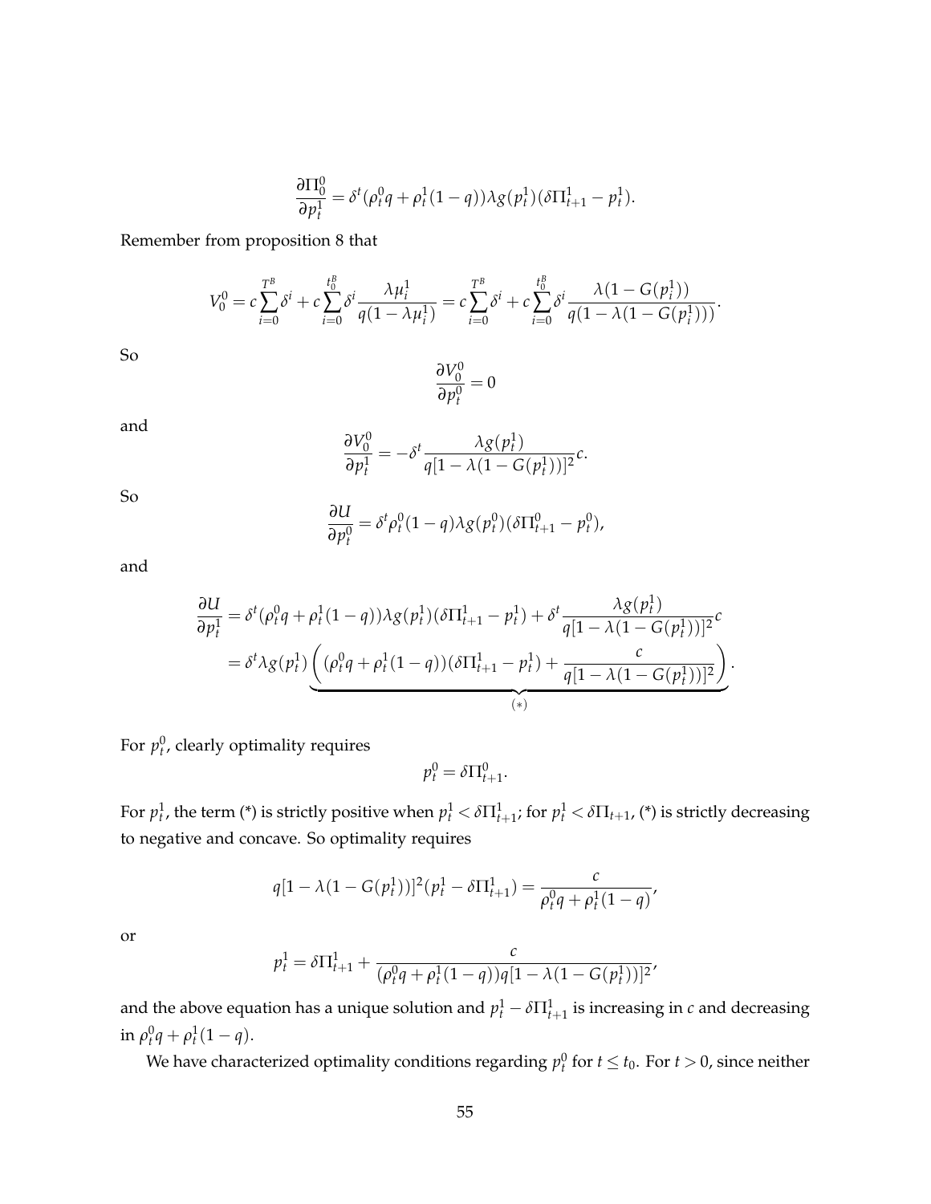$$\frac{\partial \Pi_0^0}{\partial p_t^1} = \delta^t (\rho_t^0 q + \rho_t^1 (1-q)) \lambda g(p_t^1)(\delta \Pi_{t+1}^1 - p_t^1).$$

Remember from proposition 8 that

$$V_0^0 = c \sum_{i=0}^{T^B} \delta^i + c \sum_{i=0}^{t_0^B} \delta^i \frac{\lambda \mu_i^1}{q(1-\lambda \mu_i^1)} = c \sum_{i=0}^{T^B} \delta^i + c \sum_{i=0}^{t_0^B} \delta^i \frac{\lambda(1-G(p_i^1))}{q(1-\lambda(1-G(p_i^1)))}.$$

So

$$\frac{\partial V_0^0}{\partial p_t^0} = 0$$

and

$$\frac{\partial V_0^0}{\partial p_t^1} = -\delta^t \frac{\lambda g(p_t^1)}{q[1-\lambda(1-G(p_t^1))]^2} c.$$

So

$$\frac{\partial U}{\partial p_t^0} = \delta^t \rho_t^0 (1-q) \lambda g(p_t^0)(\delta \Pi_{t+1}^0 - p_t^0),$$

and

$$\begin{aligned}
\frac{\partial U}{\partial p_t^1} &= \delta^t (\rho_t^0 q + \rho_t^1 (1-q)) \lambda g(p_t^1)(\delta \Pi_{t+1}^1 - p_t^1) + \delta^t \frac{\lambda g(p_t^1)}{q[1-\lambda(1-G(p_t^1))]^2} c \\
&= \delta^t \lambda g(p_t^1) \underbrace{\left( (\rho_t^0 q + \rho_t^1 (1-q))(\delta \Pi_{t+1}^1 - p_t^1) + \frac{c}{q[1-\lambda(1-G(p_t^1))]^2} \right)}_{(*)}.
\end{aligned}$$

For $p_t^0$, clearly optimality requires

$$p_t^0 = \delta \Pi_{t+1}^0.$$

For $p_t^1$, the term (*) is strictly positive when $p_t^1 < \delta \Pi_{t+1}^1$; for $p_t^1 < \delta \Pi_{t+1}$, (*) is strictly decreasing to negative and concave. So optimality requires

$$q[1-\lambda(1-G(p_t^1))]^2 (p_t^1 - \delta \Pi_{t+1}^1) = \frac{c}{\rho_t^0 q + \rho_t^1 (1-q)},$$

or

$$p_t^1 = \delta \Pi_{t+1}^1 + \frac{c}{(\rho_t^0 q + \rho_t^1 (1-q)) q [1-\lambda(1-G(p_t^1))]^2},$$

and the above equation has a unique solution and $p_t^1 - \delta \Pi_{t+1}^1$ is increasing in $c$ and decreasing in $\rho_t^0 q + \rho_t^1 (1-q)$.

We have characterized optimality conditions regarding $p_t^0$ for $t \leq t_0$. For $t > 0$, since neither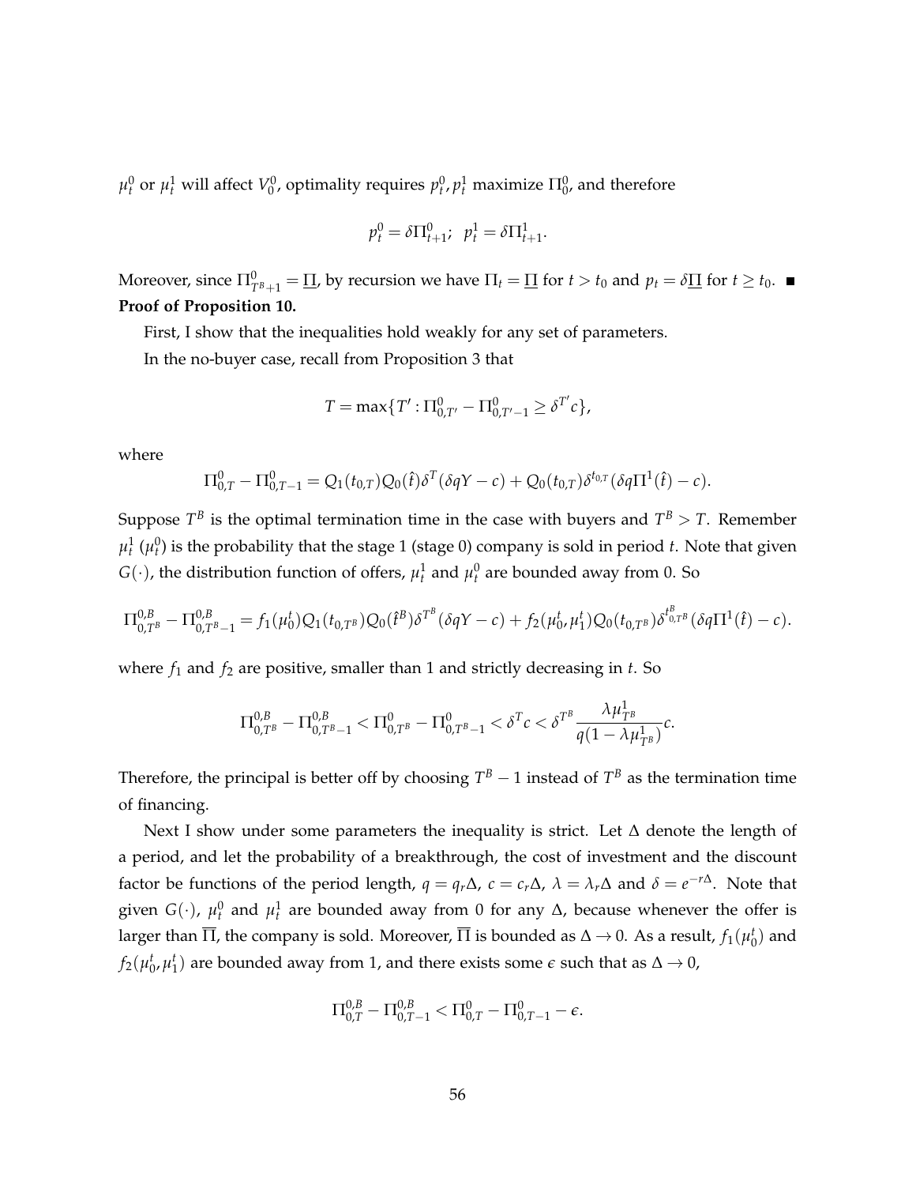$\mu_t^0$ or $\mu_t^1$ will affect $V_0^0$, optimality requires $p_t^0, p_t^1$ maximize $\Pi_0^0$, and therefore

$$p_t^0 = \delta \Pi_{t+1}^0; \;\; p_t^1 = \delta \Pi_{t+1}^1.$$

Moreover, since $\Pi_{T^B+1}^0 = \underline{\Pi}$, by recursion we have $\Pi_t = \underline{\Pi}$ for $t > t_0$ and $p_t = \delta \underline{\Pi}$ for $t \geq t_0$. ■

**Proof of Proposition 10.**

First, I show that the inequalities hold weakly for any set of parameters.

In the no-buyer case, recall from Proposition 3 that

$$T = \max\{T' : \Pi_{0,T'}^0 - \Pi_{0,T'-1}^0 \geq \delta^{T'} c\},$$

where

$$\Pi_{0,T}^0 - \Pi_{0,T-1}^0 = Q_1(t_{0,T}) Q_0(\hat{t}) \delta^T (\delta q Y - c) + Q_0(t_{0,T}) \delta^{t_{0,T}} (\delta q \Pi^1(\hat{t}) - c).$$

Suppose $T^B$ is the optimal termination time in the case with buyers and $T^B > T$. Remember $\mu_t^1$ ($\mu_t^0$) is the probability that the stage 1 (stage 0) company is sold in period $t$. Note that given $G(\cdot)$, the distribution function of offers, $\mu_t^1$ and $\mu_t^0$ are bounded away from 0. So

$$\Pi_{0,T^B}^{0,B} - \Pi_{0,T^B-1}^{0,B} = f_1(\mu_0^t) Q_1(t_{0,T^B}) Q_0(\hat{t}^B) \delta^{T^B} (\delta q Y - c) + f_2(\mu_0^t, \mu_1^t) Q_0(t_{0,T^B}) \delta^{t_{0,T^B}^B} (\delta q \Pi^1(\hat{t}) - c).$$

where $f_1$ and $f_2$ are positive, smaller than 1 and strictly decreasing in $t$. So

$$\Pi_{0,T^B}^{0,B} - \Pi_{0,T^B-1}^{0,B} < \Pi_{0,T^B}^0 - \Pi_{0,T^B-1}^0 < \delta^T c < \delta^{T^B} \frac{\lambda \mu_{T^B}^1}{q(1-\lambda \mu_{T^B}^1)} c.$$

Therefore, the principal is better off by choosing $T^B - 1$ instead of $T^B$ as the termination time of financing.

Next I show under some parameters the inequality is strict. Let $\Delta$ denote the length of a period, and let the probability of a breakthrough, the cost of investment and the discount factor be functions of the period length, $q = q_r \Delta$, $c = c_r \Delta$, $\lambda = \lambda_r \Delta$ and $\delta = e^{-r\Delta}$. Note that given $G(\cdot)$, $\mu_t^0$ and $\mu_t^1$ are bounded away from 0 for any $\Delta$, because whenever the offer is larger than $\overline{\Pi}$, the company is sold. Moreover, $\overline{\Pi}$ is bounded as $\Delta \to 0$. As a result, $f_1(\mu_0^t)$ and $f_2(\mu_0^t, \mu_1^t)$ are bounded away from 1, and there exists some $\epsilon$ such that as $\Delta \to 0$,

$$\Pi_{0,T}^{0,B} - \Pi_{0,T-1}^{0,B} < \Pi_{0,T}^0 - \Pi_{0,T-1}^0 - \epsilon.$$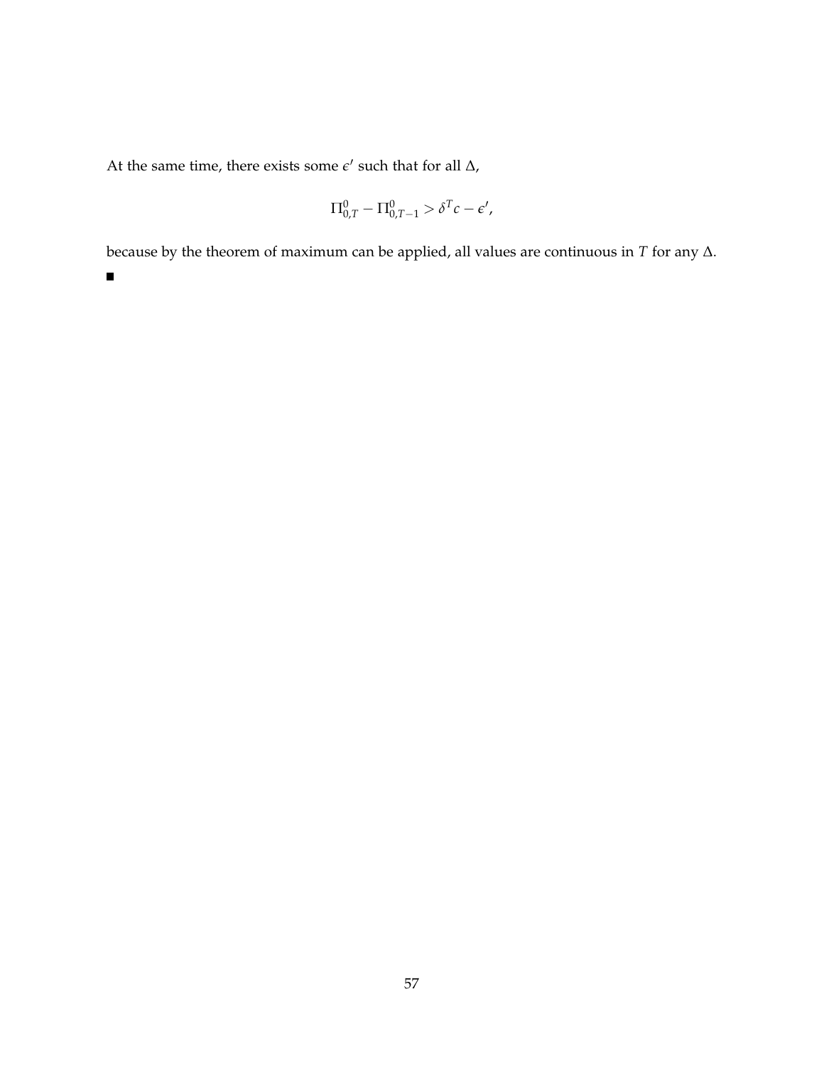At the same time, there exists some $\epsilon'$ such that for all $\Delta$,

$$\Pi^0_{0,T} - \Pi^0_{0,T-1} > \delta^T c - \epsilon',$$

because by the theorem of maximum can be applied, all values are continuous in $T$ for any $\Delta$.

■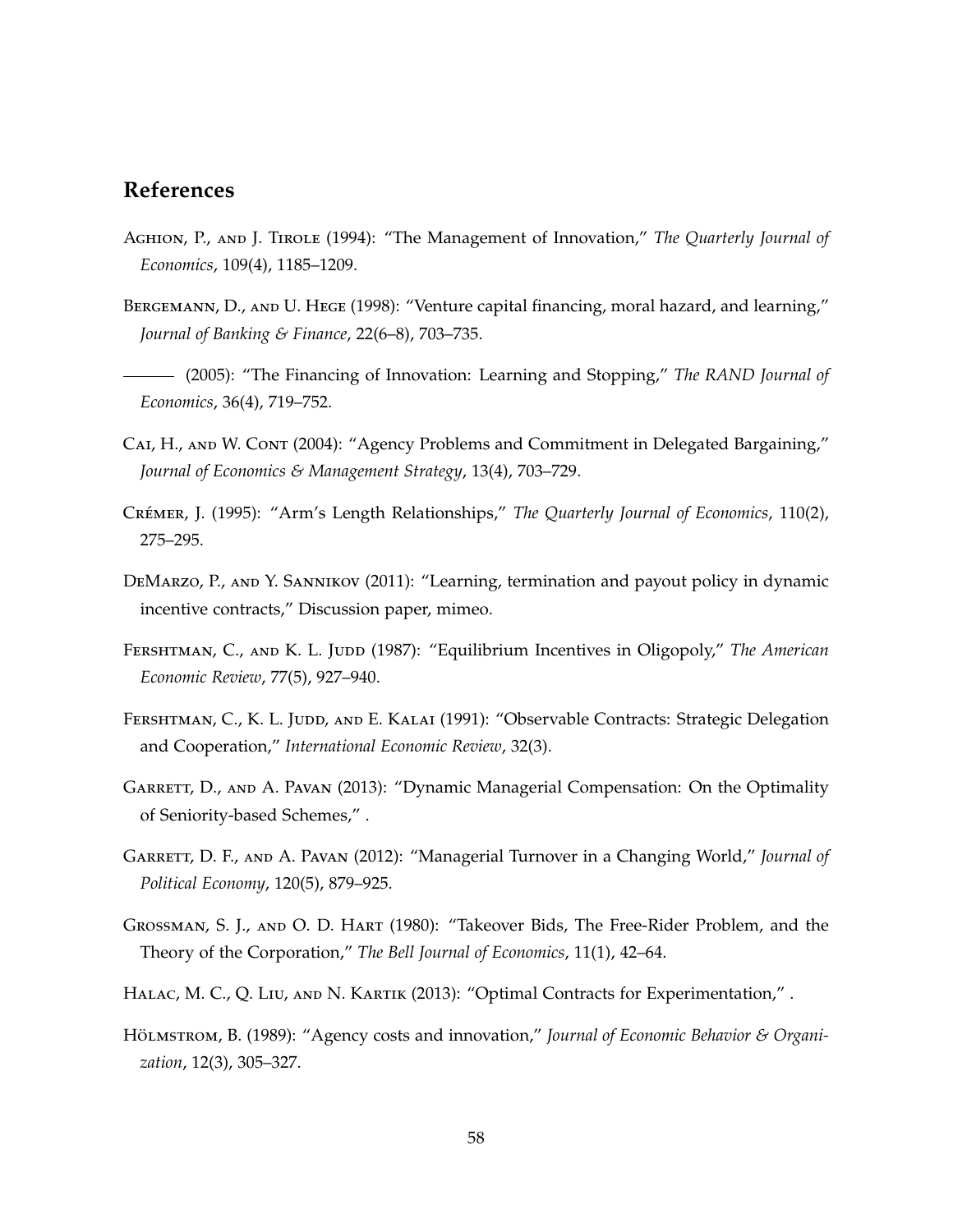## References

Aghion, P., and J. Tirole (1994): "The Management of Innovation," *The Quarterly Journal of Economics*, 109(4), 1185–1209.

Bergemann, D., and U. Hege (1998): "Venture capital financing, moral hazard, and learning," *Journal of Banking & Finance*, 22(6–8), 703–735.

——— (2005): "The Financing of Innovation: Learning and Stopping," *The RAND Journal of Economics*, 36(4), 719–752.

Cai, H., and W. Cont (2004): "Agency Problems and Commitment in Delegated Bargaining," *Journal of Economics & Management Strategy*, 13(4), 703–729.

Crémer, J. (1995): "Arm's Length Relationships," *The Quarterly Journal of Economics*, 110(2), 275–295.

DeMarzo, P., and Y. Sannikov (2011): "Learning, termination and payout policy in dynamic incentive contracts," Discussion paper, mimeo.

Fershtman, C., and K. L. Judd (1987): "Equilibrium Incentives in Oligopoly," *The American Economic Review*, 77(5), 927–940.

Fershtman, C., K. L. Judd, and E. Kalai (1991): "Observable Contracts: Strategic Delegation and Cooperation," *International Economic Review*, 32(3).

Garrett, D., and A. Pavan (2013): "Dynamic Managerial Compensation: On the Optimality of Seniority-based Schemes," .

Garrett, D. F., and A. Pavan (2012): "Managerial Turnover in a Changing World," *Journal of Political Economy*, 120(5), 879–925.

Grossman, S. J., and O. D. Hart (1980): "Takeover Bids, The Free-Rider Problem, and the Theory of the Corporation," *The Bell Journal of Economics*, 11(1), 42–64.

Halac, M. C., Q. Liu, and N. Kartik (2013): "Optimal Contracts for Experimentation," .

Hölmstrom, B. (1989): "Agency costs and innovation," *Journal of Economic Behavior & Organization*, 12(3), 305–327.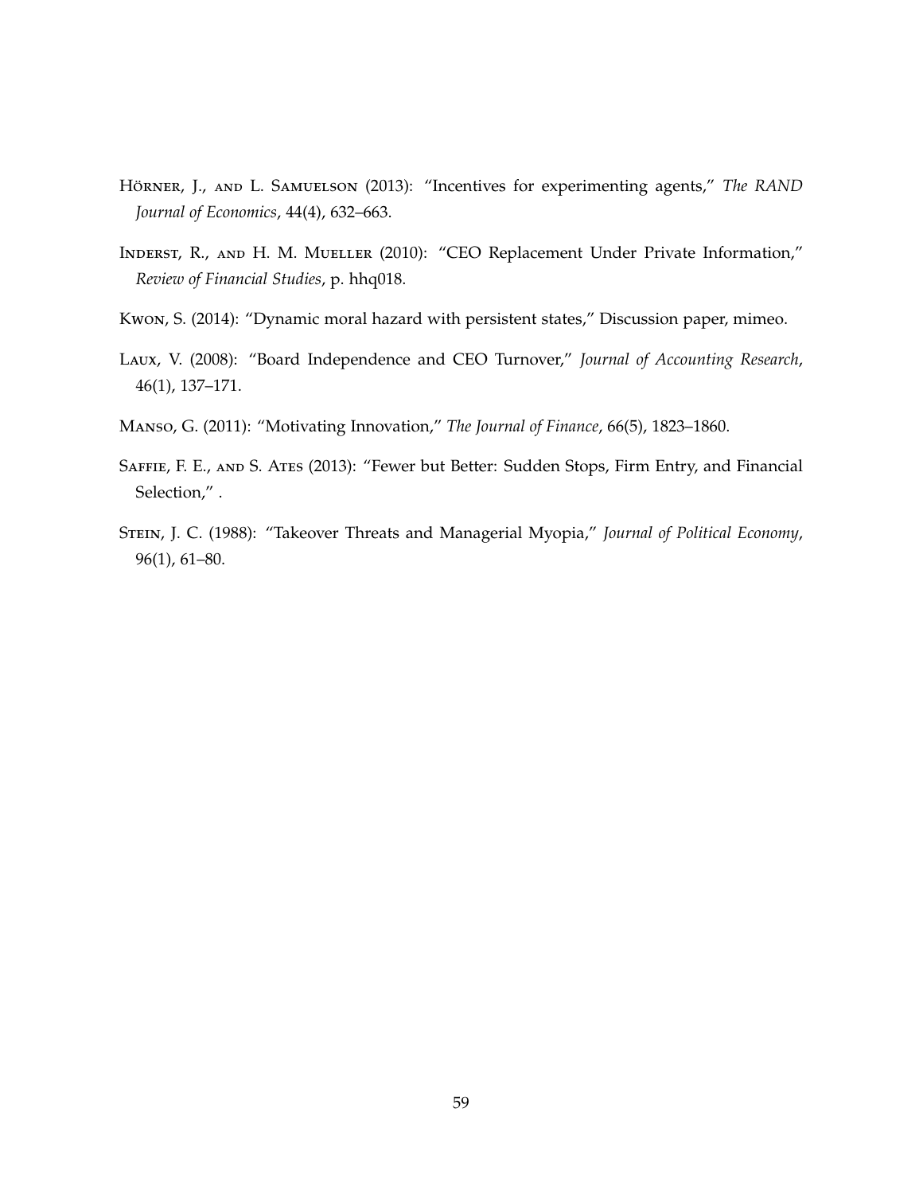Hörner, J., and L. Samuelson (2013): "Incentives for experimenting agents," *The RAND Journal of Economics*, 44(4), 632–663.

Inderst, R., and H. M. Mueller (2010): "CEO Replacement Under Private Information," *Review of Financial Studies*, p. hhq018.

Kwon, S. (2014): "Dynamic moral hazard with persistent states," Discussion paper, mimeo.

Laux, V. (2008): "Board Independence and CEO Turnover," *Journal of Accounting Research*, 46(1), 137–171.

Manso, G. (2011): "Motivating Innovation," *The Journal of Finance*, 66(5), 1823–1860.

Saffie, F. E., and S. Ates (2013): "Fewer but Better: Sudden Stops, Firm Entry, and Financial Selection," .

Stein, J. C. (1988): "Takeover Threats and Managerial Myopia," *Journal of Political Economy*, 96(1), 61–80.